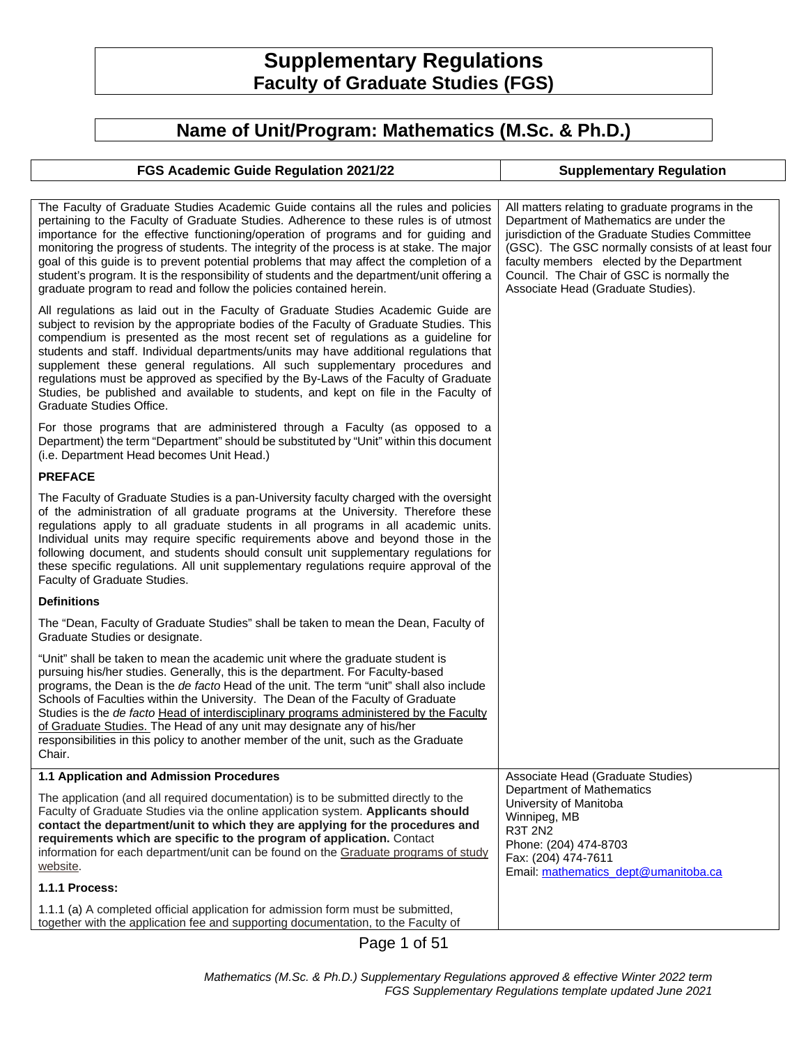# Supplementary Regulations
## Faculty of Graduate Studies (FGS)

## Name of Unit/Program: Mathematics (M.Sc. & Ph.D.)

| FGS Academic Guide Regulation 2021/22 | Supplementary Regulation |
|---|---|
| The Faculty of Graduate Studies Academic Guide contains all the rules and policies pertaining to the Faculty of Graduate Studies. Adherence to these rules is of utmost importance for the effective functioning/operation of programs and for guiding and monitoring the progress of students. The integrity of the process is at stake. The major goal of this guide is to prevent potential problems that may affect the completion of a student's program. It is the responsibility of students and the department/unit offering a graduate program to read and follow the policies contained herein.<br><br>All regulations as laid out in the Faculty of Graduate Studies Academic Guide are subject to revision by the appropriate bodies of the Faculty of Graduate Studies. This compendium is presented as the most recent set of regulations as a guideline for students and staff. Individual departments/units may have additional regulations that supplement these general regulations. All such supplementary procedures and regulations must be approved as specified by the By-Laws of the Faculty of Graduate Studies, be published and available to students, and kept on file in the Faculty of Graduate Studies Office.<br><br>For those programs that are administered through a Faculty (as opposed to a Department) the term "Department" should be substituted by "Unit" within this document (i.e. Department Head becomes Unit Head.)<br><br>**PREFACE**<br><br>The Faculty of Graduate Studies is a pan-University faculty charged with the oversight of the administration of all graduate programs at the University. Therefore these regulations apply to all graduate students in all programs in all academic units. Individual units may require specific requirements above and beyond those in the following document, and students should consult unit supplementary regulations for these specific regulations. All unit supplementary regulations require approval of the Faculty of Graduate Studies.<br><br>**Definitions**<br><br>The "Dean, Faculty of Graduate Studies" shall be taken to mean the Dean, Faculty of Graduate Studies or designate.<br><br>"Unit" shall be taken to mean the academic unit where the graduate student is pursuing his/her studies. Generally, this is the department. For Faculty-based programs, the Dean is the *de facto* Head of the unit. The term "unit" shall also include Schools of Faculties within the University. The Dean of the Faculty of Graduate Studies is the *de facto* Head of interdisciplinary programs administered by the Faculty of Graduate Studies. The Head of any unit may designate any of his/her responsibilities in this policy to another member of the unit, such as the Graduate Chair. | All matters relating to graduate programs in the Department of Mathematics are under the jurisdiction of the Graduate Studies Committee (GSC). The GSC normally consists of at least four faculty members elected by the Department Council. The Chair of GSC is normally the Associate Head (Graduate Studies). |
| **1.1 Application and Admission Procedures**<br><br>The application (and all required documentation) is to be submitted directly to the Faculty of Graduate Studies via the online application system. **Applicants should contact the department/unit to which they are applying for the procedures and requirements which are specific to the program of application.** Contact information for each department/unit can be found on the Graduate programs of study website.<br><br>**1.1.1 Process:**<br><br>1.1.1 (a) A completed official application for admission form must be submitted, together with the application fee and supporting documentation, to the Faculty of | Associate Head (Graduate Studies)<br>Department of Mathematics<br>University of Manitoba<br>Winnipeg, MB<br>R3T 2N2<br>Phone: (204) 474-8703<br>Fax: (204) 474-7611<br>Email: mathematics_dept@umanitoba.ca |

*Mathematics (M.Sc. & Ph.D.) Supplementary Regulations approved & effective Winter 2022 term*
*FGS Supplementary Regulations template updated June 2021*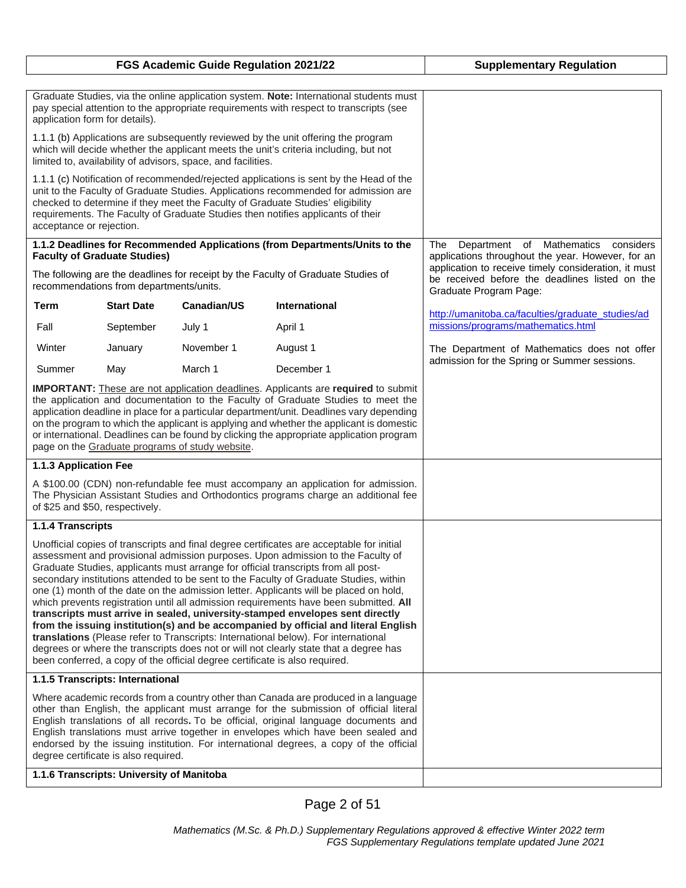| FGS Academic Guide Regulation 2021/22 | Supplementary Regulation |
|---|---|

Graduate Studies, via the online application system. **Note:** International students must pay special attention to the appropriate requirements with respect to transcripts (see application form for details).

1.1.1 (b) Applications are subsequently reviewed by the unit offering the program which will decide whether the applicant meets the unit's criteria including, but not limited to, availability of advisors, space, and facilities.

1.1.1 (c) Notification of recommended/rejected applications is sent by the Head of the unit to the Faculty of Graduate Studies. Applications recommended for admission are checked to determine if they meet the Faculty of Graduate Studies' eligibility requirements. The Faculty of Graduate Studies then notifies applicants of their acceptance or rejection.

**1.1.2 Deadlines for Recommended Applications (from Departments/Units to the Faculty of Graduate Studies)**

The following are the deadlines for receipt by the Faculty of Graduate Studies of recommendations from departments/units.

| Term | Start Date | Canadian/US | International |
|---|---|---|---|
| Fall | September | July 1 | April 1 |
| Winter | January | November 1 | August 1 |
| Summer | May | March 1 | December 1 |

**IMPORTANT:** These are not application deadlines. Applicants are **required** to submit the application and documentation to the Faculty of Graduate Studies to meet the application deadline in place for a particular department/unit. Deadlines vary depending on the program to which the applicant is applying and whether the applicant is domestic or international. Deadlines can be found by clicking the appropriate application program page on the Graduate programs of study website.

*Supplementary Regulation:*

The Department of Mathematics considers applications throughout the year. However, for an application to receive timely consideration, it must be received before the deadlines listed on the Graduate Program Page:

http://umanitoba.ca/faculties/graduate_studies/admissions/programs/mathematics.html

The Department of Mathematics does not offer admission for the Spring or Summer sessions.

**1.1.3 Application Fee**

A $100.00 (CDN) non-refundable fee must accompany an application for admission. The Physician Assistant Studies and Orthodontics programs charge an additional fee of $25 and $50, respectively.

**1.1.4 Transcripts**

Unofficial copies of transcripts and final degree certificates are acceptable for initial assessment and provisional admission purposes. Upon admission to the Faculty of Graduate Studies, applicants must arrange for official transcripts from all post-secondary institutions attended to be sent to the Faculty of Graduate Studies, within one (1) month of the date on the admission letter. Applicants will be placed on hold, which prevents registration until all admission requirements have been submitted. **All transcripts must arrive in sealed, university-stamped envelopes sent directly from the issuing institution(s) and be accompanied by official and literal English translations** (Please refer to Transcripts: International below). For international degrees or where the transcripts does not or will not clearly state that a degree has been conferred, a copy of the official degree certificate is also required.

**1.1.5 Transcripts: International**

Where academic records from a country other than Canada are produced in a language other than English, the applicant must arrange for the submission of official literal English translations of all records**.** To be official, original language documents and English translations must arrive together in envelopes which have been sealed and endorsed by the issuing institution. For international degrees, a copy of the official degree certificate is also required.

**1.1.6 Transcripts: University of Manitoba**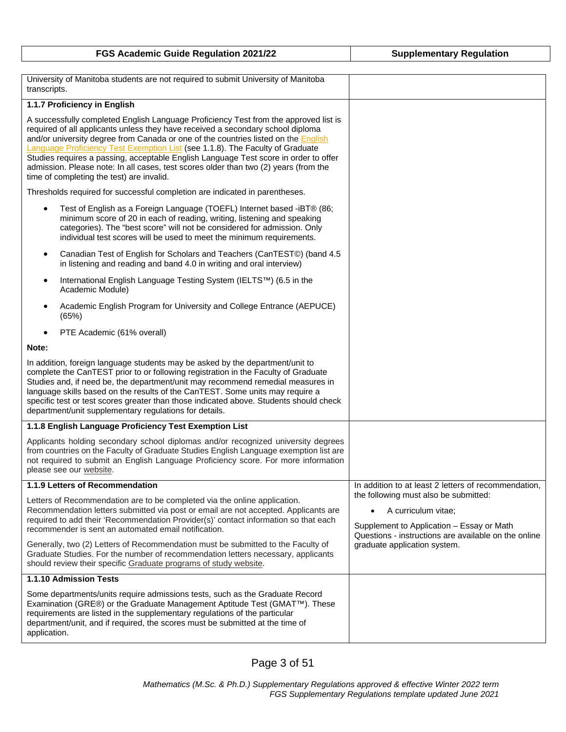| FGS Academic Guide Regulation 2021/22 | Supplementary Regulation |
|---|---|
| University of Manitoba students are not required to submit University of Manitoba transcripts. | |
| **1.1.7 Proficiency in English**<br><br>A successfully completed English Language Proficiency Test from the approved list is required of all applicants unless they have received a secondary school diploma and/or university degree from Canada or one of the countries listed on the English Language Proficiency Test Exemption List (see 1.1.8). The Faculty of Graduate Studies requires a passing, acceptable English Language Test score in order to offer admission. Please note: In all cases, test scores older than two (2) years (from the time of completing the test) are invalid.<br><br>Thresholds required for successful completion are indicated in parentheses.<br><br>• Test of English as a Foreign Language (TOEFL) Internet based -iBT® (86; minimum score of 20 in each of reading, writing, listening and speaking categories). The "best score" will not be considered for admission. Only individual test scores will be used to meet the minimum requirements.<br>• Canadian Test of English for Scholars and Teachers (CanTEST©) (band 4.5 in listening and reading and band 4.0 in writing and oral interview)<br>• International English Language Testing System (IELTS™) (6.5 in the Academic Module)<br>• Academic English Program for University and College Entrance (AEPUCE) (65%)<br>• PTE Academic (61% overall)<br><br>**Note:**<br><br>In addition, foreign language students may be asked by the department/unit to complete the CanTEST prior to or following registration in the Faculty of Graduate Studies and, if need be, the department/unit may recommend remedial measures in language skills based on the results of the CanTEST. Some units may require a specific test or test scores greater than those indicated above. Students should check department/unit supplementary regulations for details. | |
| **1.1.8 English Language Proficiency Test Exemption List**<br><br>Applicants holding secondary school diplomas and/or recognized university degrees from countries on the Faculty of Graduate Studies English Language exemption list are not required to submit an English Language Proficiency score. For more information please see our website. | |
| **1.1.9 Letters of Recommendation**<br><br>Letters of Recommendation are to be completed via the online application. Recommendation letters submitted via post or email are not accepted. Applicants are required to add their 'Recommendation Provider(s)' contact information so that each recommender is sent an automated email notification.<br><br>Generally, two (2) Letters of Recommendation must be submitted to the Faculty of Graduate Studies. For the number of recommendation letters necessary, applicants should review their specific Graduate programs of study website. | In addition to at least 2 letters of recommendation, the following must also be submitted:<br><br>• A curriculum vitae;<br><br>Supplement to Application – Essay or Math Questions - instructions are available on the online graduate application system. |
| **1.1.10 Admission Tests**<br><br>Some departments/units require admissions tests, such as the Graduate Record Examination (GRE®) or the Graduate Management Aptitude Test (GMAT™). These requirements are listed in the supplementary regulations of the particular department/unit, and if required, the scores must be submitted at the time of application. | |

*Mathematics (M.Sc. & Ph.D.) Supplementary Regulations approved & effective Winter 2022 term*
*FGS Supplementary Regulations template updated June 2021*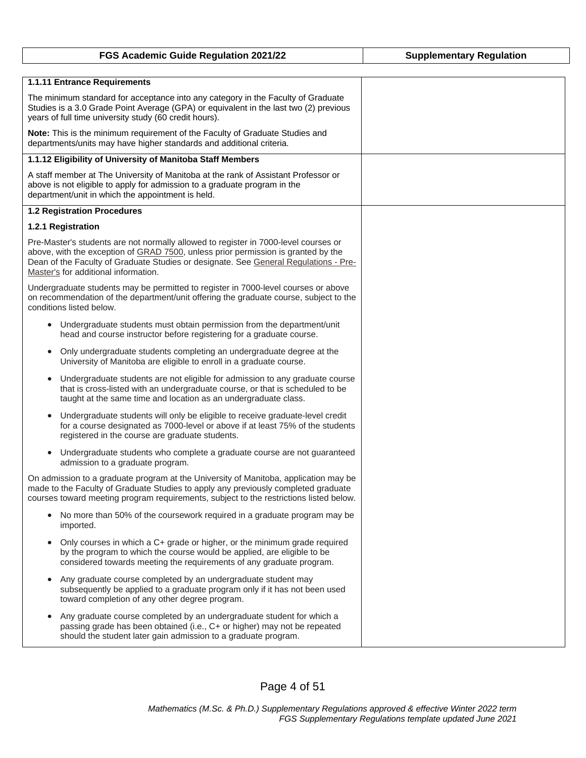| FGS Academic Guide Regulation 2021/22 | Supplementary Regulation |
| --- | --- |
| **1.1.11 Entrance Requirements**<br><br>The minimum standard for acceptance into any category in the Faculty of Graduate Studies is a 3.0 Grade Point Average (GPA) or equivalent in the last two (2) previous years of full time university study (60 credit hours).<br><br>**Note:** This is the minimum requirement of the Faculty of Graduate Studies and departments/units may have higher standards and additional criteria. | |
| **1.1.12 Eligibility of University of Manitoba Staff Members**<br><br>A staff member at The University of Manitoba at the rank of Assistant Professor or above is not eligible to apply for admission to a graduate program in the department/unit in which the appointment is held. | |
| **1.2 Registration Procedures**<br><br>**1.2.1 Registration**<br><br>Pre-Master's students are not normally allowed to register in 7000-level courses or above, with the exception of GRAD 7500, unless prior permission is granted by the Dean of the Faculty of Graduate Studies or designate. See General Regulations - Pre-Master's for additional information.<br><br>Undergraduate students may be permitted to register in 7000-level courses or above on recommendation of the department/unit offering the graduate course, subject to the conditions listed below.<br><br>• Undergraduate students must obtain permission from the department/unit head and course instructor before registering for a graduate course.<br>• Only undergraduate students completing an undergraduate degree at the University of Manitoba are eligible to enroll in a graduate course.<br>• Undergraduate students are not eligible for admission to any graduate course that is cross-listed with an undergraduate course, or that is scheduled to be taught at the same time and location as an undergraduate class.<br>• Undergraduate students will only be eligible to receive graduate-level credit for a course designated as 7000-level or above if at least 75% of the students registered in the course are graduate students.<br>• Undergraduate students who complete a graduate course are not guaranteed admission to a graduate program.<br><br>On admission to a graduate program at the University of Manitoba, application may be made to the Faculty of Graduate Studies to apply any previously completed graduate courses toward meeting program requirements, subject to the restrictions listed below.<br><br>• No more than 50% of the coursework required in a graduate program may be imported.<br>• Only courses in which a C+ grade or higher, or the minimum grade required by the program to which the course would be applied, are eligible to be considered towards meeting the requirements of any graduate program.<br>• Any graduate course completed by an undergraduate student may subsequently be applied to a graduate program only if it has not been used toward completion of any other degree program.<br>• Any graduate course completed by an undergraduate student for which a passing grade has been obtained (i.e., C+ or higher) may not be repeated should the student later gain admission to a graduate program. | |

*Mathematics (M.Sc. & Ph.D.) Supplementary Regulations approved & effective Winter 2022 term*
*FGS Supplementary Regulations template updated June 2021*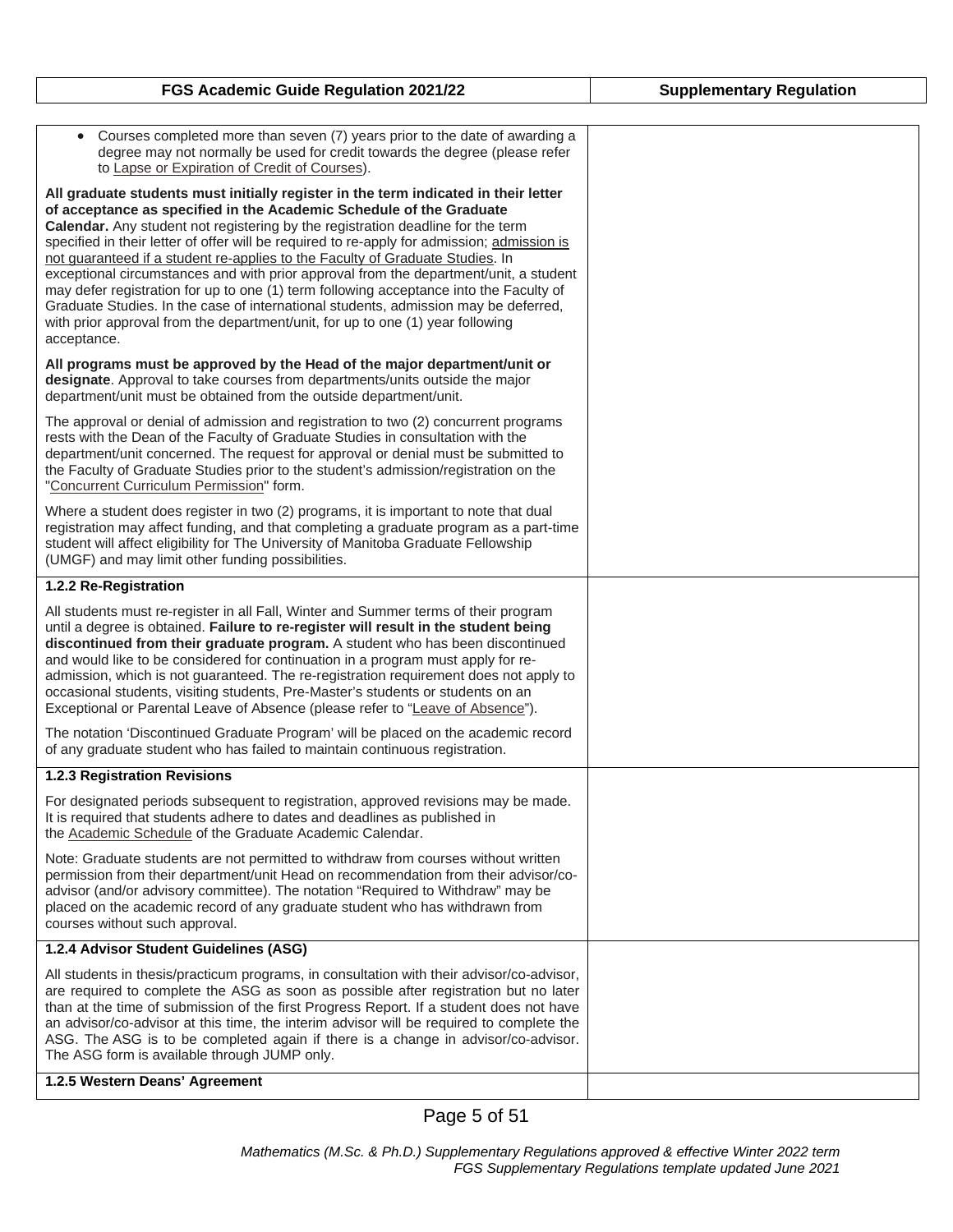| FGS Academic Guide Regulation 2021/22 | Supplementary Regulation |
|---|---|
| • Courses completed more than seven (7) years prior to the date of awarding a degree may not normally be used for credit towards the degree (please refer to Lapse or Expiration of Credit of Courses).<br><br>**All graduate students must initially register in the term indicated in their letter of acceptance as specified in the Academic Schedule of the Graduate Calendar.** Any student not registering by the registration deadline for the term specified in their letter of offer will be required to re-apply for admission; admission is not guaranteed if a student re-applies to the Faculty of Graduate Studies. In exceptional circumstances and with prior approval from the department/unit, a student may defer registration for up to one (1) term following acceptance into the Faculty of Graduate Studies. In the case of international students, admission may be deferred, with prior approval from the department/unit, for up to one (1) year following acceptance.<br><br>**All programs must be approved by the Head of the major department/unit or designate**. Approval to take courses from departments/units outside the major department/unit must be obtained from the outside department/unit.<br><br>The approval or denial of admission and registration to two (2) concurrent programs rests with the Dean of the Faculty of Graduate Studies in consultation with the department/unit concerned. The request for approval or denial must be submitted to the Faculty of Graduate Studies prior to the student's admission/registration on the "Concurrent Curriculum Permission" form.<br><br>Where a student does register in two (2) programs, it is important to note that dual registration may affect funding, and that completing a graduate program as a part-time student will affect eligibility for The University of Manitoba Graduate Fellowship (UMGF) and may limit other funding possibilities. | |
| **1.2.2 Re-Registration** | |
| All students must re-register in all Fall, Winter and Summer terms of their program until a degree is obtained. **Failure to re-register will result in the student being discontinued from their graduate program.** A student who has been discontinued and would like to be considered for continuation in a program must apply for re-admission, which is not guaranteed. The re-registration requirement does not apply to occasional students, visiting students, Pre-Master's students or students on an Exceptional or Parental Leave of Absence (please refer to "Leave of Absence").<br><br>The notation 'Discontinued Graduate Program' will be placed on the academic record of any graduate student who has failed to maintain continuous registration. | |
| **1.2.3 Registration Revisions** | |
| For designated periods subsequent to registration, approved revisions may be made. It is required that students adhere to dates and deadlines as published in the Academic Schedule of the Graduate Academic Calendar.<br><br>Note: Graduate students are not permitted to withdraw from courses without written permission from their department/unit Head on recommendation from their advisor/co-advisor (and/or advisory committee). The notation "Required to Withdraw" may be placed on the academic record of any graduate student who has withdrawn from courses without such approval. | |
| **1.2.4 Advisor Student Guidelines (ASG)** | |
| All students in thesis/practicum programs, in consultation with their advisor/co-advisor, are required to complete the ASG as soon as possible after registration but no later than at the time of submission of the first Progress Report. If a student does not have an advisor/co-advisor at this time, the interim advisor will be required to complete the ASG. The ASG is to be completed again if there is a change in advisor/co-advisor. The ASG form is available through JUMP only. | |
| **1.2.5 Western Deans' Agreement** | |

*Mathematics (M.Sc. & Ph.D.) Supplementary Regulations approved & effective Winter 2022 term*
*FGS Supplementary Regulations template updated June 2021*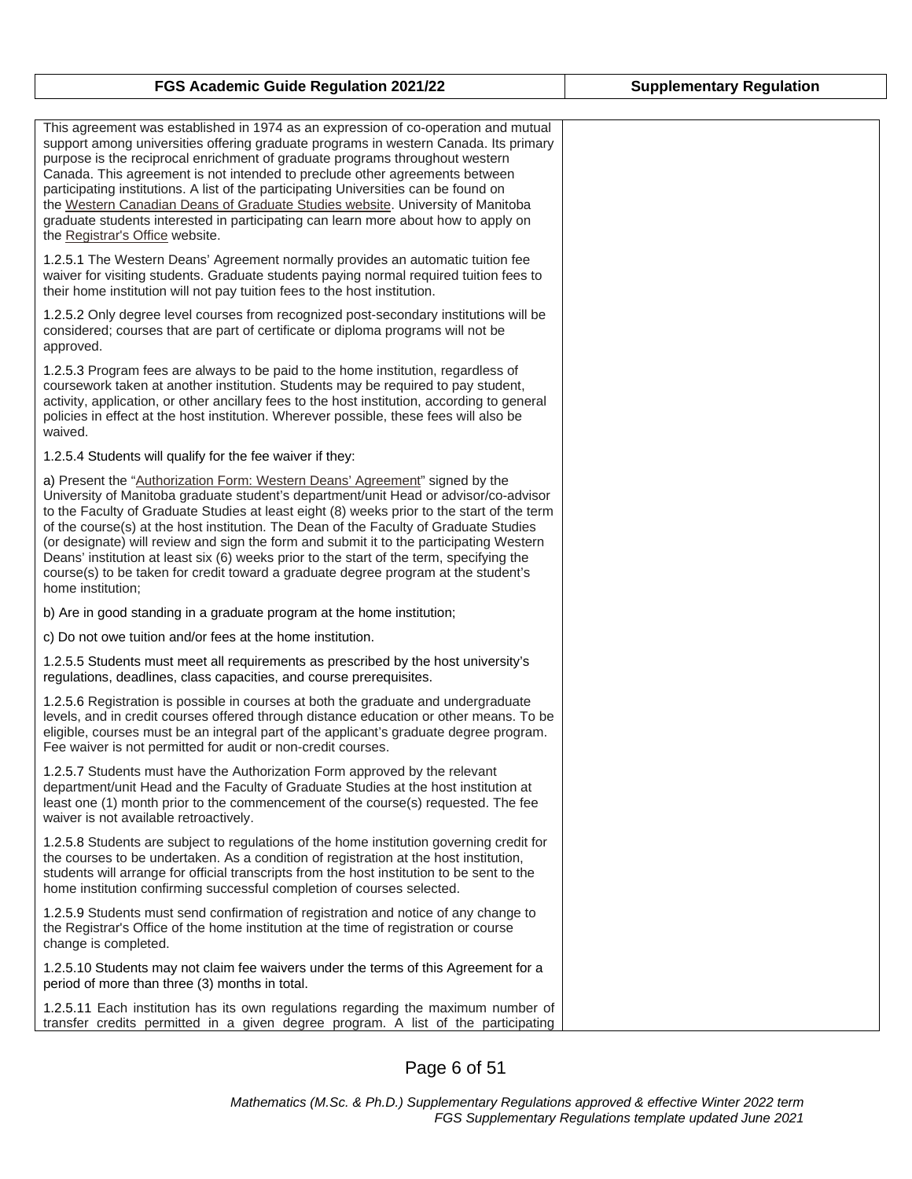| FGS Academic Guide Regulation 2021/22 | Supplementary Regulation |
| --- | --- |
| This agreement was established in 1974 as an expression of co-operation and mutual support among universities offering graduate programs in western Canada. Its primary purpose is the reciprocal enrichment of graduate programs throughout western Canada. This agreement is not intended to preclude other agreements between participating institutions. A list of the participating Universities can be found on the Western Canadian Deans of Graduate Studies website. University of Manitoba graduate students interested in participating can learn more about how to apply on the Registrar's Office website. | |
| 1.2.5.1 The Western Deans' Agreement normally provides an automatic tuition fee waiver for visiting students. Graduate students paying normal required tuition fees to their home institution will not pay tuition fees to the host institution. | |
| 1.2.5.2 Only degree level courses from recognized post-secondary institutions will be considered; courses that are part of certificate or diploma programs will not be approved. | |
| 1.2.5.3 Program fees are always to be paid to the home institution, regardless of coursework taken at another institution. Students may be required to pay student, activity, application, or other ancillary fees to the host institution, according to general policies in effect at the host institution. Wherever possible, these fees will also be waived. | |
| 1.2.5.4 Students will qualify for the fee waiver if they: | |
| a) Present the "Authorization Form: Western Deans' Agreement" signed by the University of Manitoba graduate student's department/unit Head or advisor/co-advisor to the Faculty of Graduate Studies at least eight (8) weeks prior to the start of the term of the course(s) at the host institution. The Dean of the Faculty of Graduate Studies (or designate) will review and sign the form and submit it to the participating Western Deans' institution at least six (6) weeks prior to the start of the term, specifying the course(s) to be taken for credit toward a graduate degree program at the student's home institution; | |
| b) Are in good standing in a graduate program at the home institution; | |
| c) Do not owe tuition and/or fees at the home institution. | |
| 1.2.5.5 Students must meet all requirements as prescribed by the host university's regulations, deadlines, class capacities, and course prerequisites. | |
| 1.2.5.6 Registration is possible in courses at both the graduate and undergraduate levels, and in credit courses offered through distance education or other means. To be eligible, courses must be an integral part of the applicant's graduate degree program. Fee waiver is not permitted for audit or non-credit courses. | |
| 1.2.5.7 Students must have the Authorization Form approved by the relevant department/unit Head and the Faculty of Graduate Studies at the host institution at least one (1) month prior to the commencement of the course(s) requested. The fee waiver is not available retroactively. | |
| 1.2.5.8 Students are subject to regulations of the home institution governing credit for the courses to be undertaken. As a condition of registration at the host institution, students will arrange for official transcripts from the host institution to be sent to the home institution confirming successful completion of courses selected. | |
| 1.2.5.9 Students must send confirmation of registration and notice of any change to the Registrar's Office of the home institution at the time of registration or course change is completed. | |
| 1.2.5.10 Students may not claim fee waivers under the terms of this Agreement for a period of more than three (3) months in total. | |
| 1.2.5.11 Each institution has its own regulations regarding the maximum number of transfer credits permitted in a given degree program. A list of the participating | |

*Mathematics (M.Sc. & Ph.D.) Supplementary Regulations approved & effective Winter 2022 term*
*FGS Supplementary Regulations template updated June 2021*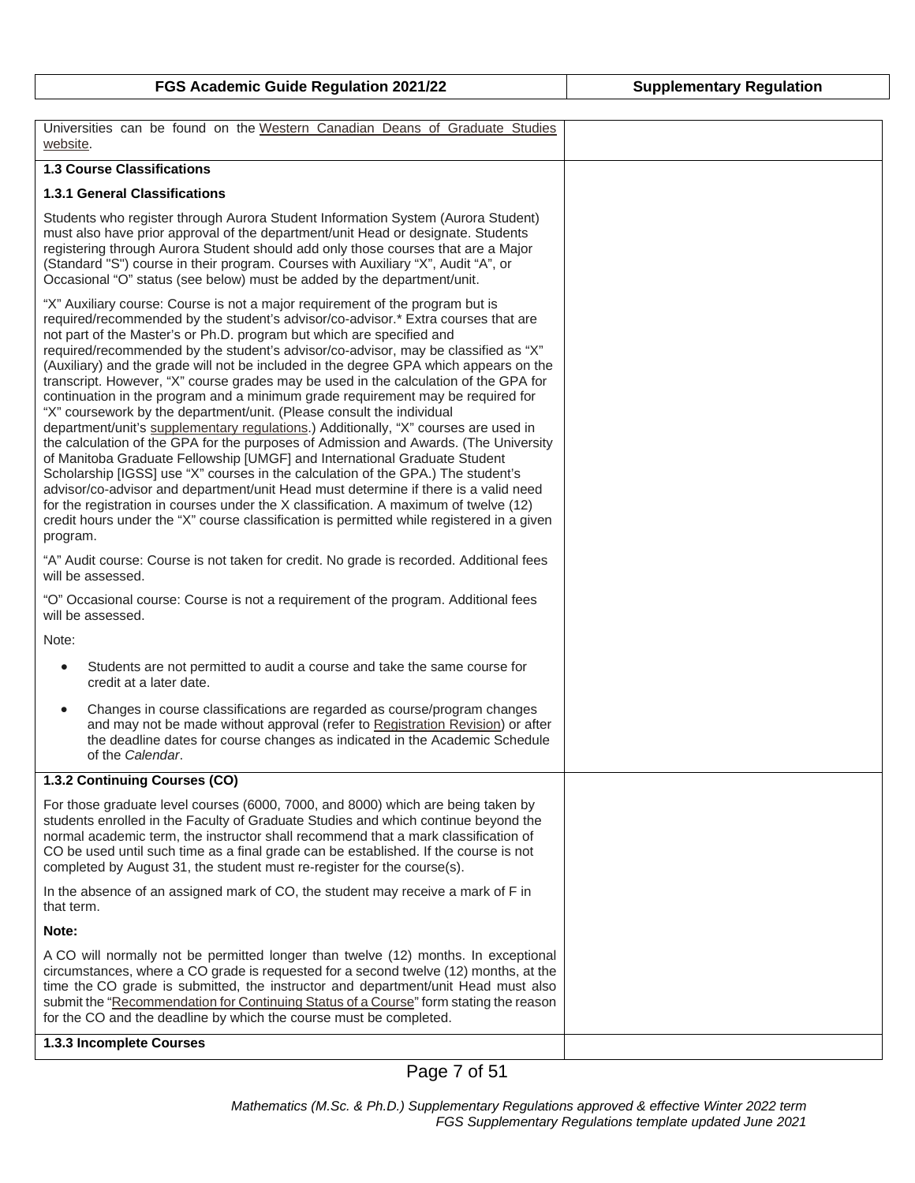| FGS Academic Guide Regulation 2021/22 | Supplementary Regulation |
|---|---|
| Universities can be found on the Western Canadian Deans of Graduate Studies website. | |
| **1.3 Course Classifications** | |
| **1.3.1 General Classifications**<br><br>Students who register through Aurora Student Information System (Aurora Student) must also have prior approval of the department/unit Head or designate. Students registering through Aurora Student should add only those courses that are a Major (Standard "S") course in their program. Courses with Auxiliary "X", Audit "A", or Occasional "O" status (see below) must be added by the department/unit.<br><br>"X" Auxiliary course: Course is not a major requirement of the program but is required/recommended by the student's advisor/co-advisor.* Extra courses that are not part of the Master's or Ph.D. program but which are specified and required/recommended by the student's advisor/co-advisor, may be classified as "X" (Auxiliary) and the grade will not be included in the degree GPA which appears on the transcript. However, "X" course grades may be used in the calculation of the GPA for continuation in the program and a minimum grade requirement may be required for "X" coursework by the department/unit. (Please consult the individual department/unit's supplementary regulations.) Additionally, "X" courses are used in the calculation of the GPA for the purposes of Admission and Awards. (The University of Manitoba Graduate Fellowship [UMGF] and International Graduate Student Scholarship [IGSS] use "X" courses in the calculation of the GPA.) The student's advisor/co-advisor and department/unit Head must determine if there is a valid need for the registration in courses under the X classification. A maximum of twelve (12) credit hours under the "X" course classification is permitted while registered in a given program.<br><br>"A" Audit course: Course is not taken for credit. No grade is recorded. Additional fees will be assessed.<br><br>"O" Occasional course: Course is not a requirement of the program. Additional fees will be assessed.<br><br>Note:<br><br>• Students are not permitted to audit a course and take the same course for credit at a later date.<br><br>• Changes in course classifications are regarded as course/program changes and may not be made without approval (refer to Registration Revision) or after the deadline dates for course changes as indicated in the Academic Schedule of the *Calendar*. | |
| **1.3.2 Continuing Courses (CO)**<br><br>For those graduate level courses (6000, 7000, and 8000) which are being taken by students enrolled in the Faculty of Graduate Studies and which continue beyond the normal academic term, the instructor shall recommend that a mark classification of CO be used until such time as a final grade can be established. If the course is not completed by August 31, the student must re-register for the course(s).<br><br>In the absence of an assigned mark of CO, the student may receive a mark of F in that term.<br><br>**Note:**<br><br>A CO will normally not be permitted longer than twelve (12) months. In exceptional circumstances, where a CO grade is requested for a second twelve (12) months, at the time the CO grade is submitted, the instructor and department/unit Head must also submit the "Recommendation for Continuing Status of a Course" form stating the reason for the CO and the deadline by which the course must be completed. | |
| **1.3.3 Incomplete Courses** | |

*Mathematics (M.Sc. & Ph.D.) Supplementary Regulations approved & effective Winter 2022 term*
*FGS Supplementary Regulations template updated June 2021*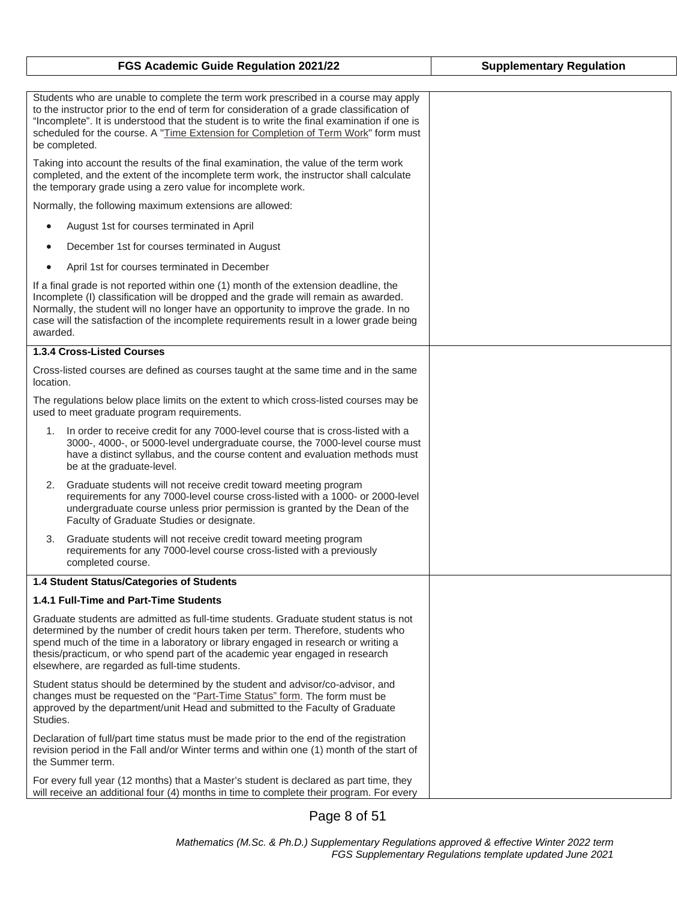| FGS Academic Guide Regulation 2021/22 | Supplementary Regulation |
| --- | --- |

Students who are unable to complete the term work prescribed in a course may apply to the instructor prior to the end of term for consideration of a grade classification of "Incomplete". It is understood that the student is to write the final examination if one is scheduled for the course. A "Time Extension for Completion of Term Work" form must be completed.

Taking into account the results of the final examination, the value of the term work completed, and the extent of the incomplete term work, the instructor shall calculate the temporary grade using a zero value for incomplete work.

Normally, the following maximum extensions are allowed:

- August 1st for courses terminated in April
- December 1st for courses terminated in August
- April 1st for courses terminated in December

If a final grade is not reported within one (1) month of the extension deadline, the Incomplete (I) classification will be dropped and the grade will remain as awarded. Normally, the student will no longer have an opportunity to improve the grade. In no case will the satisfaction of the incomplete requirements result in a lower grade being awarded.

**1.3.4 Cross-Listed Courses**

Cross-listed courses are defined as courses taught at the same time and in the same location.

The regulations below place limits on the extent to which cross-listed courses may be used to meet graduate program requirements.

1. In order to receive credit for any 7000-level course that is cross-listed with a 3000-, 4000-, or 5000-level undergraduate course, the 7000-level course must have a distinct syllabus, and the course content and evaluation methods must be at the graduate-level.
2. Graduate students will not receive credit toward meeting program requirements for any 7000-level course cross-listed with a 1000- or 2000-level undergraduate course unless prior permission is granted by the Dean of the Faculty of Graduate Studies or designate.
3. Graduate students will not receive credit toward meeting program requirements for any 7000-level course cross-listed with a previously completed course.

**1.4 Student Status/Categories of Students**

**1.4.1 Full-Time and Part-Time Students**

Graduate students are admitted as full-time students. Graduate student status is not determined by the number of credit hours taken per term. Therefore, students who spend much of the time in a laboratory or library engaged in research or writing a thesis/practicum, or who spend part of the academic year engaged in research elsewhere, are regarded as full-time students.

Student status should be determined by the student and advisor/co-advisor, and changes must be requested on the "Part-Time Status" form. The form must be approved by the department/unit Head and submitted to the Faculty of Graduate Studies.

Declaration of full/part time status must be made prior to the end of the registration revision period in the Fall and/or Winter terms and within one (1) month of the start of the Summer term.

For every full year (12 months) that a Master's student is declared as part time, they will receive an additional four (4) months in time to complete their program. For every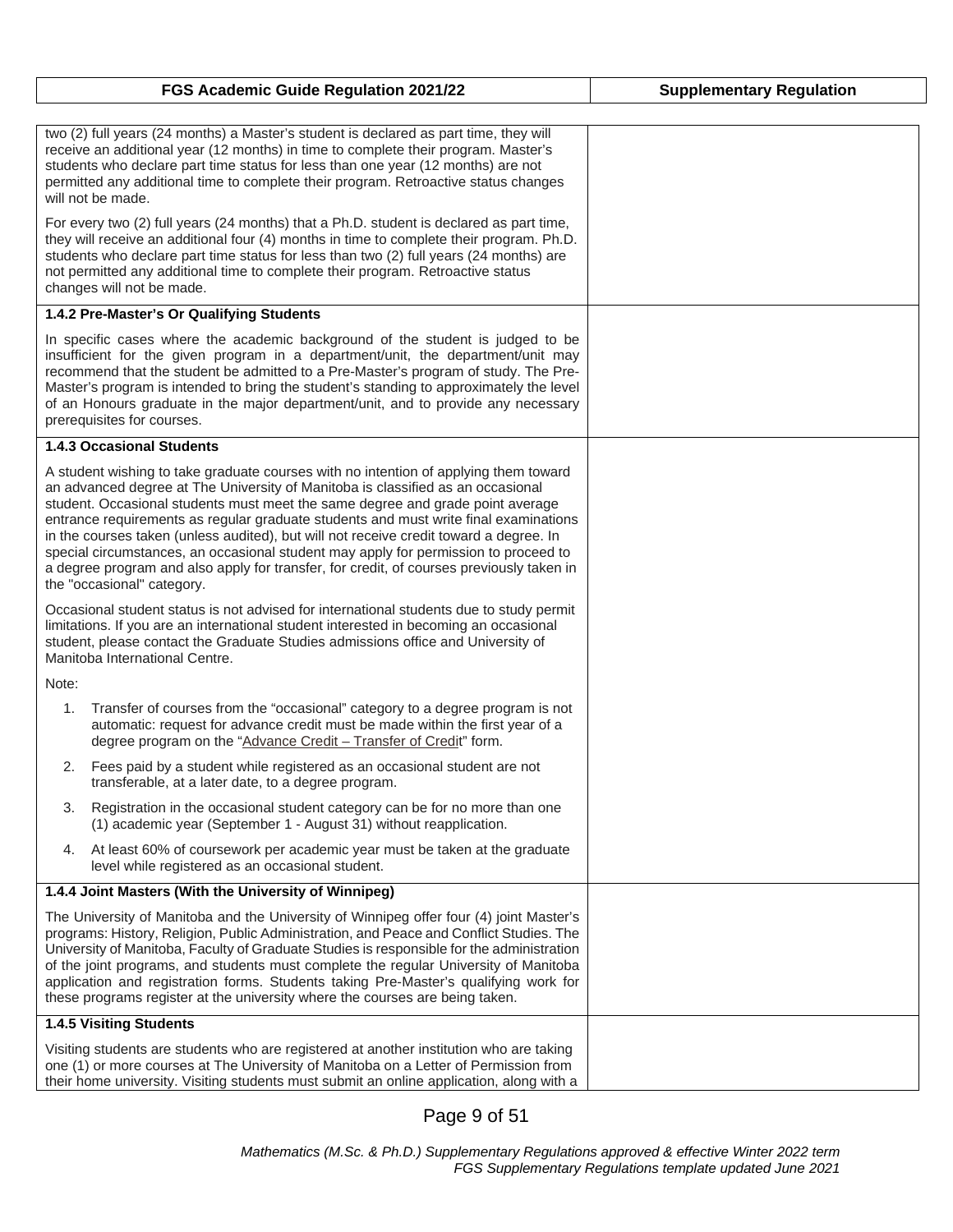| FGS Academic Guide Regulation 2021/22 | Supplementary Regulation |
|---|---|
| two (2) full years (24 months) a Master's student is declared as part time, they will receive an additional year (12 months) in time to complete their program. Master's students who declare part time status for less than one year (12 months) are not permitted any additional time to complete their program. Retroactive status changes will not be made.<br><br>For every two (2) full years (24 months) that a Ph.D. student is declared as part time, they will receive an additional four (4) months in time to complete their program. Ph.D. students who declare part time status for less than two (2) full years (24 months) are not permitted any additional time to complete their program. Retroactive status changes will not be made. | |
| **1.4.2 Pre-Master's Or Qualifying Students**<br><br>In specific cases where the academic background of the student is judged to be insufficient for the given program in a department/unit, the department/unit may recommend that the student be admitted to a Pre-Master's program of study. The Pre-Master's program is intended to bring the student's standing to approximately the level of an Honours graduate in the major department/unit, and to provide any necessary prerequisites for courses. | |
| **1.4.3 Occasional Students**<br><br>A student wishing to take graduate courses with no intention of applying them toward an advanced degree at The University of Manitoba is classified as an occasional student. Occasional students must meet the same degree and grade point average entrance requirements as regular graduate students and must write final examinations in the courses taken (unless audited), but will not receive credit toward a degree. In special circumstances, an occasional student may apply for permission to proceed to a degree program and also apply for transfer, for credit, of courses previously taken in the "occasional" category.<br><br>Occasional student status is not advised for international students due to study permit limitations. If you are an international student interested in becoming an occasional student, please contact the Graduate Studies admissions office and University of Manitoba International Centre.<br><br>Note:<br><br>1. Transfer of courses from the "occasional" category to a degree program is not automatic: request for advance credit must be made within the first year of a degree program on the "Advance Credit – Transfer of Credit" form.<br>2. Fees paid by a student while registered as an occasional student are not transferable, at a later date, to a degree program.<br>3. Registration in the occasional student category can be for no more than one (1) academic year (September 1 - August 31) without reapplication.<br>4. At least 60% of coursework per academic year must be taken at the graduate level while registered as an occasional student. | |
| **1.4.4 Joint Masters (With the University of Winnipeg)**<br><br>The University of Manitoba and the University of Winnipeg offer four (4) joint Master's programs: History, Religion, Public Administration, and Peace and Conflict Studies. The University of Manitoba, Faculty of Graduate Studies is responsible for the administration of the joint programs, and students must complete the regular University of Manitoba application and registration forms. Students taking Pre-Master's qualifying work for these programs register at the university where the courses are being taken. | |
| **1.4.5 Visiting Students**<br><br>Visiting students are students who are registered at another institution who are taking one (1) or more courses at The University of Manitoba on a Letter of Permission from their home university. Visiting students must submit an online application, along with a | |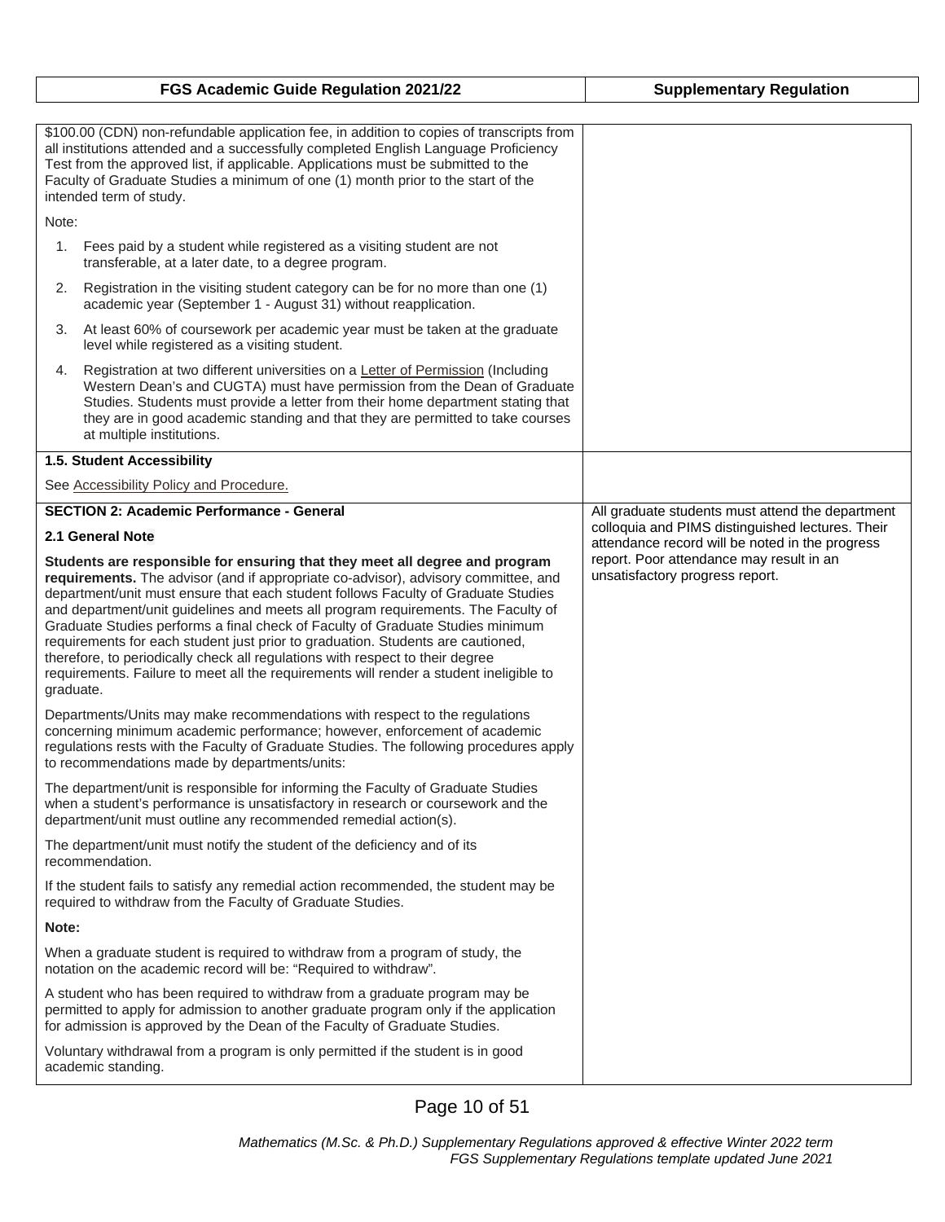| FGS Academic Guide Regulation 2021/22 | Supplementary Regulation |
|---|---|
| $100.00 (CDN) non-refundable application fee, in addition to copies of transcripts from all institutions attended and a successfully completed English Language Proficiency Test from the approved list, if applicable. Applications must be submitted to the Faculty of Graduate Studies a minimum of one (1) month prior to the start of the intended term of study.<br><br>Note:<br><br>1. Fees paid by a student while registered as a visiting student are not transferable, at a later date, to a degree program.<br>2. Registration in the visiting student category can be for no more than one (1) academic year (September 1 - August 31) without reapplication.<br>3. At least 60% of coursework per academic year must be taken at the graduate level while registered as a visiting student.<br>4. Registration at two different universities on a Letter of Permission (Including Western Dean's and CUGTA) must have permission from the Dean of Graduate Studies. Students must provide a letter from their home department stating that they are in good academic standing and that they are permitted to take courses at multiple institutions. | |
| **1.5. Student Accessibility**<br><br>See Accessibility Policy and Procedure. | |
| **SECTION 2: Academic Performance - General**<br><br>**2.1 General Note**<br><br>**Students are responsible for ensuring that they meet all degree and program requirements.** The advisor (and if appropriate co-advisor), advisory committee, and department/unit must ensure that each student follows Faculty of Graduate Studies and department/unit guidelines and meets all program requirements. The Faculty of Graduate Studies performs a final check of Faculty of Graduate Studies minimum requirements for each student just prior to graduation. Students are cautioned, therefore, to periodically check all regulations with respect to their degree requirements. Failure to meet all the requirements will render a student ineligible to graduate.<br><br>Departments/Units may make recommendations with respect to the regulations concerning minimum academic performance; however, enforcement of academic regulations rests with the Faculty of Graduate Studies. The following procedures apply to recommendations made by departments/units:<br><br>The department/unit is responsible for informing the Faculty of Graduate Studies when a student's performance is unsatisfactory in research or coursework and the department/unit must outline any recommended remedial action(s).<br><br>The department/unit must notify the student of the deficiency and of its recommendation.<br><br>If the student fails to satisfy any remedial action recommended, the student may be required to withdraw from the Faculty of Graduate Studies.<br><br>**Note:**<br><br>When a graduate student is required to withdraw from a program of study, the notation on the academic record will be: "Required to withdraw".<br><br>A student who has been required to withdraw from a graduate program may be permitted to apply for admission to another graduate program only if the application for admission is approved by the Dean of the Faculty of Graduate Studies.<br><br>Voluntary withdrawal from a program is only permitted if the student is in good academic standing. | All graduate students must attend the department colloquia and PIMS distinguished lectures. Their attendance record will be noted in the progress report. Poor attendance may result in an unsatisfactory progress report. |

*Mathematics (M.Sc. & Ph.D.) Supplementary Regulations approved & effective Winter 2022 term*
*FGS Supplementary Regulations template updated June 2021*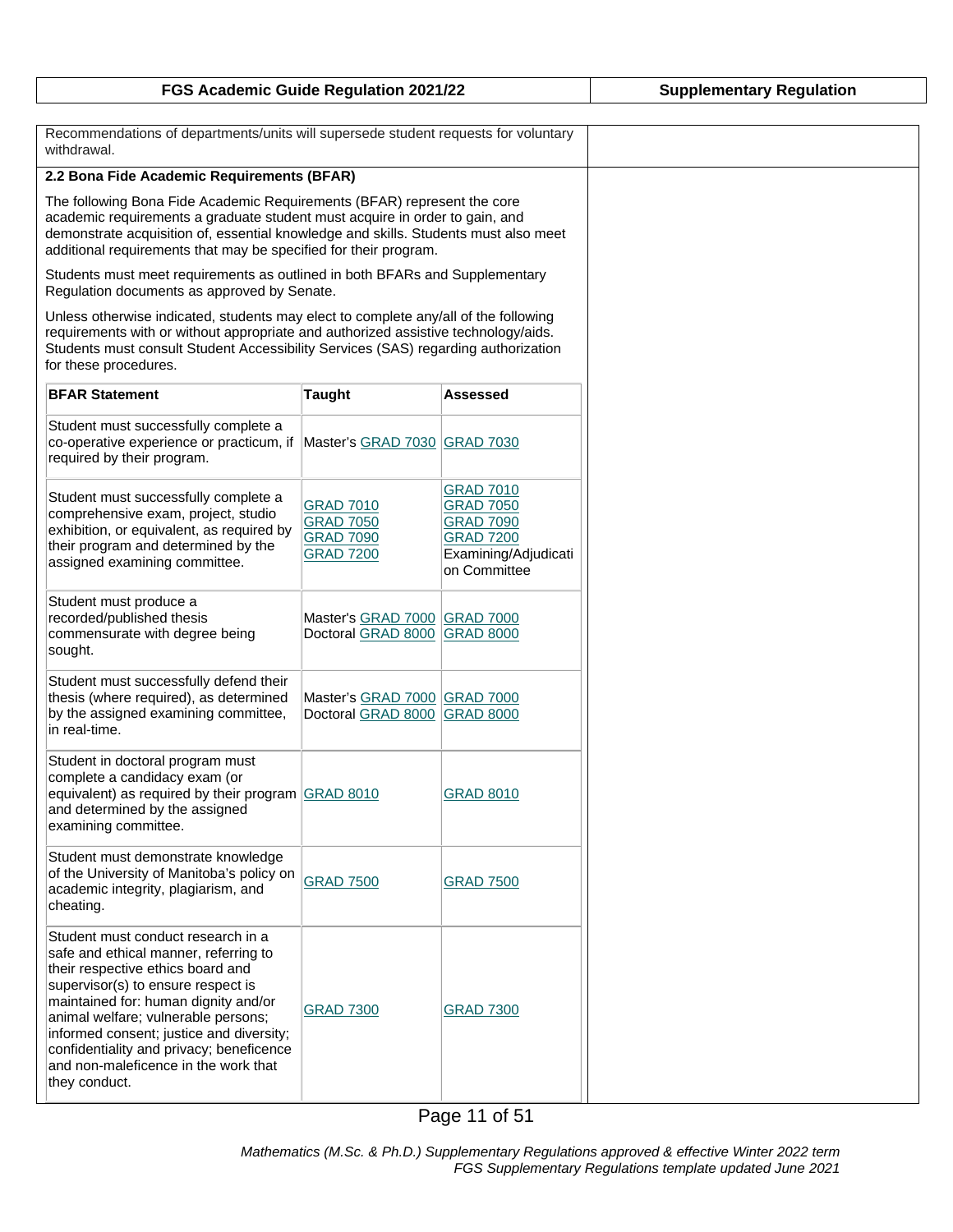| FGS Academic Guide Regulation 2021/22 | Supplementary Regulation |
| --- | --- |

Recommendations of departments/units will supersede student requests for voluntary withdrawal.

**2.2 Bona Fide Academic Requirements (BFAR)**

The following Bona Fide Academic Requirements (BFAR) represent the core academic requirements a graduate student must acquire in order to gain, and demonstrate acquisition of, essential knowledge and skills. Students must also meet additional requirements that may be specified for their program.

Students must meet requirements as outlined in both BFARs and Supplementary Regulation documents as approved by Senate.

Unless otherwise indicated, students may elect to complete any/all of the following requirements with or without appropriate and authorized assistive technology/aids. Students must consult Student Accessibility Services (SAS) regarding authorization for these procedures.

| BFAR Statement | Taught | Assessed |
| --- | --- | --- |
| Student must successfully complete a co-operative experience or practicum, if required by their program. | Master's GRAD 7030 | GRAD 7030 |
| Student must successfully complete a comprehensive exam, project, studio exhibition, or equivalent, as required by their program and determined by the assigned examining committee. | GRAD 7010<br>GRAD 7050<br>GRAD 7090<br>GRAD 7200 | GRAD 7010<br>GRAD 7050<br>GRAD 7090<br>GRAD 7200<br>Examining/Adjudication Committee |
| Student must produce a recorded/published thesis commensurate with degree being sought. | Master's GRAD 7000<br>Doctoral GRAD 8000 | GRAD 7000<br>GRAD 8000 |
| Student must successfully defend their thesis (where required), as determined by the assigned examining committee, in real-time. | Master's GRAD 7000<br>Doctoral GRAD 8000 | GRAD 7000<br>GRAD 8000 |
| Student in doctoral program must complete a candidacy exam (or equivalent) as required by their program and determined by the assigned examining committee. | GRAD 8010 | GRAD 8010 |
| Student must demonstrate knowledge of the University of Manitoba's policy on academic integrity, plagiarism, and cheating. | GRAD 7500 | GRAD 7500 |
| Student must conduct research in a safe and ethical manner, referring to their respective ethics board and supervisor(s) to ensure respect is maintained for: human dignity and/or animal welfare; vulnerable persons; informed consent; justice and diversity; confidentiality and privacy; beneficence and non-maleficence in the work that they conduct. | GRAD 7300 | GRAD 7300 |

*Mathematics (M.Sc. & Ph.D.) Supplementary Regulations approved & effective Winter 2022 term*
*FGS Supplementary Regulations template updated June 2021*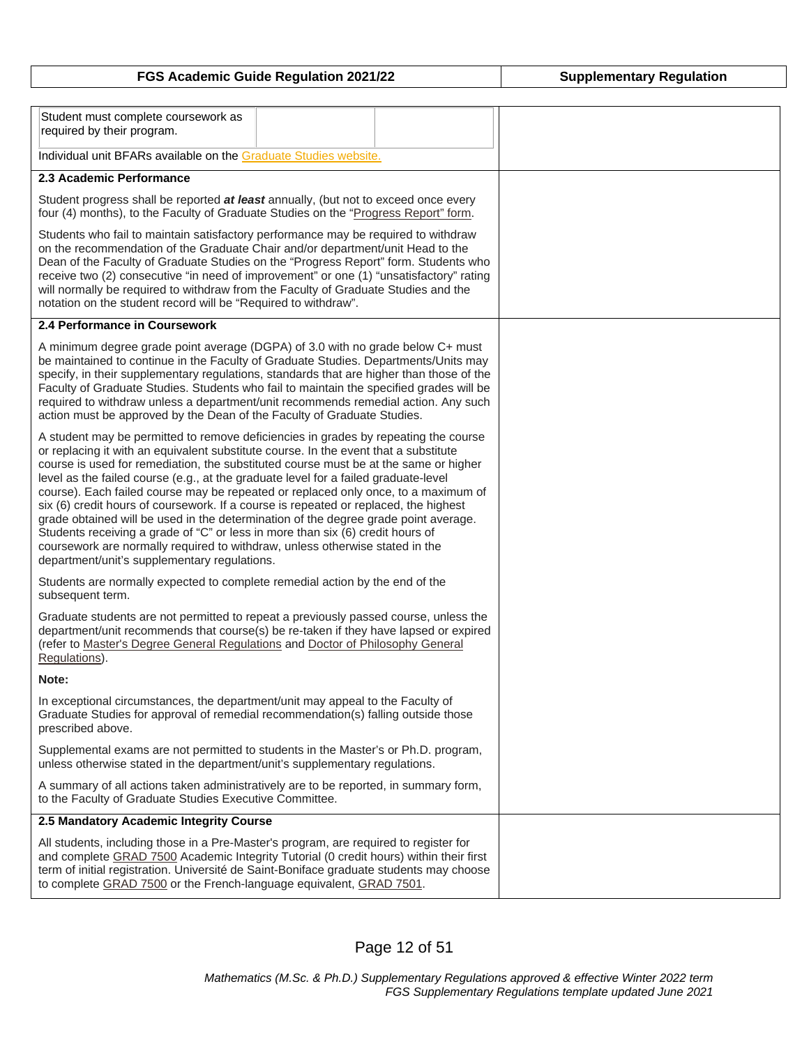| FGS Academic Guide Regulation 2021/22 | Supplementary Regulation |
|---|---|
| Student must complete coursework as required by their program. | |
| Individual unit BFARs available on the Graduate Studies website. | |
| **2.3 Academic Performance** | |
| Student progress shall be reported ***at least*** annually, (but not to exceed once every four (4) months), to the Faculty of Graduate Studies on the "Progress Report" form. | |
| Students who fail to maintain satisfactory performance may be required to withdraw on the recommendation of the Graduate Chair and/or department/unit Head to the Dean of the Faculty of Graduate Studies on the "Progress Report" form. Students who receive two (2) consecutive "in need of improvement" or one (1) "unsatisfactory" rating will normally be required to withdraw from the Faculty of Graduate Studies and the notation on the student record will be "Required to withdraw". | |
| **2.4 Performance in Coursework** | |
| A minimum degree grade point average (DGPA) of 3.0 with no grade below C+ must be maintained to continue in the Faculty of Graduate Studies. Departments/Units may specify, in their supplementary regulations, standards that are higher than those of the Faculty of Graduate Studies. Students who fail to maintain the specified grades will be required to withdraw unless a department/unit recommends remedial action. Any such action must be approved by the Dean of the Faculty of Graduate Studies. | |
| A student may be permitted to remove deficiencies in grades by repeating the course or replacing it with an equivalent substitute course. In the event that a substitute course is used for remediation, the substituted course must be at the same or higher level as the failed course (e.g., at the graduate level for a failed graduate-level course). Each failed course may be repeated or replaced only once, to a maximum of six (6) credit hours of coursework. If a course is repeated or replaced, the highest grade obtained will be used in the determination of the degree grade point average. Students receiving a grade of "C" or less in more than six (6) credit hours of coursework are normally required to withdraw, unless otherwise stated in the department/unit's supplementary regulations. | |
| Students are normally expected to complete remedial action by the end of the subsequent term. | |
| Graduate students are not permitted to repeat a previously passed course, unless the department/unit recommends that course(s) be re-taken if they have lapsed or expired (refer to Master's Degree General Regulations and Doctor of Philosophy General Regulations). | |
| **Note:** | |
| In exceptional circumstances, the department/unit may appeal to the Faculty of Graduate Studies for approval of remedial recommendation(s) falling outside those prescribed above. | |
| Supplemental exams are not permitted to students in the Master's or Ph.D. program, unless otherwise stated in the department/unit's supplementary regulations. | |
| A summary of all actions taken administratively are to be reported, in summary form, to the Faculty of Graduate Studies Executive Committee. | |
| **2.5 Mandatory Academic Integrity Course** | |
| All students, including those in a Pre-Master's program, are required to register for and complete GRAD 7500 Academic Integrity Tutorial (0 credit hours) within their first term of initial registration. Université de Saint-Boniface graduate students may choose to complete GRAD 7500 or the French-language equivalent, GRAD 7501. | |

*Mathematics (M.Sc. & Ph.D.) Supplementary Regulations approved & effective Winter 2022 term*
*FGS Supplementary Regulations template updated June 2021*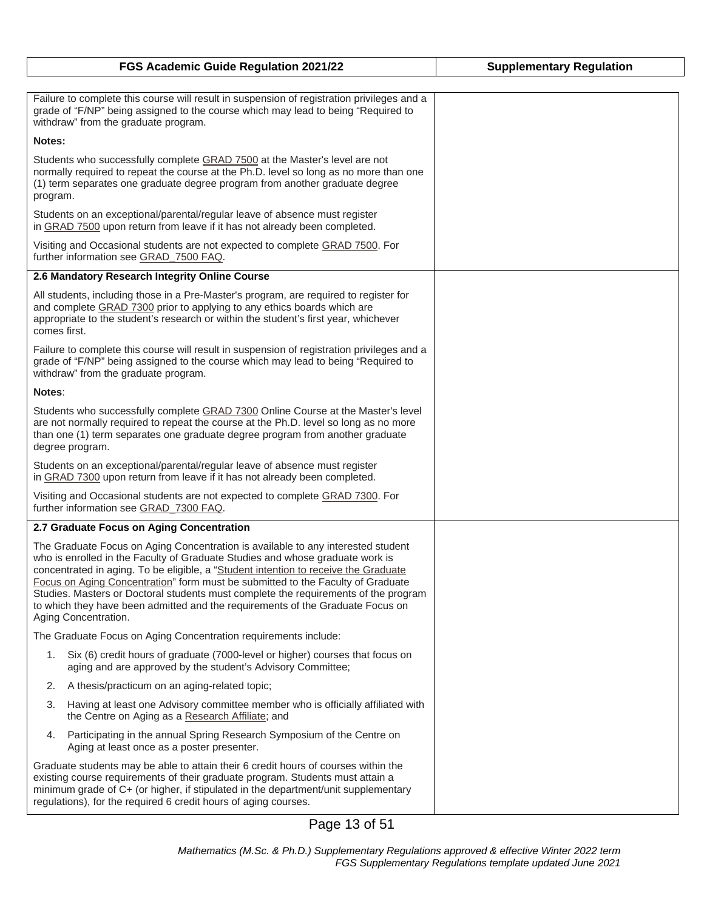| FGS Academic Guide Regulation 2021/22 | Supplementary Regulation |
|---|---|
| Failure to complete this course will result in suspension of registration privileges and a grade of "F/NP" being assigned to the course which may lead to being "Required to withdraw" from the graduate program.<br><br>**Notes:**<br><br>Students who successfully complete GRAD 7500 at the Master's level are not normally required to repeat the course at the Ph.D. level so long as no more than one (1) term separates one graduate degree program from another graduate degree program.<br><br>Students on an exceptional/parental/regular leave of absence must register in GRAD 7500 upon return from leave if it has not already been completed.<br><br>Visiting and Occasional students are not expected to complete GRAD 7500. For further information see GRAD_7500 FAQ. | |
| **2.6 Mandatory Research Integrity Online Course**<br><br>All students, including those in a Pre-Master's program, are required to register for and complete GRAD 7300 prior to applying to any ethics boards which are appropriate to the student's research or within the student's first year, whichever comes first.<br><br>Failure to complete this course will result in suspension of registration privileges and a grade of "F/NP" being assigned to the course which may lead to being "Required to withdraw" from the graduate program.<br><br>**Notes**:<br><br>Students who successfully complete GRAD 7300 Online Course at the Master's level are not normally required to repeat the course at the Ph.D. level so long as no more than one (1) term separates one graduate degree program from another graduate degree program.<br><br>Students on an exceptional/parental/regular leave of absence must register in GRAD 7300 upon return from leave if it has not already been completed.<br><br>Visiting and Occasional students are not expected to complete GRAD 7300. For further information see GRAD_7300 FAQ. | |
| **2.7 Graduate Focus on Aging Concentration**<br><br>The Graduate Focus on Aging Concentration is available to any interested student who is enrolled in the Faculty of Graduate Studies and whose graduate work is concentrated in aging. To be eligible, a "Student intention to receive the Graduate Focus on Aging Concentration" form must be submitted to the Faculty of Graduate Studies. Masters or Doctoral students must complete the requirements of the program to which they have been admitted and the requirements of the Graduate Focus on Aging Concentration.<br><br>The Graduate Focus on Aging Concentration requirements include:<br><br>1. Six (6) credit hours of graduate (7000-level or higher) courses that focus on aging and are approved by the student's Advisory Committee;<br>2. A thesis/practicum on an aging-related topic;<br>3. Having at least one Advisory committee member who is officially affiliated with the Centre on Aging as a Research Affiliate; and<br>4. Participating in the annual Spring Research Symposium of the Centre on Aging at least once as a poster presenter.<br><br>Graduate students may be able to attain their 6 credit hours of courses within the existing course requirements of their graduate program. Students must attain a minimum grade of C+ (or higher, if stipulated in the department/unit supplementary regulations), for the required 6 credit hours of aging courses. | |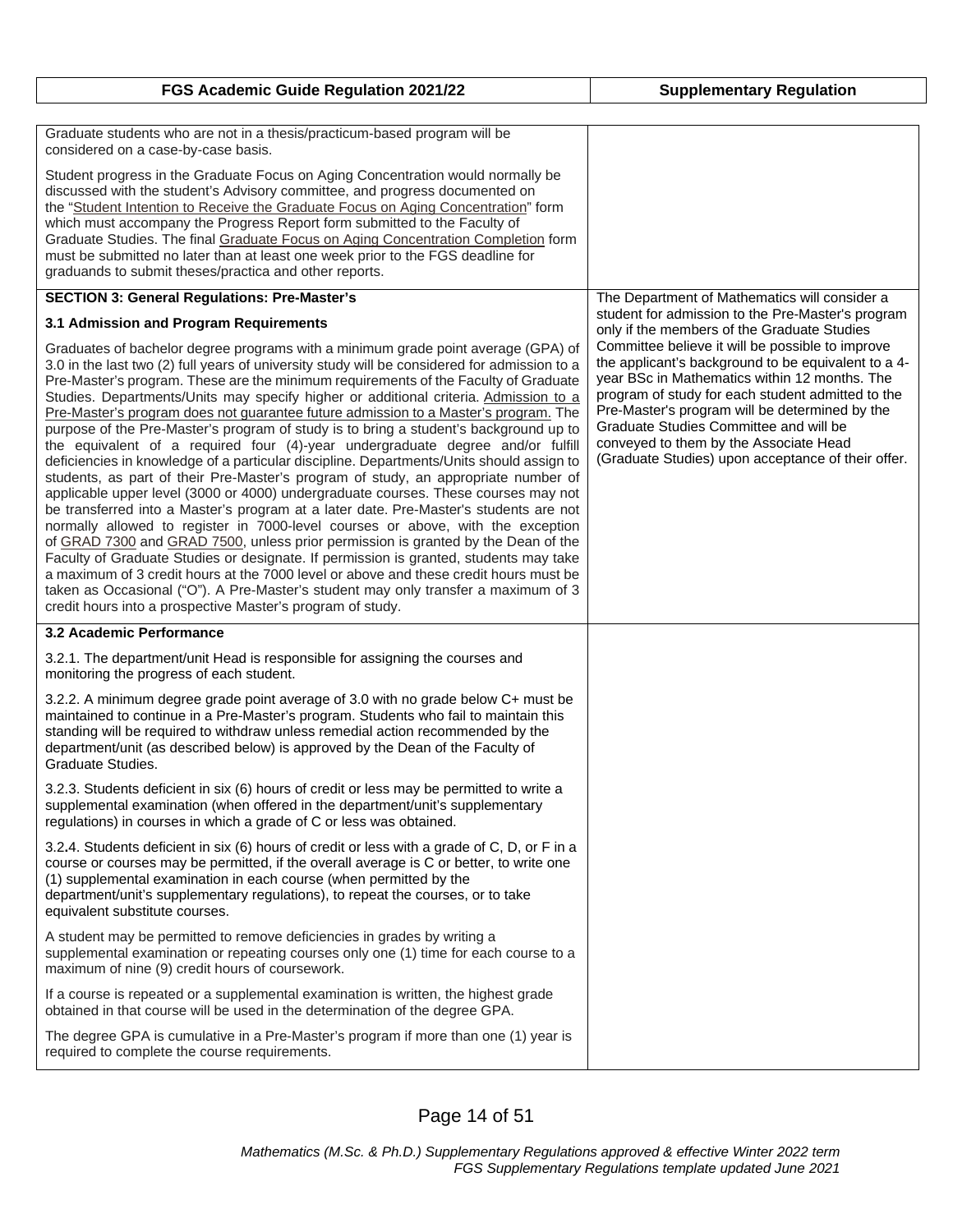| FGS Academic Guide Regulation 2021/22 | Supplementary Regulation |
| --- | --- |
| Graduate students who are not in a thesis/practicum-based program will be considered on a case-by-case basis.<br><br>Student progress in the Graduate Focus on Aging Concentration would normally be discussed with the student's Advisory committee, and progress documented on the "Student Intention to Receive the Graduate Focus on Aging Concentration" form which must accompany the Progress Report form submitted to the Faculty of Graduate Studies. The final Graduate Focus on Aging Concentration Completion form must be submitted no later than at least one week prior to the FGS deadline for graduands to submit theses/practica and other reports. | |
| **SECTION 3: General Regulations: Pre-Master's**<br><br>**3.1 Admission and Program Requirements**<br><br>Graduates of bachelor degree programs with a minimum grade point average (GPA) of 3.0 in the last two (2) full years of university study will be considered for admission to a Pre-Master's program. These are the minimum requirements of the Faculty of Graduate Studies. Departments/Units may specify higher or additional criteria. Admission to a Pre-Master's program does not guarantee future admission to a Master's program. The purpose of the Pre-Master's program of study is to bring a student's background up to the equivalent of a required four (4)-year undergraduate degree and/or fulfill deficiencies in knowledge of a particular discipline. Departments/Units should assign to students, as part of their Pre-Master's program of study, an appropriate number of applicable upper level (3000 or 4000) undergraduate courses. These courses may not be transferred into a Master's program at a later date. Pre-Master's students are not normally allowed to register in 7000-level courses or above, with the exception of GRAD 7300 and GRAD 7500, unless prior permission is granted by the Dean of the Faculty of Graduate Studies or designate. If permission is granted, students may take a maximum of 3 credit hours at the 7000 level or above and these credit hours must be taken as Occasional ("O"). A Pre-Master's student may only transfer a maximum of 3 credit hours into a prospective Master's program of study. | The Department of Mathematics will consider a student for admission to the Pre-Master's program only if the members of the Graduate Studies Committee believe it will be possible to improve the applicant's background to be equivalent to a 4-year BSc in Mathematics within 12 months. The program of study for each student admitted to the Pre-Master's program will be determined by the Graduate Studies Committee and will be conveyed to them by the Associate Head (Graduate Studies) upon acceptance of their offer. |
| **3.2 Academic Performance**<br><br>3.2.1. The department/unit Head is responsible for assigning the courses and monitoring the progress of each student.<br><br>3.2.2. A minimum degree grade point average of 3.0 with no grade below C+ must be maintained to continue in a Pre-Master's program. Students who fail to maintain this standing will be required to withdraw unless remedial action recommended by the department/unit (as described below) is approved by the Dean of the Faculty of Graduate Studies.<br><br>3.2.3. Students deficient in six (6) hours of credit or less may be permitted to write a supplemental examination (when offered in the department/unit's supplementary regulations) in courses in which a grade of C or less was obtained.<br><br>3.2.4. Students deficient in six (6) hours of credit or less with a grade of C, D, or F in a course or courses may be permitted, if the overall average is C or better, to write one (1) supplemental examination in each course (when permitted by the department/unit's supplementary regulations), to repeat the courses, or to take equivalent substitute courses.<br><br>A student may be permitted to remove deficiencies in grades by writing a supplemental examination or repeating courses only one (1) time for each course to a maximum of nine (9) credit hours of coursework.<br><br>If a course is repeated or a supplemental examination is written, the highest grade obtained in that course will be used in the determination of the degree GPA.<br><br>The degree GPA is cumulative in a Pre-Master's program if more than one (1) year is required to complete the course requirements. | |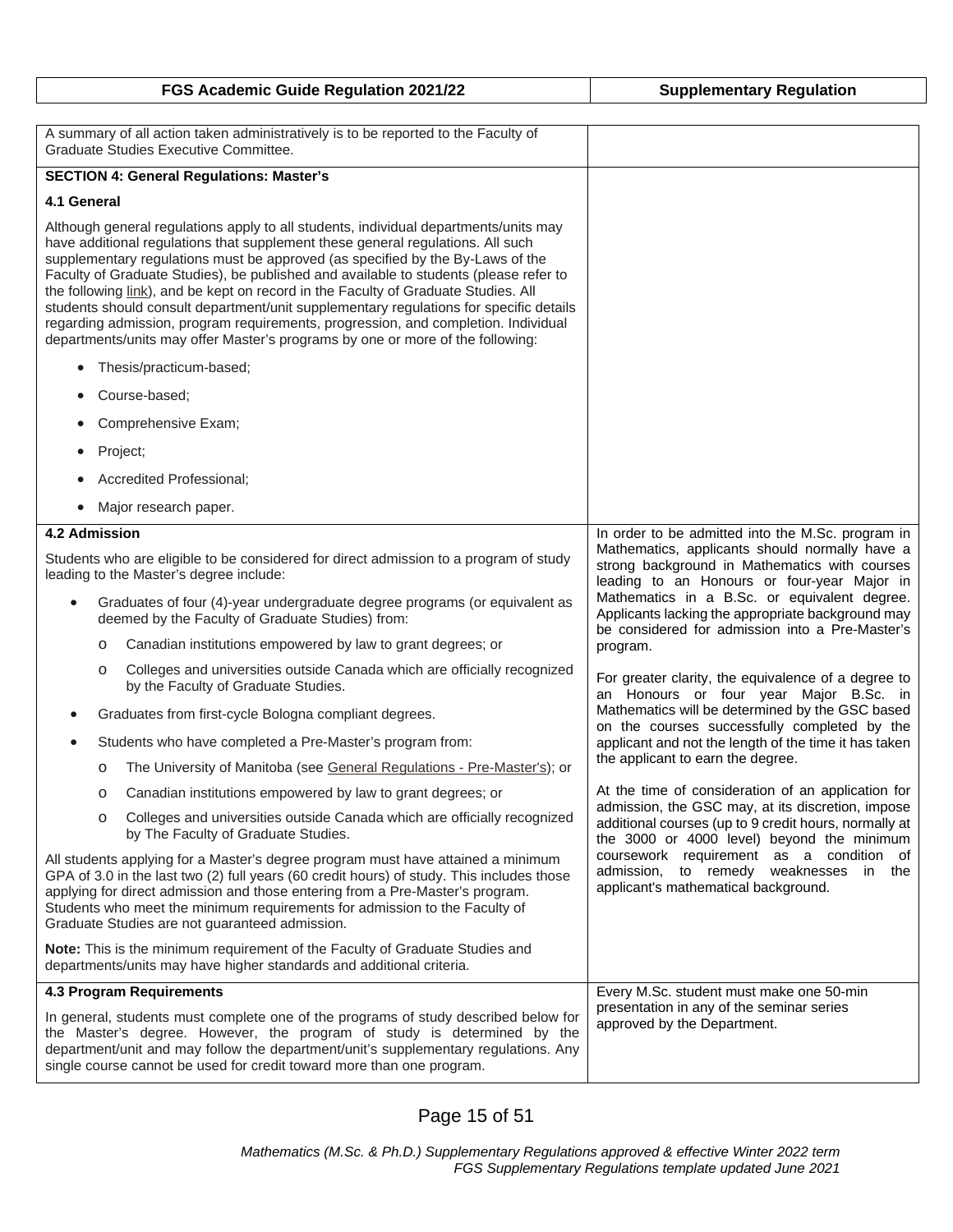| FGS Academic Guide Regulation 2021/22 | Supplementary Regulation |
|---|---|
| A summary of all action taken administratively is to be reported to the Faculty of Graduate Studies Executive Committee. | |
| **SECTION 4: General Regulations: Master's**<br><br>**4.1 General**<br><br>Although general regulations apply to all students, individual departments/units may have additional regulations that supplement these general regulations. All such supplementary regulations must be approved (as specified by the By-Laws of the Faculty of Graduate Studies), be published and available to students (please refer to the following link), and be kept on record in the Faculty of Graduate Studies. All students should consult department/unit supplementary regulations for specific details regarding admission, program requirements, progression, and completion. Individual departments/units may offer Master's programs by one or more of the following:<br><br>• Thesis/practicum-based;<br>• Course-based;<br>• Comprehensive Exam;<br>• Project;<br>• Accredited Professional;<br>• Major research paper. | |
| **4.2 Admission**<br><br>Students who are eligible to be considered for direct admission to a program of study leading to the Master's degree include:<br><br>• Graduates of four (4)-year undergraduate degree programs (or equivalent as deemed by the Faculty of Graduate Studies) from:<br>  o Canadian institutions empowered by law to grant degrees; or<br>  o Colleges and universities outside Canada which are officially recognized by the Faculty of Graduate Studies.<br>• Graduates from first-cycle Bologna compliant degrees.<br>• Students who have completed a Pre-Master's program from:<br>  o The University of Manitoba (see General Regulations - Pre-Master's); or<br>  o Canadian institutions empowered by law to grant degrees; or<br>  o Colleges and universities outside Canada which are officially recognized by The Faculty of Graduate Studies.<br><br>All students applying for a Master's degree program must have attained a minimum GPA of 3.0 in the last two (2) full years (60 credit hours) of study. This includes those applying for direct admission and those entering from a Pre-Master's program. Students who meet the minimum requirements for admission to the Faculty of Graduate Studies are not guaranteed admission.<br><br>**Note:** This is the minimum requirement of the Faculty of Graduate Studies and departments/units may have higher standards and additional criteria. | In order to be admitted into the M.Sc. program in Mathematics, applicants should normally have a strong background in Mathematics with courses leading to an Honours or four-year Major in Mathematics in a B.Sc. or equivalent degree. Applicants lacking the appropriate background may be considered for admission into a Pre-Master's program.<br><br>For greater clarity, the equivalence of a degree to an Honours or four year Major B.Sc. in Mathematics will be determined by the GSC based on the courses successfully completed by the applicant and not the length of the time it has taken the applicant to earn the degree.<br><br>At the time of consideration of an application for admission, the GSC may, at its discretion, impose additional courses (up to 9 credit hours, normally at the 3000 or 4000 level) beyond the minimum coursework requirement as a condition of admission, to remedy weaknesses in the applicant's mathematical background. |
| **4.3 Program Requirements**<br><br>In general, students must complete one of the programs of study described below for the Master's degree. However, the program of study is determined by the department/unit and may follow the department/unit's supplementary regulations. Any single course cannot be used for credit toward more than one program. | Every M.Sc. student must make one 50-min presentation in any of the seminar series approved by the Department. |

*Mathematics (M.Sc. & Ph.D.) Supplementary Regulations approved & effective Winter 2022 term*
*FGS Supplementary Regulations template updated June 2021*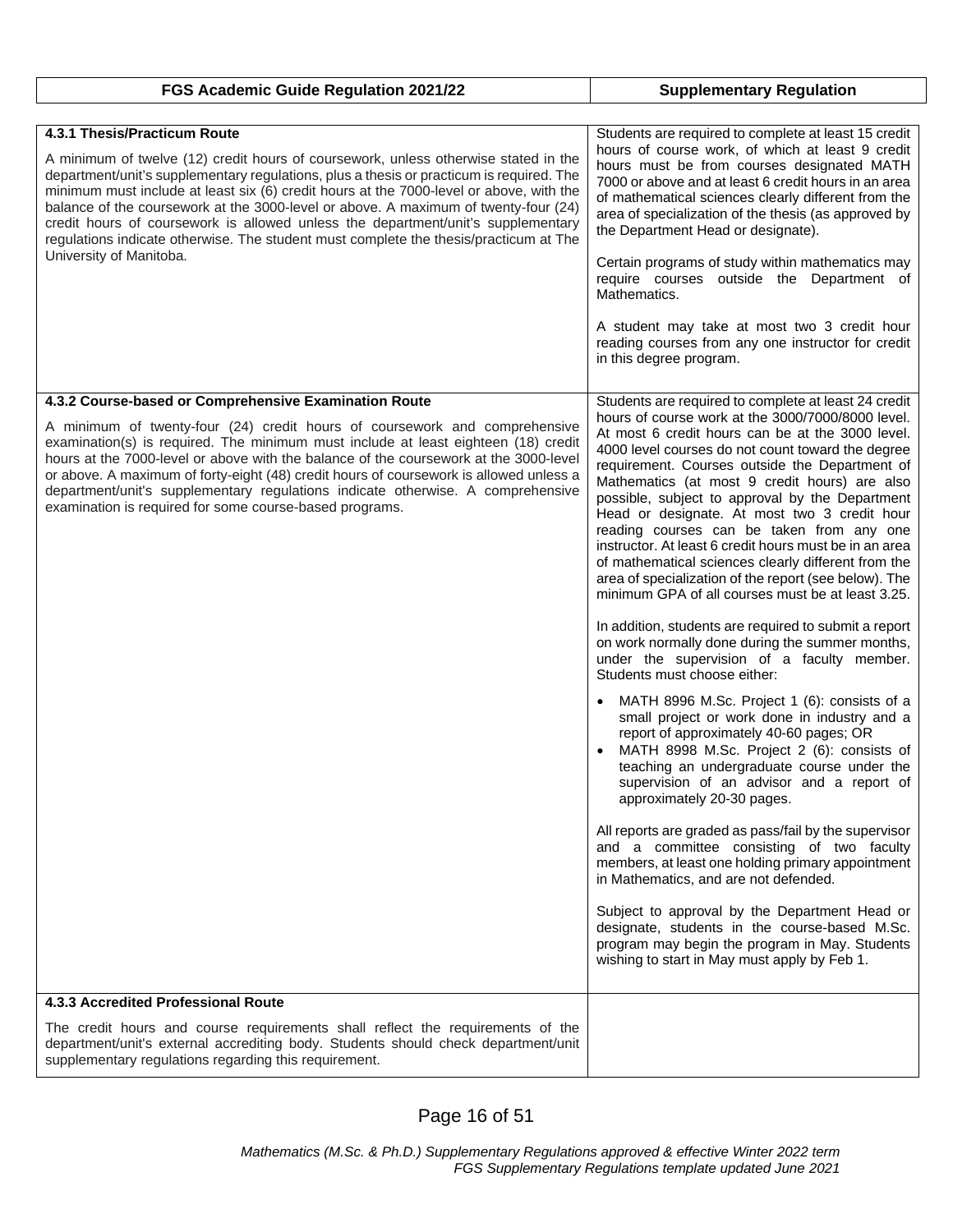| FGS Academic Guide Regulation 2021/22 | Supplementary Regulation |
|---|---|
| **4.3.1 Thesis/Practicum Route**<br><br>A minimum of twelve (12) credit hours of coursework, unless otherwise stated in the department/unit's supplementary regulations, plus a thesis or practicum is required. The minimum must include at least six (6) credit hours at the 7000-level or above, with the balance of the coursework at the 3000-level or above. A maximum of twenty-four (24) credit hours of coursework is allowed unless the department/unit's supplementary regulations indicate otherwise. The student must complete the thesis/practicum at The University of Manitoba. | Students are required to complete at least 15 credit hours of course work, of which at least 9 credit hours must be from courses designated MATH 7000 or above and at least 6 credit hours in an area of mathematical sciences clearly different from the area of specialization of the thesis (as approved by the Department Head or designate).<br><br>Certain programs of study within mathematics may require courses outside the Department of Mathematics.<br><br>A student may take at most two 3 credit hour reading courses from any one instructor for credit in this degree program. |
| **4.3.2 Course-based or Comprehensive Examination Route**<br><br>A minimum of twenty-four (24) credit hours of coursework and comprehensive examination(s) is required. The minimum must include at least eighteen (18) credit hours at the 7000-level or above with the balance of the coursework at the 3000-level or above. A maximum of forty-eight (48) credit hours of coursework is allowed unless a department/unit's supplementary regulations indicate otherwise. A comprehensive examination is required for some course-based programs. | Students are required to complete at least 24 credit hours of course work at the 3000/7000/8000 level. At most 6 credit hours can be at the 3000 level. 4000 level courses do not count toward the degree requirement. Courses outside the Department of Mathematics (at most 9 credit hours) are also possible, subject to approval by the Department Head or designate. At most two 3 credit hour reading courses can be taken from any one instructor. At least 6 credit hours must be in an area of mathematical sciences clearly different from the area of specialization of the report (see below). The minimum GPA of all courses must be at least 3.25.<br><br>In addition, students are required to submit a report on work normally done during the summer months, under the supervision of a faculty member. Students must choose either:<br><br>• MATH 8996 M.Sc. Project 1 (6): consists of a small project or work done in industry and a report of approximately 40-60 pages; OR<br>• MATH 8998 M.Sc. Project 2 (6): consists of teaching an undergraduate course under the supervision of an advisor and a report of approximately 20-30 pages.<br><br>All reports are graded as pass/fail by the supervisor and a committee consisting of two faculty members, at least one holding primary appointment in Mathematics, and are not defended.<br><br>Subject to approval by the Department Head or designate, students in the course-based M.Sc. program may begin the program in May. Students wishing to start in May must apply by Feb 1. |
| **4.3.3 Accredited Professional Route**<br><br>The credit hours and course requirements shall reflect the requirements of the department/unit's external accrediting body. Students should check department/unit supplementary regulations regarding this requirement. | |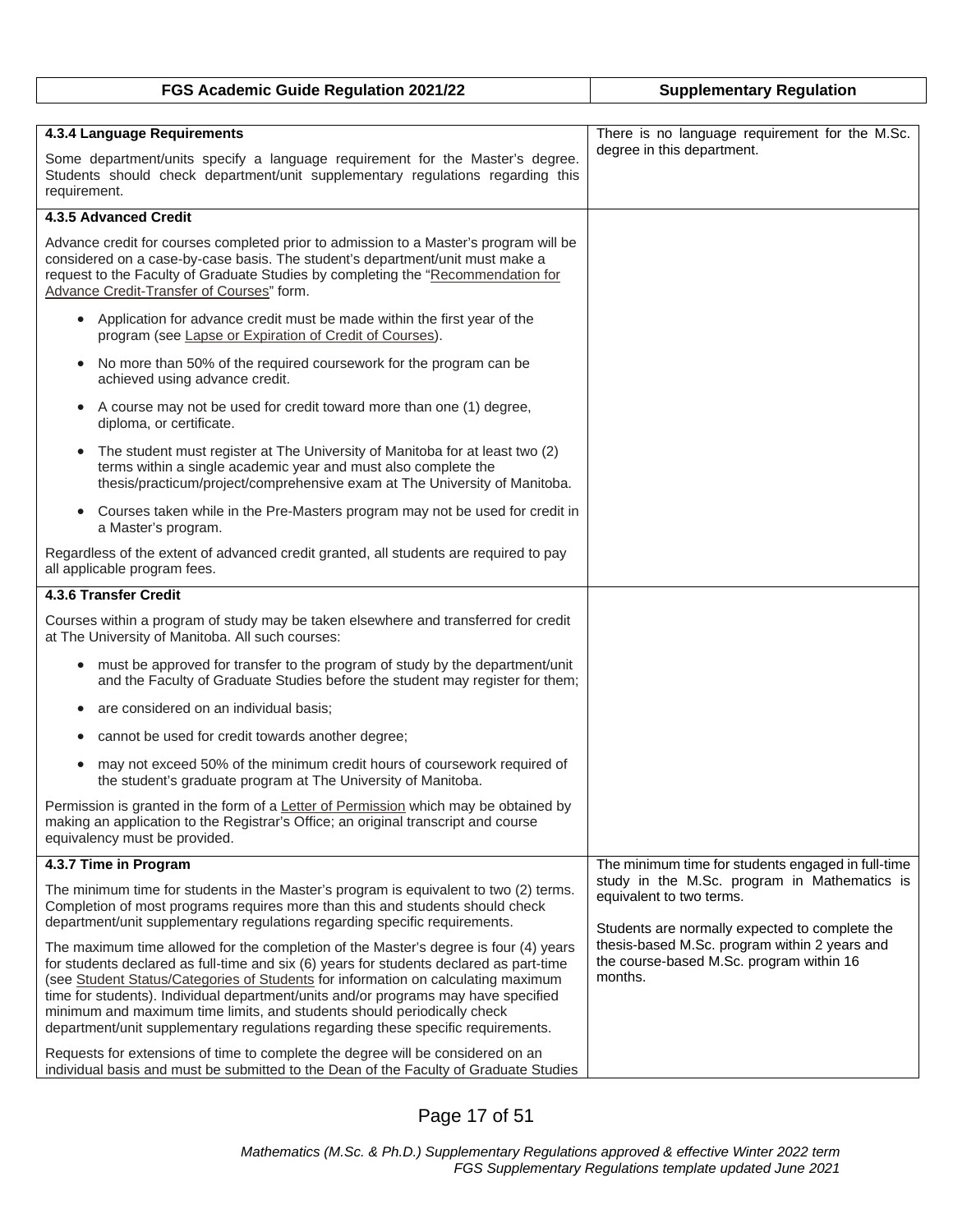| FGS Academic Guide Regulation 2021/22 | Supplementary Regulation |
|---|---|
| **4.3.4 Language Requirements**<br><br>Some department/units specify a language requirement for the Master's degree. Students should check department/unit supplementary regulations regarding this requirement. | There is no language requirement for the M.Sc. degree in this department. |
| **4.3.5 Advanced Credit**<br><br>Advance credit for courses completed prior to admission to a Master's program will be considered on a case-by-case basis. The student's department/unit must make a request to the Faculty of Graduate Studies by completing the "Recommendation for Advance Credit-Transfer of Courses" form.<br><br>• Application for advance credit must be made within the first year of the program (see Lapse or Expiration of Credit of Courses).<br>• No more than 50% of the required coursework for the program can be achieved using advance credit.<br>• A course may not be used for credit toward more than one (1) degree, diploma, or certificate.<br>• The student must register at The University of Manitoba for at least two (2) terms within a single academic year and must also complete the thesis/practicum/project/comprehensive exam at The University of Manitoba.<br>• Courses taken while in the Pre-Masters program may not be used for credit in a Master's program.<br><br>Regardless of the extent of advanced credit granted, all students are required to pay all applicable program fees. | |
| **4.3.6 Transfer Credit**<br><br>Courses within a program of study may be taken elsewhere and transferred for credit at The University of Manitoba. All such courses:<br><br>• must be approved for transfer to the program of study by the department/unit and the Faculty of Graduate Studies before the student may register for them;<br>• are considered on an individual basis;<br>• cannot be used for credit towards another degree;<br>• may not exceed 50% of the minimum credit hours of coursework required of the student's graduate program at The University of Manitoba.<br><br>Permission is granted in the form of a Letter of Permission which may be obtained by making an application to the Registrar's Office; an original transcript and course equivalency must be provided. | |
| **4.3.7 Time in Program**<br><br>The minimum time for students in the Master's program is equivalent to two (2) terms. Completion of most programs requires more than this and students should check department/unit supplementary regulations regarding specific requirements.<br><br>The maximum time allowed for the completion of the Master's degree is four (4) years for students declared as full-time and six (6) years for students declared as part-time (see Student Status/Categories of Students for information on calculating maximum time for students). Individual department/units and/or programs may have specified minimum and maximum time limits, and students should periodically check department/unit supplementary regulations regarding these specific requirements.<br><br>Requests for extensions of time to complete the degree will be considered on an individual basis and must be submitted to the Dean of the Faculty of Graduate Studies | The minimum time for students engaged in full-time study in the M.Sc. program in Mathematics is equivalent to two terms.<br><br>Students are normally expected to complete the thesis-based M.Sc. program within 2 years and the course-based M.Sc. program within 16 months. |

*Mathematics (M.Sc. & Ph.D.) Supplementary Regulations approved & effective Winter 2022 term*
*FGS Supplementary Regulations template updated June 2021*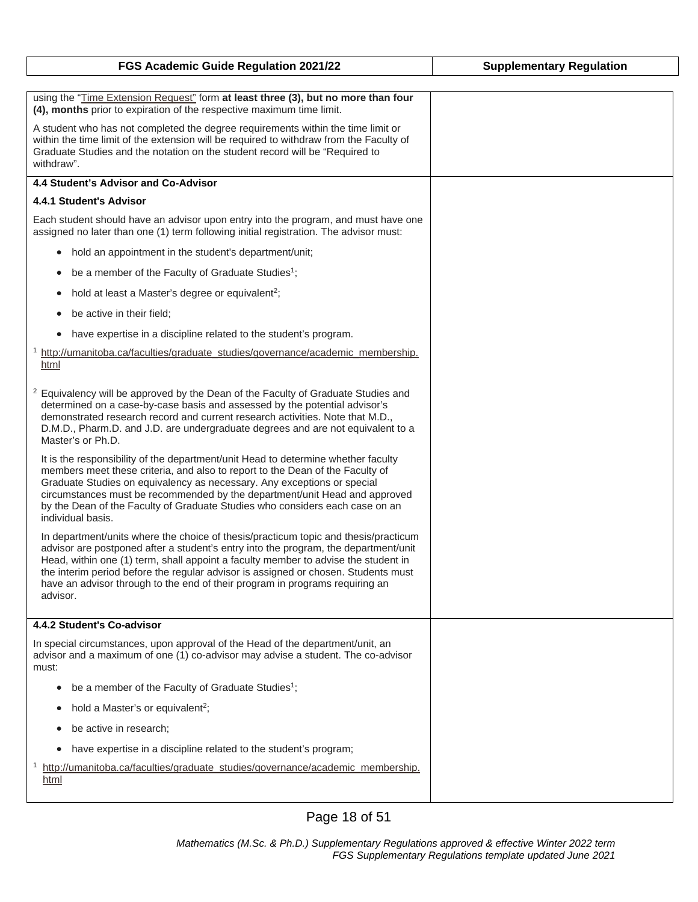| FGS Academic Guide Regulation 2021/22 | Supplementary Regulation |
|---|---|
| using the "Time Extension Request" form **at least three (3), but no more than four (4), months** prior to expiration of the respective maximum time limit.<br><br>A student who has not completed the degree requirements within the time limit or within the time limit of the extension will be required to withdraw from the Faculty of Graduate Studies and the notation on the student record will be "Required to withdraw". | |
| **4.4 Student's Advisor and Co-Advisor**<br><br>**4.4.1 Student's Advisor**<br><br>Each student should have an advisor upon entry into the program, and must have one assigned no later than one (1) term following initial registration. The advisor must:<br><br>• hold an appointment in the student's department/unit;<br>• be a member of the Faculty of Graduate Studies[1];<br>• hold at least a Master's degree or equivalent[2];<br>• be active in their field;<br>• have expertise in a discipline related to the student's program.<br><br>[1] http://umanitoba.ca/faculties/graduate_studies/governance/academic_membership.html<br><br>[2] Equivalency will be approved by the Dean of the Faculty of Graduate Studies and determined on a case-by-case basis and assessed by the potential advisor's demonstrated research record and current research activities. Note that M.D., D.M.D., Pharm.D. and J.D. are undergraduate degrees and are not equivalent to a Master's or Ph.D.<br><br>It is the responsibility of the department/unit Head to determine whether faculty members meet these criteria, and also to report to the Dean of the Faculty of Graduate Studies on equivalency as necessary. Any exceptions or special circumstances must be recommended by the department/unit Head and approved by the Dean of the Faculty of Graduate Studies who considers each case on an individual basis.<br><br>In department/units where the choice of thesis/practicum topic and thesis/practicum advisor are postponed after a student's entry into the program, the department/unit Head, within one (1) term, shall appoint a faculty member to advise the student in the interim period before the regular advisor is assigned or chosen. Students must have an advisor through to the end of their program in programs requiring an advisor. | |
| **4.4.2 Student's Co-advisor**<br><br>In special circumstances, upon approval of the Head of the department/unit, an advisor and a maximum of one (1) co-advisor may advise a student. The co-advisor must:<br><br>• be a member of the Faculty of Graduate Studies[1];<br>• hold a Master's or equivalent[2];<br>• be active in research;<br>• have expertise in a discipline related to the student's program;<br><br>[1] http://umanitoba.ca/faculties/graduate_studies/governance/academic_membership.html | |

*Mathematics (M.Sc. & Ph.D.) Supplementary Regulations approved & effective Winter 2022 term*
*FGS Supplementary Regulations template updated June 2021*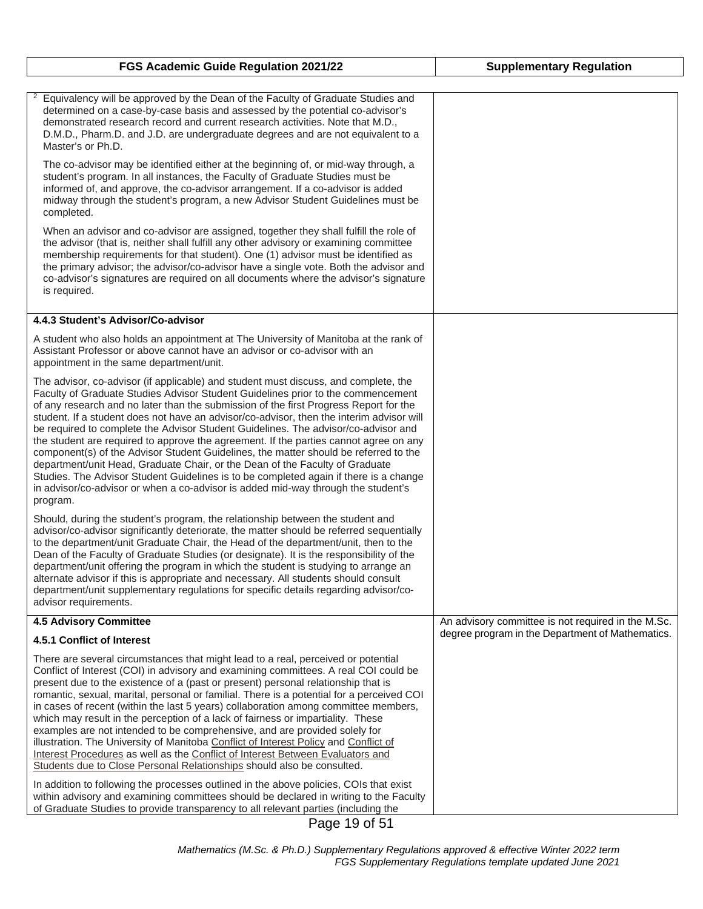| FGS Academic Guide Regulation 2021/22 | Supplementary Regulation |
| --- | --- |
| [2] Equivalency will be approved by the Dean of the Faculty of Graduate Studies and determined on a case-by-case basis and assessed by the potential co-advisor's demonstrated research record and current research activities. Note that M.D., D.M.D., Pharm.D. and J.D. are undergraduate degrees and are not equivalent to a Master's or Ph.D.<br><br>The co-advisor may be identified either at the beginning of, or mid-way through, a student's program. In all instances, the Faculty of Graduate Studies must be informed of, and approve, the co-advisor arrangement. If a co-advisor is added midway through the student's program, a new Advisor Student Guidelines must be completed.<br><br>When an advisor and co-advisor are assigned, together they shall fulfill the role of the advisor (that is, neither shall fulfill any other advisory or examining committee membership requirements for that student). One (1) advisor must be identified as the primary advisor; the advisor/co-advisor have a single vote. Both the advisor and co-advisor's signatures are required on all documents where the advisor's signature is required. | |
| **4.4.3 Student's Advisor/Co-advisor**<br><br>A student who also holds an appointment at The University of Manitoba at the rank of Assistant Professor or above cannot have an advisor or co-advisor with an appointment in the same department/unit.<br><br>The advisor, co-advisor (if applicable) and student must discuss, and complete, the Faculty of Graduate Studies Advisor Student Guidelines prior to the commencement of any research and no later than the submission of the first Progress Report for the student. If a student does not have an advisor/co-advisor, then the interim advisor will be required to complete the Advisor Student Guidelines. The advisor/co-advisor and the student are required to approve the agreement. If the parties cannot agree on any component(s) of the Advisor Student Guidelines, the matter should be referred to the department/unit Head, Graduate Chair, or the Dean of the Faculty of Graduate Studies. The Advisor Student Guidelines is to be completed again if there is a change in advisor/co-advisor or when a co-advisor is added mid-way through the student's program.<br><br>Should, during the student's program, the relationship between the student and advisor/co-advisor significantly deteriorate, the matter should be referred sequentially to the department/unit Graduate Chair, the Head of the department/unit, then to the Dean of the Faculty of Graduate Studies (or designate). It is the responsibility of the department/unit offering the program in which the student is studying to arrange an alternate advisor if this is appropriate and necessary. All students should consult department/unit supplementary regulations for specific details regarding advisor/co-advisor requirements. | |
| **4.5 Advisory Committee**<br><br>**4.5.1 Conflict of Interest**<br><br>There are several circumstances that might lead to a real, perceived or potential Conflict of Interest (COI) in advisory and examining committees. A real COI could be present due to the existence of a (past or present) personal relationship that is romantic, sexual, marital, personal or familial. There is a potential for a perceived COI in cases of recent (within the last 5 years) collaboration among committee members, which may result in the perception of a lack of fairness or impartiality. These examples are not intended to be comprehensive, and are provided solely for illustration. The University of Manitoba Conflict of Interest Policy and Conflict of Interest Procedures as well as the Conflict of Interest Between Evaluators and Students due to Close Personal Relationships should also be consulted.<br><br>In addition to following the processes outlined in the above policies, COIs that exist within advisory and examining committees should be declared in writing to the Faculty of Graduate Studies to provide transparency to all relevant parties (including the | An advisory committee is not required in the M.Sc. degree program in the Department of Mathematics. |

*Mathematics (M.Sc. & Ph.D.) Supplementary Regulations approved & effective Winter 2022 term*
*FGS Supplementary Regulations template updated June 2021*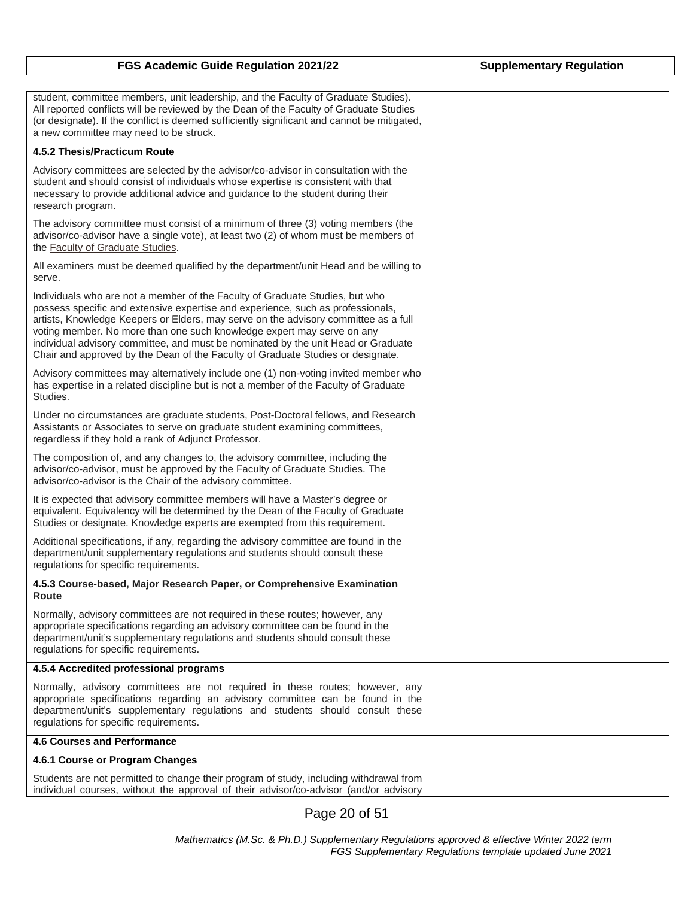| FGS Academic Guide Regulation 2021/22 | Supplementary Regulation |
|---|---|
| student, committee members, unit leadership, and the Faculty of Graduate Studies). All reported conflicts will be reviewed by the Dean of the Faculty of Graduate Studies (or designate). If the conflict is deemed sufficiently significant and cannot be mitigated, a new committee may need to be struck. | |
| **4.5.2 Thesis/Practicum Route**<br><br>Advisory committees are selected by the advisor/co-advisor in consultation with the student and should consist of individuals whose expertise is consistent with that necessary to provide additional advice and guidance to the student during their research program.<br><br>The advisory committee must consist of a minimum of three (3) voting members (the advisor/co-advisor have a single vote), at least two (2) of whom must be members of the Faculty of Graduate Studies.<br><br>All examiners must be deemed qualified by the department/unit Head and be willing to serve.<br><br>Individuals who are not a member of the Faculty of Graduate Studies, but who possess specific and extensive expertise and experience, such as professionals, artists, Knowledge Keepers or Elders, may serve on the advisory committee as a full voting member. No more than one such knowledge expert may serve on any individual advisory committee, and must be nominated by the unit Head or Graduate Chair and approved by the Dean of the Faculty of Graduate Studies or designate.<br><br>Advisory committees may alternatively include one (1) non-voting invited member who has expertise in a related discipline but is not a member of the Faculty of Graduate Studies.<br><br>Under no circumstances are graduate students, Post-Doctoral fellows, and Research Assistants or Associates to serve on graduate student examining committees, regardless if they hold a rank of Adjunct Professor.<br><br>The composition of, and any changes to, the advisory committee, including the advisor/co-advisor, must be approved by the Faculty of Graduate Studies. The advisor/co-advisor is the Chair of the advisory committee.<br><br>It is expected that advisory committee members will have a Master's degree or equivalent. Equivalency will be determined by the Dean of the Faculty of Graduate Studies or designate. Knowledge experts are exempted from this requirement.<br><br>Additional specifications, if any, regarding the advisory committee are found in the department/unit supplementary regulations and students should consult these regulations for specific requirements. | |
| **4.5.3 Course-based, Major Research Paper, or Comprehensive Examination Route**<br><br>Normally, advisory committees are not required in these routes; however, any appropriate specifications regarding an advisory committee can be found in the department/unit's supplementary regulations and students should consult these regulations for specific requirements. | |
| **4.5.4 Accredited professional programs**<br><br>Normally, advisory committees are not required in these routes; however, any appropriate specifications regarding an advisory committee can be found in the department/unit's supplementary regulations and students should consult these regulations for specific requirements. | |
| **4.6 Courses and Performance**<br><br>**4.6.1 Course or Program Changes**<br><br>Students are not permitted to change their program of study, including withdrawal from individual courses, without the approval of their advisor/co-advisor (and/or advisory | |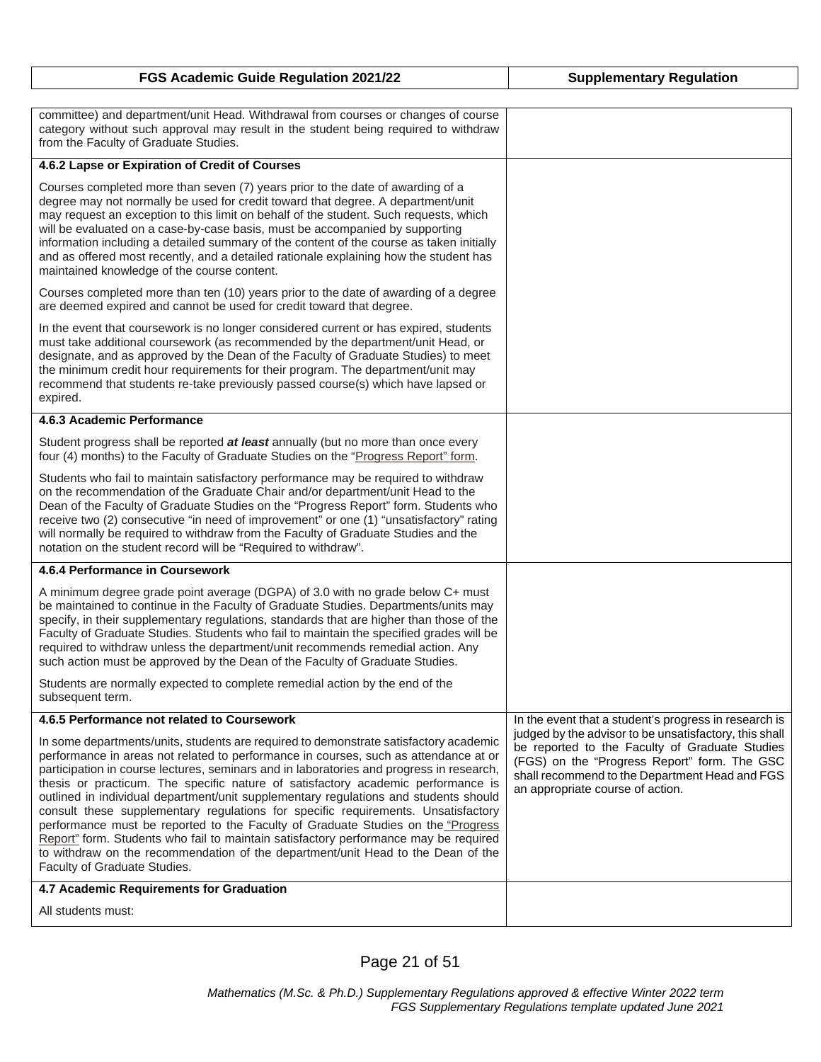| FGS Academic Guide Regulation 2021/22 | Supplementary Regulation |
|---|---|
| committee) and department/unit Head. Withdrawal from courses or changes of course category without such approval may result in the student being required to withdraw from the Faculty of Graduate Studies. | |
| **4.6.2 Lapse or Expiration of Credit of Courses** | |
| Courses completed more than seven (7) years prior to the date of awarding of a degree may not normally be used for credit toward that degree. A department/unit may request an exception to this limit on behalf of the student. Such requests, which will be evaluated on a case-by-case basis, must be accompanied by supporting information including a detailed summary of the content of the course as taken initially and as offered most recently, and a detailed rationale explaining how the student has maintained knowledge of the course content.<br><br>Courses completed more than ten (10) years prior to the date of awarding of a degree are deemed expired and cannot be used for credit toward that degree.<br><br>In the event that coursework is no longer considered current or has expired, students must take additional coursework (as recommended by the department/unit Head, or designate, and as approved by the Dean of the Faculty of Graduate Studies) to meet the minimum credit hour requirements for their program. The department/unit may recommend that students re-take previously passed course(s) which have lapsed or expired. | |
| **4.6.3 Academic Performance** | |
| Student progress shall be reported ***at least*** annually (but no more than once every four (4) months) to the Faculty of Graduate Studies on the "Progress Report" form.<br><br>Students who fail to maintain satisfactory performance may be required to withdraw on the recommendation of the Graduate Chair and/or department/unit Head to the Dean of the Faculty of Graduate Studies on the "Progress Report" form. Students who receive two (2) consecutive "in need of improvement" or one (1) "unsatisfactory" rating will normally be required to withdraw from the Faculty of Graduate Studies and the notation on the student record will be "Required to withdraw". | |
| **4.6.4 Performance in Coursework** | |
| A minimum degree grade point average (DGPA) of 3.0 with no grade below C+ must be maintained to continue in the Faculty of Graduate Studies. Departments/units may specify, in their supplementary regulations, standards that are higher than those of the Faculty of Graduate Studies. Students who fail to maintain the specified grades will be required to withdraw unless the department/unit recommends remedial action. Any such action must be approved by the Dean of the Faculty of Graduate Studies.<br><br>Students are normally expected to complete remedial action by the end of the subsequent term. | |
| **4.6.5 Performance not related to Coursework**<br><br>In some departments/units, students are required to demonstrate satisfactory academic performance in areas not related to performance in courses, such as attendance at or participation in course lectures, seminars and in laboratories and progress in research, thesis or practicum. The specific nature of satisfactory academic performance is outlined in individual department/unit supplementary regulations and students should consult these supplementary regulations for specific requirements. Unsatisfactory performance must be reported to the Faculty of Graduate Studies on the "Progress Report" form. Students who fail to maintain satisfactory performance may be required to withdraw on the recommendation of the department/unit Head to the Dean of the Faculty of Graduate Studies. | In the event that a student's progress in research is judged by the advisor to be unsatisfactory, this shall be reported to the Faculty of Graduate Studies (FGS) on the "Progress Report" form. The GSC shall recommend to the Department Head and FGS an appropriate course of action. |
| **4.7 Academic Requirements for Graduation**<br><br>All students must: | |

*Mathematics (M.Sc. & Ph.D.) Supplementary Regulations approved & effective Winter 2022 term*
*FGS Supplementary Regulations template updated June 2021*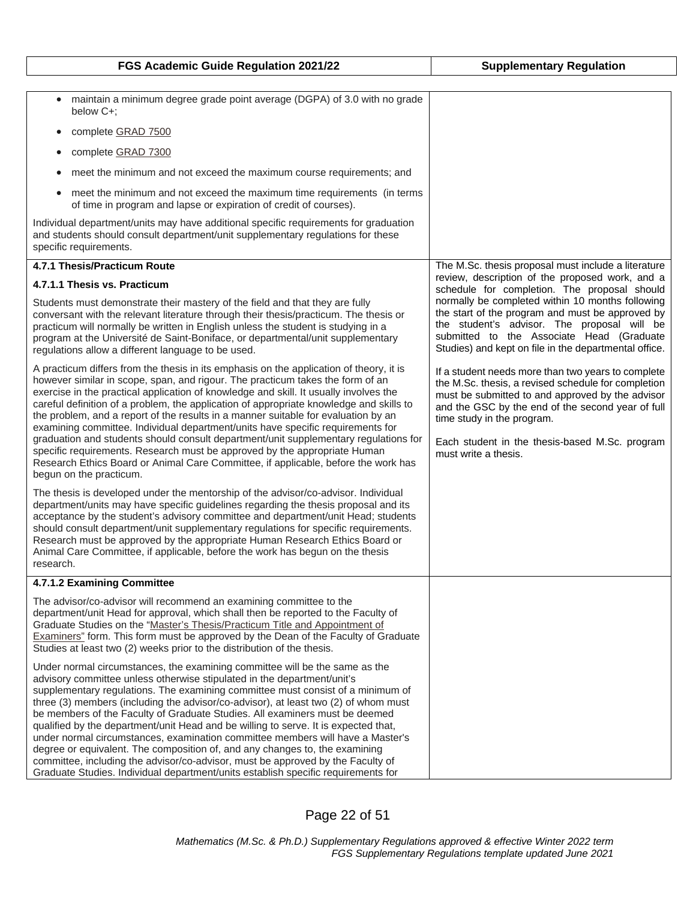| FGS Academic Guide Regulation 2021/22 | Supplementary Regulation |
|---|---|
| • maintain a minimum degree grade point average (DGPA) of 3.0 with no grade below C+;<br>• complete GRAD 7500<br>• complete GRAD 7300<br>• meet the minimum and not exceed the maximum course requirements; and<br>• meet the minimum and not exceed the maximum time requirements (in terms of time in program and lapse or expiration of credit of courses).<br><br>Individual department/units may have additional specific requirements for graduation and students should consult department/unit supplementary regulations for these specific requirements. | |
| **4.7.1 Thesis/Practicum Route**<br><br>**4.7.1.1 Thesis vs. Practicum**<br><br>Students must demonstrate their mastery of the field and that they are fully conversant with the relevant literature through their thesis/practicum. The thesis or practicum will normally be written in English unless the student is studying in a program at the Université de Saint-Boniface, or departmental/unit supplementary regulations allow a different language to be used.<br><br>A practicum differs from the thesis in its emphasis on the application of theory, it is however similar in scope, span, and rigour. The practicum takes the form of an exercise in the practical application of knowledge and skill. It usually involves the careful definition of a problem, the application of appropriate knowledge and skills to the problem, and a report of the results in a manner suitable for evaluation by an examining committee. Individual department/units have specific requirements for graduation and students should consult department/unit supplementary regulations for specific requirements. Research must be approved by the appropriate Human Research Ethics Board or Animal Care Committee, if applicable, before the work has begun on the practicum.<br><br>The thesis is developed under the mentorship of the advisor/co-advisor. Individual department/units may have specific guidelines regarding the thesis proposal and its acceptance by the student's advisory committee and department/unit Head; students should consult department/unit supplementary regulations for specific requirements. Research must be approved by the appropriate Human Research Ethics Board or Animal Care Committee, if applicable, before the work has begun on the thesis research. | The M.Sc. thesis proposal must include a literature review, description of the proposed work, and a schedule for completion. The proposal should normally be completed within 10 months following the start of the program and must be approved by the student's advisor. The proposal will be submitted to the Associate Head (Graduate Studies) and kept on file in the departmental office.<br><br>If a student needs more than two years to complete the M.Sc. thesis, a revised schedule for completion must be submitted to and approved by the advisor and the GSC by the end of the second year of full time study in the program.<br><br>Each student in the thesis-based M.Sc. program must write a thesis. |
| **4.7.1.2 Examining Committee**<br><br>The advisor/co-advisor will recommend an examining committee to the department/unit Head for approval, which shall then be reported to the Faculty of Graduate Studies on the "Master's Thesis/Practicum Title and Appointment of Examiners" form. This form must be approved by the Dean of the Faculty of Graduate Studies at least two (2) weeks prior to the distribution of the thesis.<br><br>Under normal circumstances, the examining committee will be the same as the advisory committee unless otherwise stipulated in the department/unit's supplementary regulations. The examining committee must consist of a minimum of three (3) members (including the advisor/co-advisor), at least two (2) of whom must be members of the Faculty of Graduate Studies. All examiners must be deemed qualified by the department/unit Head and be willing to serve. It is expected that, under normal circumstances, examination committee members will have a Master's degree or equivalent. The composition of, and any changes to, the examining committee, including the advisor/co-advisor, must be approved by the Faculty of Graduate Studies. Individual department/units establish specific requirements for | |

*Mathematics (M.Sc. & Ph.D.) Supplementary Regulations approved & effective Winter 2022 term*
*FGS Supplementary Regulations template updated June 2021*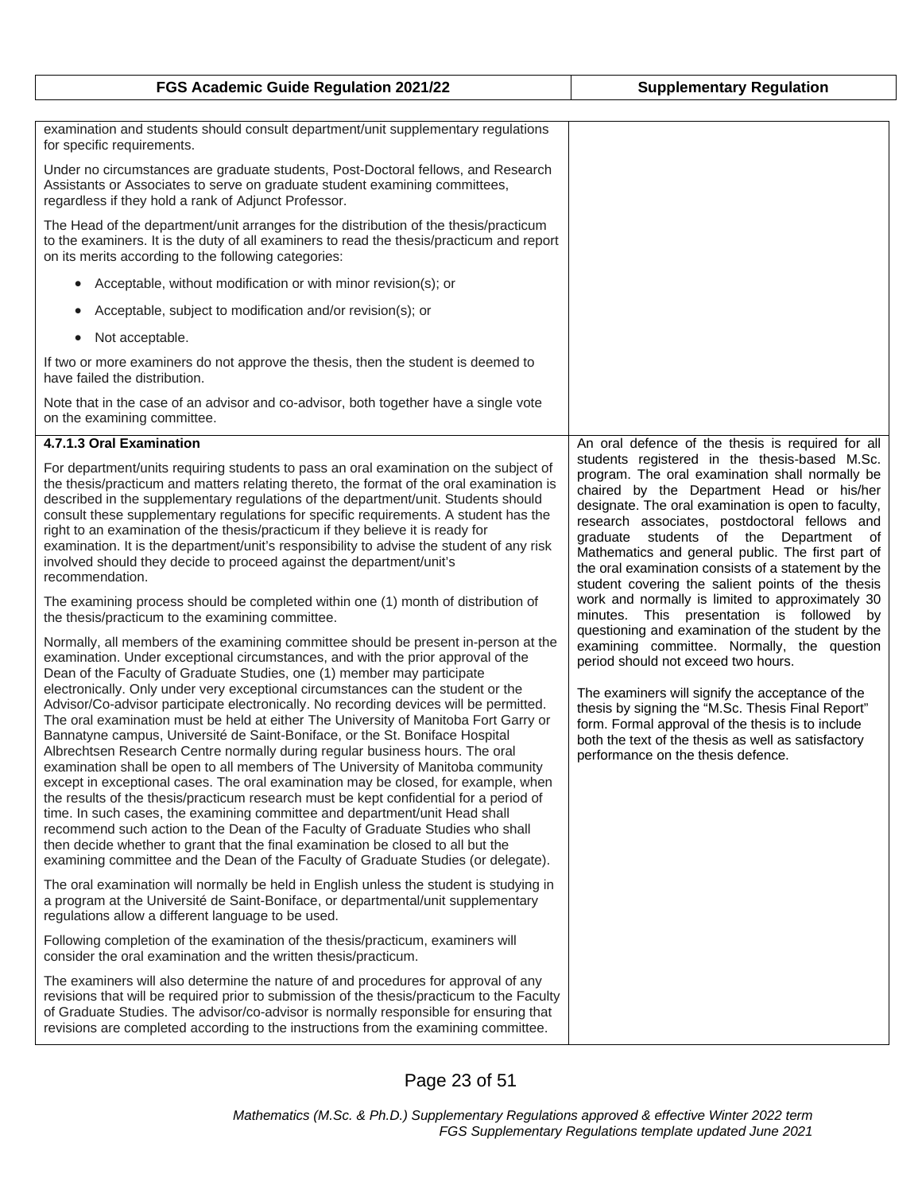| FGS Academic Guide Regulation 2021/22 | Supplementary Regulation |
|---|---|
| examination and students should consult department/unit supplementary regulations for specific requirements.<br><br>Under no circumstances are graduate students, Post-Doctoral fellows, and Research Assistants or Associates to serve on graduate student examining committees, regardless if they hold a rank of Adjunct Professor.<br><br>The Head of the department/unit arranges for the distribution of the thesis/practicum to the examiners. It is the duty of all examiners to read the thesis/practicum and report on its merits according to the following categories:<br><br>• Acceptable, without modification or with minor revision(s); or<br>• Acceptable, subject to modification and/or revision(s); or<br>• Not acceptable.<br><br>If two or more examiners do not approve the thesis, then the student is deemed to have failed the distribution.<br><br>Note that in the case of an advisor and co-advisor, both together have a single vote on the examining committee. | |
| **4.7.1.3 Oral Examination**<br><br>For department/units requiring students to pass an oral examination on the subject of the thesis/practicum and matters relating thereto, the format of the oral examination is described in the supplementary regulations of the department/unit. Students should consult these supplementary regulations for specific requirements. A student has the right to an examination of the thesis/practicum if they believe it is ready for examination. It is the department/unit's responsibility to advise the student of any risk involved should they decide to proceed against the department/unit's recommendation.<br><br>The examining process should be completed within one (1) month of distribution of the thesis/practicum to the examining committee.<br><br>Normally, all members of the examining committee should be present in-person at the examination. Under exceptional circumstances, and with the prior approval of the Dean of the Faculty of Graduate Studies, one (1) member may participate electronically. Only under very exceptional circumstances can the student or the Advisor/Co-advisor participate electronically. No recording devices will be permitted. The oral examination must be held at either The University of Manitoba Fort Garry or Bannatyne campus, Université de Saint-Boniface, or the St. Boniface Hospital Albrechtsen Research Centre normally during regular business hours. The oral examination shall be open to all members of The University of Manitoba community except in exceptional cases. The oral examination may be closed, for example, when the results of the thesis/practicum research must be kept confidential for a period of time. In such cases, the examining committee and department/unit Head shall recommend such action to the Dean of the Faculty of Graduate Studies who shall then decide whether to grant that the final examination be closed to all but the examining committee and the Dean of the Faculty of Graduate Studies (or delegate).<br><br>The oral examination will normally be held in English unless the student is studying in a program at the Université de Saint-Boniface, or departmental/unit supplementary regulations allow a different language to be used.<br><br>Following completion of the examination of the thesis/practicum, examiners will consider the oral examination and the written thesis/practicum.<br><br>The examiners will also determine the nature of and procedures for approval of any revisions that will be required prior to submission of the thesis/practicum to the Faculty of Graduate Studies. The advisor/co-advisor is normally responsible for ensuring that revisions are completed according to the instructions from the examining committee. | An oral defence of the thesis is required for all students registered in the thesis-based M.Sc. program. The oral examination shall normally be chaired by the Department Head or his/her designate. The oral examination is open to faculty, research associates, postdoctoral fellows and graduate students of the Department of Mathematics and general public. The first part of the oral examination consists of a statement by the student covering the salient points of the thesis work and normally is limited to approximately 30 minutes. This presentation is followed by questioning and examination of the student by the examining committee. Normally, the question period should not exceed two hours.<br><br>The examiners will signify the acceptance of the thesis by signing the "M.Sc. Thesis Final Report" form. Formal approval of the thesis is to include both the text of the thesis as well as satisfactory performance on the thesis defence. |

*Mathematics (M.Sc. & Ph.D.) Supplementary Regulations approved & effective Winter 2022 term*
*FGS Supplementary Regulations template updated June 2021*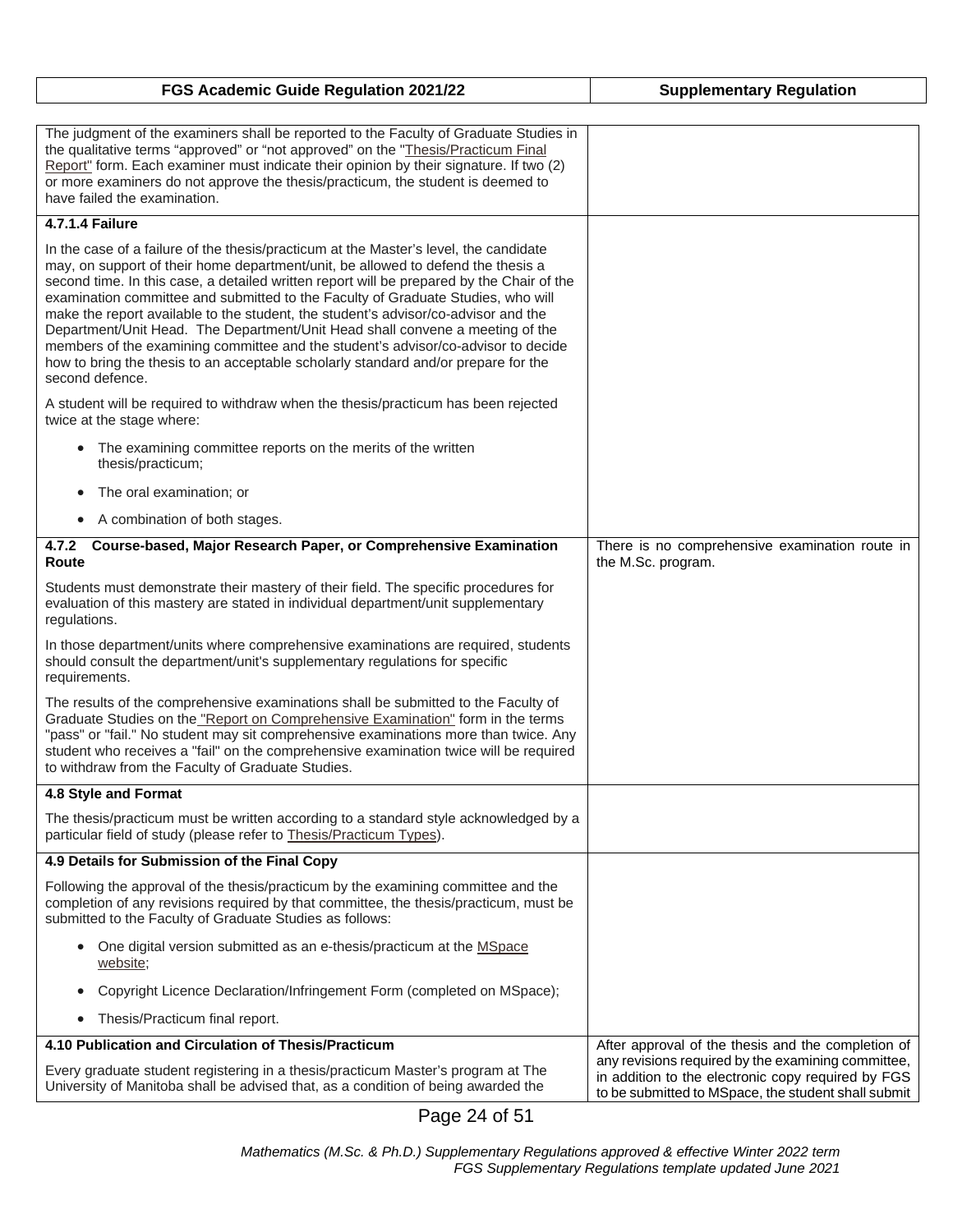| FGS Academic Guide Regulation 2021/22 | Supplementary Regulation |
|---|---|
| The judgment of the examiners shall be reported to the Faculty of Graduate Studies in the qualitative terms "approved" or "not approved" on the "Thesis/Practicum Final Report" form. Each examiner must indicate their opinion by their signature. If two (2) or more examiners do not approve the thesis/practicum, the student is deemed to have failed the examination. | |
| **4.7.1.4 Failure**<br><br>In the case of a failure of the thesis/practicum at the Master's level, the candidate may, on support of their home department/unit, be allowed to defend the thesis a second time. In this case, a detailed written report will be prepared by the Chair of the examination committee and submitted to the Faculty of Graduate Studies, who will make the report available to the student, the student's advisor/co-advisor and the Department/Unit Head. The Department/Unit Head shall convene a meeting of the members of the examining committee and the student's advisor/co-advisor to decide how to bring the thesis to an acceptable scholarly standard and/or prepare for the second defence.<br><br>A student will be required to withdraw when the thesis/practicum has been rejected twice at the stage where:<br><br>• The examining committee reports on the merits of the written thesis/practicum;<br>• The oral examination; or<br>• A combination of both stages. | |
| **4.7.2 Course-based, Major Research Paper, or Comprehensive Examination Route**<br><br>Students must demonstrate their mastery of their field. The specific procedures for evaluation of this mastery are stated in individual department/unit supplementary regulations.<br><br>In those department/units where comprehensive examinations are required, students should consult the department/unit's supplementary regulations for specific requirements.<br><br>The results of the comprehensive examinations shall be submitted to the Faculty of Graduate Studies on the "Report on Comprehensive Examination" form in the terms "pass" or "fail." No student may sit comprehensive examinations more than twice. Any student who receives a "fail" on the comprehensive examination twice will be required to withdraw from the Faculty of Graduate Studies. | There is no comprehensive examination route in the M.Sc. program. |
| **4.8 Style and Format**<br><br>The thesis/practicum must be written according to a standard style acknowledged by a particular field of study (please refer to Thesis/Practicum Types). | |
| **4.9 Details for Submission of the Final Copy**<br><br>Following the approval of the thesis/practicum by the examining committee and the completion of any revisions required by that committee, the thesis/practicum, must be submitted to the Faculty of Graduate Studies as follows:<br><br>• One digital version submitted as an e-thesis/practicum at the MSpace website;<br>• Copyright Licence Declaration/Infringement Form (completed on MSpace);<br>• Thesis/Practicum final report. | |
| **4.10 Publication and Circulation of Thesis/Practicum**<br><br>Every graduate student registering in a thesis/practicum Master's program at The University of Manitoba shall be advised that, as a condition of being awarded the | After approval of the thesis and the completion of any revisions required by the examining committee, in addition to the electronic copy required by FGS to be submitted to MSpace, the student shall submit |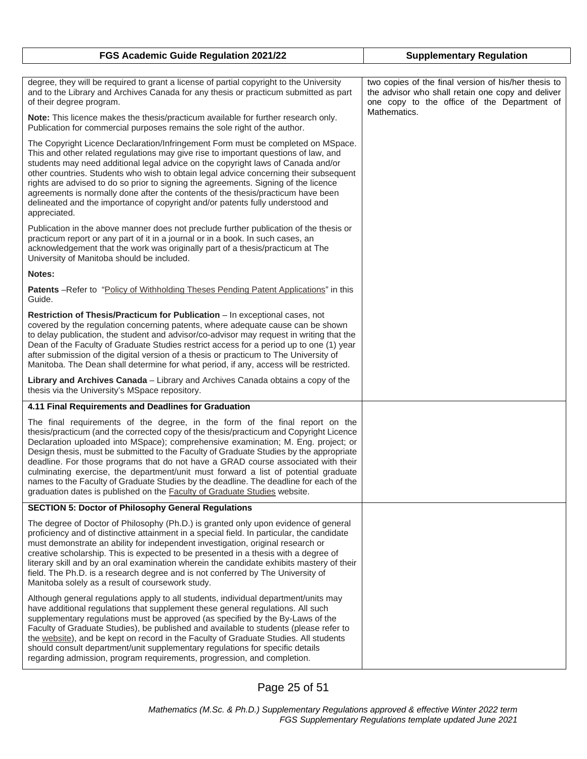| FGS Academic Guide Regulation 2021/22 | Supplementary Regulation |
| --- | --- |
| degree, they will be required to grant a license of partial copyright to the University and to the Library and Archives Canada for any thesis or practicum submitted as part of their degree program.<br><br>**Note:** This licence makes the thesis/practicum available for further research only. Publication for commercial purposes remains the sole right of the author.<br><br>The Copyright Licence Declaration/Infringement Form must be completed on MSpace. This and other related regulations may give rise to important questions of law, and students may need additional legal advice on the copyright laws of Canada and/or other countries. Students who wish to obtain legal advice concerning their subsequent rights are advised to do so prior to signing the agreements. Signing of the licence agreements is normally done after the contents of the thesis/practicum have been delineated and the importance of copyright and/or patents fully understood and appreciated.<br><br>Publication in the above manner does not preclude further publication of the thesis or practicum report or any part of it in a journal or in a book. In such cases, an acknowledgement that the work was originally part of a thesis/practicum at The University of Manitoba should be included.<br><br>**Notes:**<br><br>**Patents** –Refer to "Policy of Withholding Theses Pending Patent Applications" in this Guide.<br><br>**Restriction of Thesis/Practicum for Publication** – In exceptional cases, not covered by the regulation concerning patents, where adequate cause can be shown to delay publication, the student and advisor/co-advisor may request in writing that the Dean of the Faculty of Graduate Studies restrict access for a period up to one (1) year after submission of the digital version of a thesis or practicum to The University of Manitoba. The Dean shall determine for what period, if any, access will be restricted.<br><br>**Library and Archives Canada** – Library and Archives Canada obtains a copy of the thesis via the University's MSpace repository. | two copies of the final version of his/her thesis to the advisor who shall retain one copy and deliver one copy to the office of the Department of Mathematics. |
| **4.11 Final Requirements and Deadlines for Graduation**<br><br>The final requirements of the degree, in the form of the final report on the thesis/practicum (and the corrected copy of the thesis/practicum and Copyright Licence Declaration uploaded into MSpace); comprehensive examination; M. Eng. project; or Design thesis, must be submitted to the Faculty of Graduate Studies by the appropriate deadline. For those programs that do not have a GRAD course associated with their culminating exercise, the department/unit must forward a list of potential graduate names to the Faculty of Graduate Studies by the deadline. The deadline for each of the graduation dates is published on the Faculty of Graduate Studies website. | |
| **SECTION 5: Doctor of Philosophy General Regulations**<br><br>The degree of Doctor of Philosophy (Ph.D.) is granted only upon evidence of general proficiency and of distinctive attainment in a special field. In particular, the candidate must demonstrate an ability for independent investigation, original research or creative scholarship. This is expected to be presented in a thesis with a degree of literary skill and by an oral examination wherein the candidate exhibits mastery of their field. The Ph.D. is a research degree and is not conferred by The University of Manitoba solely as a result of coursework study.<br><br>Although general regulations apply to all students, individual department/units may have additional regulations that supplement these general regulations. All such supplementary regulations must be approved (as specified by the By-Laws of the Faculty of Graduate Studies), be published and available to students (please refer to the website), and be kept on record in the Faculty of Graduate Studies. All students should consult department/unit supplementary regulations for specific details regarding admission, program requirements, progression, and completion. | |

*Mathematics (M.Sc. & Ph.D.) Supplementary Regulations approved & effective Winter 2022 term*
*FGS Supplementary Regulations template updated June 2021*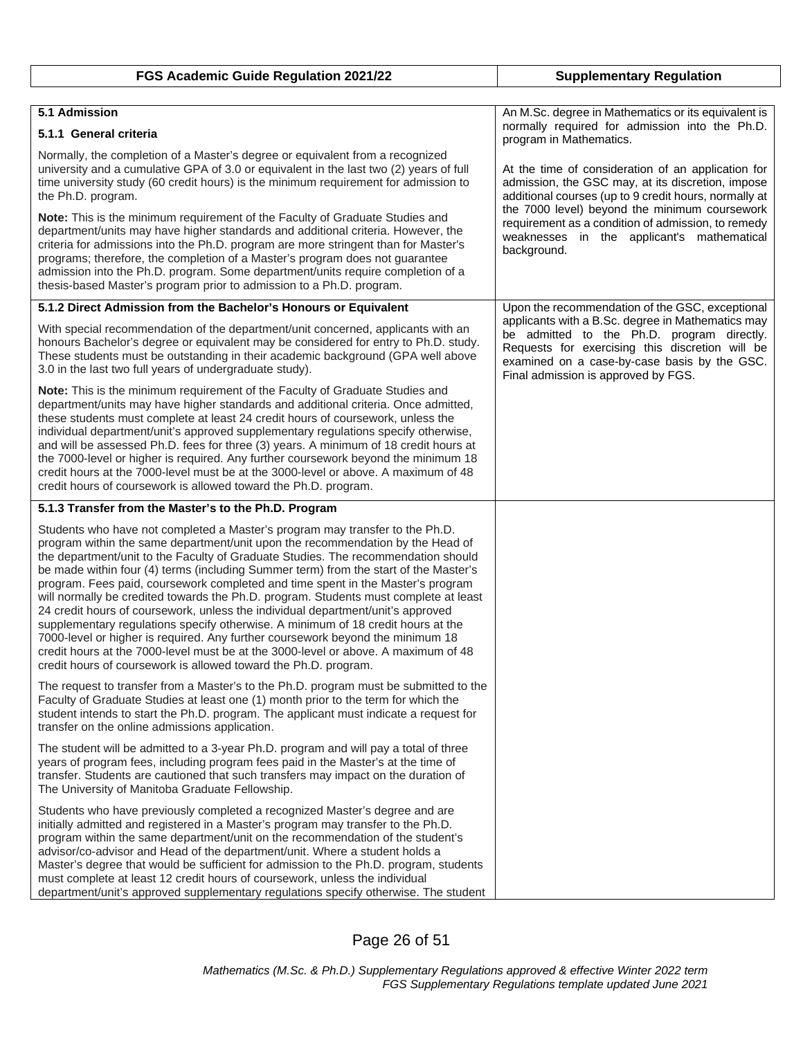| FGS Academic Guide Regulation 2021/22 | Supplementary Regulation |
| --- | --- |
| **5.1 Admission**<br><br>**5.1.1 General criteria**<br><br>Normally, the completion of a Master's degree or equivalent from a recognized university and a cumulative GPA of 3.0 or equivalent in the last two (2) years of full time university study (60 credit hours) is the minimum requirement for admission to the Ph.D. program.<br><br>**Note:** This is the minimum requirement of the Faculty of Graduate Studies and department/units may have higher standards and additional criteria. However, the criteria for admissions into the Ph.D. program are more stringent than for Master's programs; therefore, the completion of a Master's program does not guarantee admission into the Ph.D. program. Some department/units require completion of a thesis-based Master's program prior to admission to a Ph.D. program. | An M.Sc. degree in Mathematics or its equivalent is normally required for admission into the Ph.D. program in Mathematics.<br><br>At the time of consideration of an application for admission, the GSC may, at its discretion, impose additional courses (up to 9 credit hours, normally at the 7000 level) beyond the minimum coursework requirement as a condition of admission, to remedy weaknesses in the applicant's mathematical background. |
| **5.1.2 Direct Admission from the Bachelor's Honours or Equivalent**<br><br>With special recommendation of the department/unit concerned, applicants with an honours Bachelor's degree or equivalent may be considered for entry to Ph.D. study. These students must be outstanding in their academic background (GPA well above 3.0 in the last two full years of undergraduate study).<br><br>**Note:** This is the minimum requirement of the Faculty of Graduate Studies and department/units may have higher standards and additional criteria. Once admitted, these students must complete at least 24 credit hours of coursework, unless the individual department/unit's approved supplementary regulations specify otherwise, and will be assessed Ph.D. fees for three (3) years. A minimum of 18 credit hours at the 7000-level or higher is required. Any further coursework beyond the minimum 18 credit hours at the 7000-level must be at the 3000-level or above. A maximum of 48 credit hours of coursework is allowed toward the Ph.D. program. | Upon the recommendation of the GSC, exceptional applicants with a B.Sc. degree in Mathematics may be admitted to the Ph.D. program directly. Requests for exercising this discretion will be examined on a case-by-case basis by the GSC. Final admission is approved by FGS. |
| **5.1.3 Transfer from the Master's to the Ph.D. Program**<br><br>Students who have not completed a Master's program may transfer to the Ph.D. program within the same department/unit upon the recommendation by the Head of the department/unit to the Faculty of Graduate Studies. The recommendation should be made within four (4) terms (including Summer term) from the start of the Master's program. Fees paid, coursework completed and time spent in the Master's program will normally be credited towards the Ph.D. program. Students must complete at least 24 credit hours of coursework, unless the individual department/unit's approved supplementary regulations specify otherwise. A minimum of 18 credit hours at the 7000-level or higher is required. Any further coursework beyond the minimum 18 credit hours at the 7000-level must be at the 3000-level or above. A maximum of 48 credit hours of coursework is allowed toward the Ph.D. program.<br><br>The request to transfer from a Master's to the Ph.D. program must be submitted to the Faculty of Graduate Studies at least one (1) month prior to the term for which the student intends to start the Ph.D. program. The applicant must indicate a request for transfer on the online admissions application.<br><br>The student will be admitted to a 3-year Ph.D. program and will pay a total of three years of program fees, including program fees paid in the Master's at the time of transfer. Students are cautioned that such transfers may impact on the duration of The University of Manitoba Graduate Fellowship.<br><br>Students who have previously completed a recognized Master's degree and are initially admitted and registered in a Master's program may transfer to the Ph.D. program within the same department/unit on the recommendation of the student's advisor/co-advisor and Head of the department/unit. Where a student holds a Master's degree that would be sufficient for admission to the Ph.D. program, students must complete at least 12 credit hours of coursework, unless the individual department/unit's approved supplementary regulations specify otherwise. The student | |

*Mathematics (M.Sc. & Ph.D.) Supplementary Regulations approved & effective Winter 2022 term*
*FGS Supplementary Regulations template updated June 2021*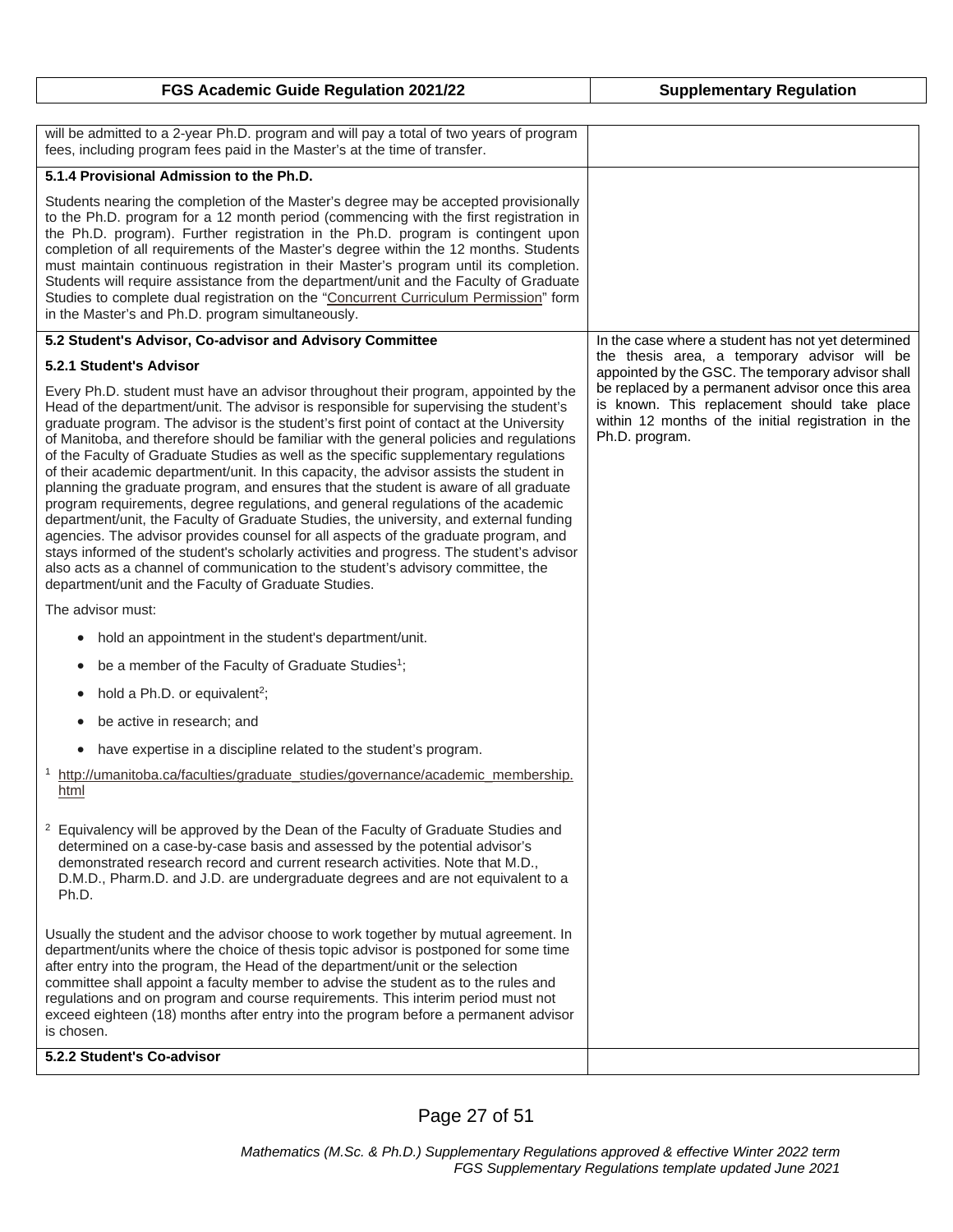| FGS Academic Guide Regulation 2021/22 | Supplementary Regulation |
| --- | --- |
| will be admitted to a 2-year Ph.D. program and will pay a total of two years of program fees, including program fees paid in the Master's at the time of transfer. | |
| **5.1.4 Provisional Admission to the Ph.D.**<br><br>Students nearing the completion of the Master's degree may be accepted provisionally to the Ph.D. program for a 12 month period (commencing with the first registration in the Ph.D. program). Further registration in the Ph.D. program is contingent upon completion of all requirements of the Master's degree within the 12 months. Students must maintain continuous registration in their Master's program until its completion. Students will require assistance from the department/unit and the Faculty of Graduate Studies to complete dual registration on the "Concurrent Curriculum Permission" form in the Master's and Ph.D. program simultaneously. | |
| **5.2 Student's Advisor, Co-advisor and Advisory Committee**<br><br>**5.2.1 Student's Advisor**<br><br>Every Ph.D. student must have an advisor throughout their program, appointed by the Head of the department/unit. The advisor is responsible for supervising the student's graduate program. The advisor is the student's first point of contact at the University of Manitoba, and therefore should be familiar with the general policies and regulations of the Faculty of Graduate Studies as well as the specific supplementary regulations of their academic department/unit. In this capacity, the advisor assists the student in planning the graduate program, and ensures that the student is aware of all graduate program requirements, degree regulations, and general regulations of the academic department/unit, the Faculty of Graduate Studies, the university, and external funding agencies. The advisor provides counsel for all aspects of the graduate program, and stays informed of the student's scholarly activities and progress. The student's advisor also acts as a channel of communication to the student's advisory committee, the department/unit and the Faculty of Graduate Studies.<br><br>The advisor must:<br><br>• hold an appointment in the student's department/unit.<br>• be a member of the Faculty of Graduate Studies[1];<br>• hold a Ph.D. or equivalent[2];<br>• be active in research; and<br>• have expertise in a discipline related to the student's program.<br><br>[1] http://umanitoba.ca/faculties/graduate_studies/governance/academic_membership.html<br><br>[2] Equivalency will be approved by the Dean of the Faculty of Graduate Studies and determined on a case-by-case basis and assessed by the potential advisor's demonstrated research record and current research activities. Note that M.D., D.M.D., Pharm.D. and J.D. are undergraduate degrees and are not equivalent to a Ph.D.<br><br>Usually the student and the advisor choose to work together by mutual agreement. In department/units where the choice of thesis topic advisor is postponed for some time after entry into the program, the Head of the department/unit or the selection committee shall appoint a faculty member to advise the student as to the rules and regulations and on program and course requirements. This interim period must not exceed eighteen (18) months after entry into the program before a permanent advisor is chosen. | In the case where a student has not yet determined the thesis area, a temporary advisor will be appointed by the GSC. The temporary advisor shall be replaced by a permanent advisor once this area is known. This replacement should take place within 12 months of the initial registration in the Ph.D. program. |
| **5.2.2 Student's Co-advisor** | |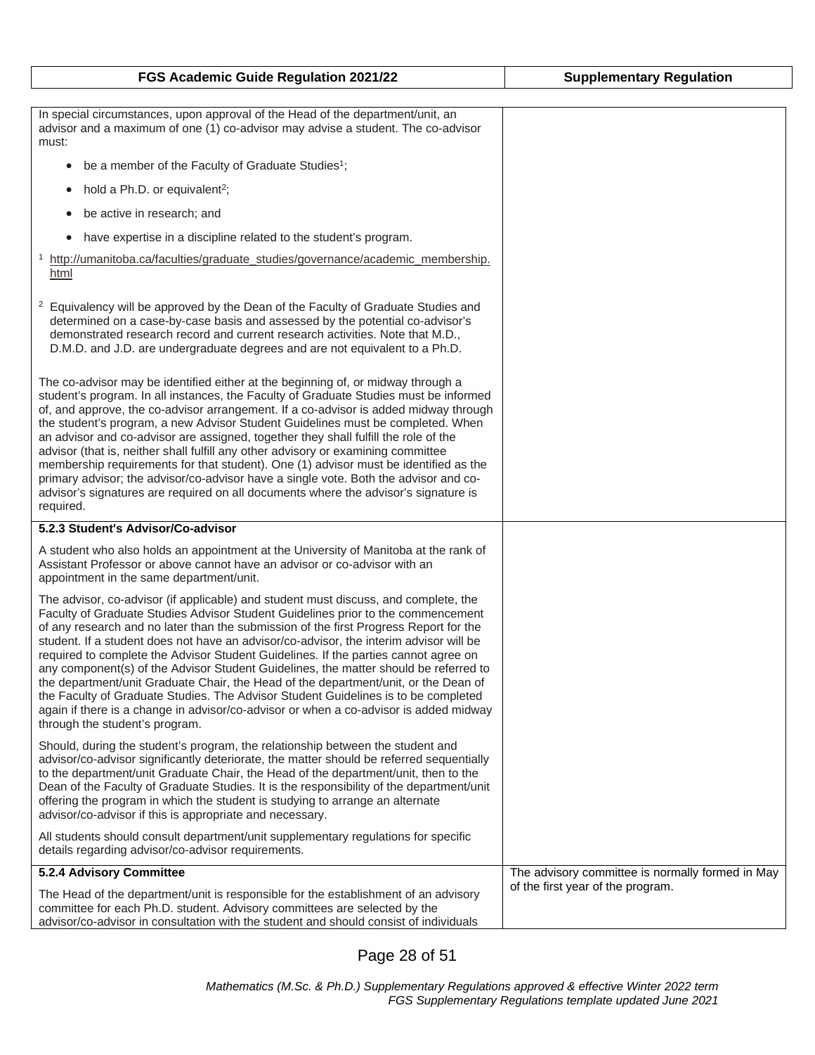| FGS Academic Guide Regulation 2021/22 | Supplementary Regulation |
| --- | --- |
| In special circumstances, upon approval of the Head of the department/unit, an advisor and a maximum of one (1) co-advisor may advise a student. The co-advisor must:<br><br>• be a member of the Faculty of Graduate Studies[1];<br>• hold a Ph.D. or equivalent[2];<br>• be active in research; and<br>• have expertise in a discipline related to the student's program.<br><br>[1] http://umanitoba.ca/faculties/graduate_studies/governance/academic_membership.html<br><br>[2] Equivalency will be approved by the Dean of the Faculty of Graduate Studies and determined on a case-by-case basis and assessed by the potential co-advisor's demonstrated research record and current research activities. Note that M.D., D.M.D. and J.D. are undergraduate degrees and are not equivalent to a Ph.D.<br><br>The co-advisor may be identified either at the beginning of, or midway through a student's program. In all instances, the Faculty of Graduate Studies must be informed of, and approve, the co-advisor arrangement. If a co-advisor is added midway through the student's program, a new Advisor Student Guidelines must be completed. When an advisor and co-advisor are assigned, together they shall fulfill the role of the advisor (that is, neither shall fulfill any other advisory or examining committee membership requirements for that student). One (1) advisor must be identified as the primary advisor; the advisor/co-advisor have a single vote. Both the advisor and co-advisor's signatures are required on all documents where the advisor's signature is required. | |
| **5.2.3 Student's Advisor/Co-advisor**<br><br>A student who also holds an appointment at the University of Manitoba at the rank of Assistant Professor or above cannot have an advisor or co-advisor with an appointment in the same department/unit.<br><br>The advisor, co-advisor (if applicable) and student must discuss, and complete, the Faculty of Graduate Studies Advisor Student Guidelines prior to the commencement of any research and no later than the submission of the first Progress Report for the student. If a student does not have an advisor/co-advisor, the interim advisor will be required to complete the Advisor Student Guidelines. If the parties cannot agree on any component(s) of the Advisor Student Guidelines, the matter should be referred to the department/unit Graduate Chair, the Head of the department/unit, or the Dean of the Faculty of Graduate Studies. The Advisor Student Guidelines is to be completed again if there is a change in advisor/co-advisor or when a co-advisor is added midway through the student's program.<br><br>Should, during the student's program, the relationship between the student and advisor/co-advisor significantly deteriorate, the matter should be referred sequentially to the department/unit Graduate Chair, the Head of the department/unit, then to the Dean of the Faculty of Graduate Studies. It is the responsibility of the department/unit offering the program in which the student is studying to arrange an alternate advisor/co-advisor if this is appropriate and necessary.<br><br>All students should consult department/unit supplementary regulations for specific details regarding advisor/co-advisor requirements. | |
| **5.2.4 Advisory Committee**<br><br>The Head of the department/unit is responsible for the establishment of an advisory committee for each Ph.D. student. Advisory committees are selected by the advisor/co-advisor in consultation with the student and should consist of individuals | The advisory committee is normally formed in May of the first year of the program. |

*Mathematics (M.Sc. & Ph.D.) Supplementary Regulations approved & effective Winter 2022 term*
*FGS Supplementary Regulations template updated June 2021*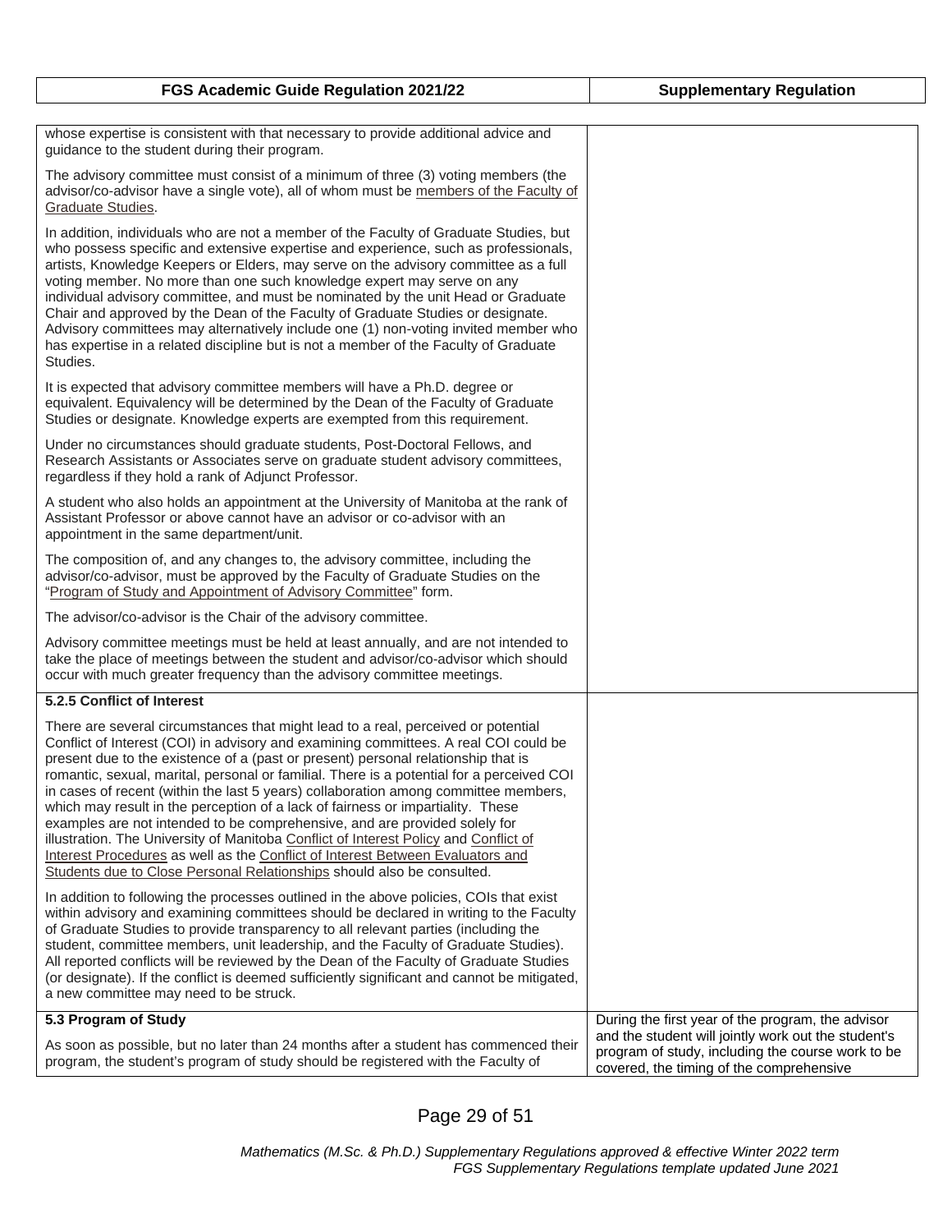| FGS Academic Guide Regulation 2021/22 | Supplementary Regulation |
| --- | --- |
| whose expertise is consistent with that necessary to provide additional advice and guidance to the student during their program.<br><br>The advisory committee must consist of a minimum of three (3) voting members (the advisor/co-advisor have a single vote), all of whom must be members of the Faculty of Graduate Studies.<br><br>In addition, individuals who are not a member of the Faculty of Graduate Studies, but who possess specific and extensive expertise and experience, such as professionals, artists, Knowledge Keepers or Elders, may serve on the advisory committee as a full voting member. No more than one such knowledge expert may serve on any individual advisory committee, and must be nominated by the unit Head or Graduate Chair and approved by the Dean of the Faculty of Graduate Studies or designate. Advisory committees may alternatively include one (1) non-voting invited member who has expertise in a related discipline but is not a member of the Faculty of Graduate Studies.<br><br>It is expected that advisory committee members will have a Ph.D. degree or equivalent. Equivalency will be determined by the Dean of the Faculty of Graduate Studies or designate. Knowledge experts are exempted from this requirement.<br><br>Under no circumstances should graduate students, Post-Doctoral Fellows, and Research Assistants or Associates serve on graduate student advisory committees, regardless if they hold a rank of Adjunct Professor.<br><br>A student who also holds an appointment at the University of Manitoba at the rank of Assistant Professor or above cannot have an advisor or co-advisor with an appointment in the same department/unit.<br><br>The composition of, and any changes to, the advisory committee, including the advisor/co-advisor, must be approved by the Faculty of Graduate Studies on the "Program of Study and Appointment of Advisory Committee" form.<br><br>The advisor/co-advisor is the Chair of the advisory committee.<br><br>Advisory committee meetings must be held at least annually, and are not intended to take the place of meetings between the student and advisor/co-advisor which should occur with much greater frequency than the advisory committee meetings. | |
| **5.2.5 Conflict of Interest**<br><br>There are several circumstances that might lead to a real, perceived or potential Conflict of Interest (COI) in advisory and examining committees. A real COI could be present due to the existence of a (past or present) personal relationship that is romantic, sexual, marital, personal or familial. There is a potential for a perceived COI in cases of recent (within the last 5 years) collaboration among committee members, which may result in the perception of a lack of fairness or impartiality. These examples are not intended to be comprehensive, and are provided solely for illustration. The University of Manitoba Conflict of Interest Policy and Conflict of Interest Procedures as well as the Conflict of Interest Between Evaluators and Students due to Close Personal Relationships should also be consulted.<br><br>In addition to following the processes outlined in the above policies, COIs that exist within advisory and examining committees should be declared in writing to the Faculty of Graduate Studies to provide transparency to all relevant parties (including the student, committee members, unit leadership, and the Faculty of Graduate Studies). All reported conflicts will be reviewed by the Dean of the Faculty of Graduate Studies (or designate). If the conflict is deemed sufficiently significant and cannot be mitigated, a new committee may need to be struck. | |
| **5.3 Program of Study**<br><br>As soon as possible, but no later than 24 months after a student has commenced their program, the student's program of study should be registered with the Faculty of | During the first year of the program, the advisor and the student will jointly work out the student's program of study, including the course work to be covered, the timing of the comprehensive |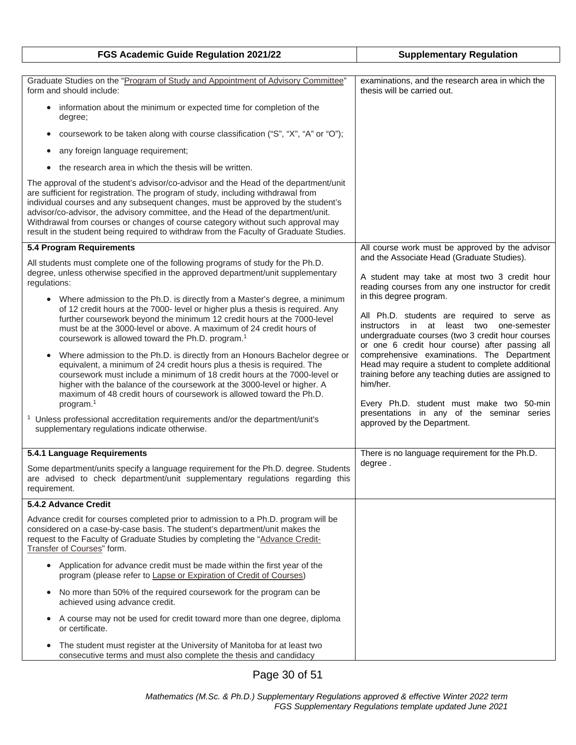| FGS Academic Guide Regulation 2021/22 | Supplementary Regulation |
|---|---|
| Graduate Studies on the "Program of Study and Appointment of Advisory Committee" form and should include:<br>• information about the minimum or expected time for completion of the degree;<br>• coursework to be taken along with course classification ("S", "X", "A" or "O");<br>• any foreign language requirement;<br>• the research area in which the thesis will be written.<br><br>The approval of the student's advisor/co-advisor and the Head of the department/unit are sufficient for registration. The program of study, including withdrawal from individual courses and any subsequent changes, must be approved by the student's advisor/co-advisor, the advisory committee, and the Head of the department/unit. Withdrawal from courses or changes of course category without such approval may result in the student being required to withdraw from the Faculty of Graduate Studies. | examinations, and the research area in which the thesis will be carried out. |
| **5.4 Program Requirements**<br><br>All students must complete one of the following programs of study for the Ph.D. degree, unless otherwise specified in the approved department/unit supplementary regulations:<br>• Where admission to the Ph.D. is directly from a Master's degree, a minimum of 12 credit hours at the 7000- level or higher plus a thesis is required. Any further coursework beyond the minimum 12 credit hours at the 7000-level must be at the 3000-level or above. A maximum of 24 credit hours of coursework is allowed toward the Ph.D. program.[1]<br>• Where admission to the Ph.D. is directly from an Honours Bachelor degree or equivalent, a minimum of 24 credit hours plus a thesis is required. The coursework must include a minimum of 18 credit hours at the 7000-level or higher with the balance of the coursework at the 3000-level or higher. A maximum of 48 credit hours of coursework is allowed toward the Ph.D. program.[1]<br><br>[1] Unless professional accreditation requirements and/or the department/unit's supplementary regulations indicate otherwise. | All course work must be approved by the advisor and the Associate Head (Graduate Studies).<br><br>A student may take at most two 3 credit hour reading courses from any one instructor for credit in this degree program.<br><br>All Ph.D. students are required to serve as instructors in at least two one-semester undergraduate courses (two 3 credit hour courses or one 6 credit hour course) after passing all comprehensive examinations. The Department Head may require a student to complete additional training before any teaching duties are assigned to him/her.<br><br>Every Ph.D. student must make two 50-min presentations in any of the seminar series approved by the Department. |
| **5.4.1 Language Requirements**<br><br>Some department/units specify a language requirement for the Ph.D. degree. Students are advised to check department/unit supplementary regulations regarding this requirement. | There is no language requirement for the Ph.D. degree . |
| **5.4.2 Advance Credit**<br><br>Advance credit for courses completed prior to admission to a Ph.D. program will be considered on a case-by-case basis. The student's department/unit makes the request to the Faculty of Graduate Studies by completing the "Advance Credit-Transfer of Courses" form.<br>• Application for advance credit must be made within the first year of the program (please refer to Lapse or Expiration of Credit of Courses)<br>• No more than 50% of the required coursework for the program can be achieved using advance credit.<br>• A course may not be used for credit toward more than one degree, diploma or certificate.<br>• The student must register at the University of Manitoba for at least two consecutive terms and must also complete the thesis and candidacy | |

*Mathematics (M.Sc. & Ph.D.) Supplementary Regulations approved & effective Winter 2022 term*
*FGS Supplementary Regulations template updated June 2021*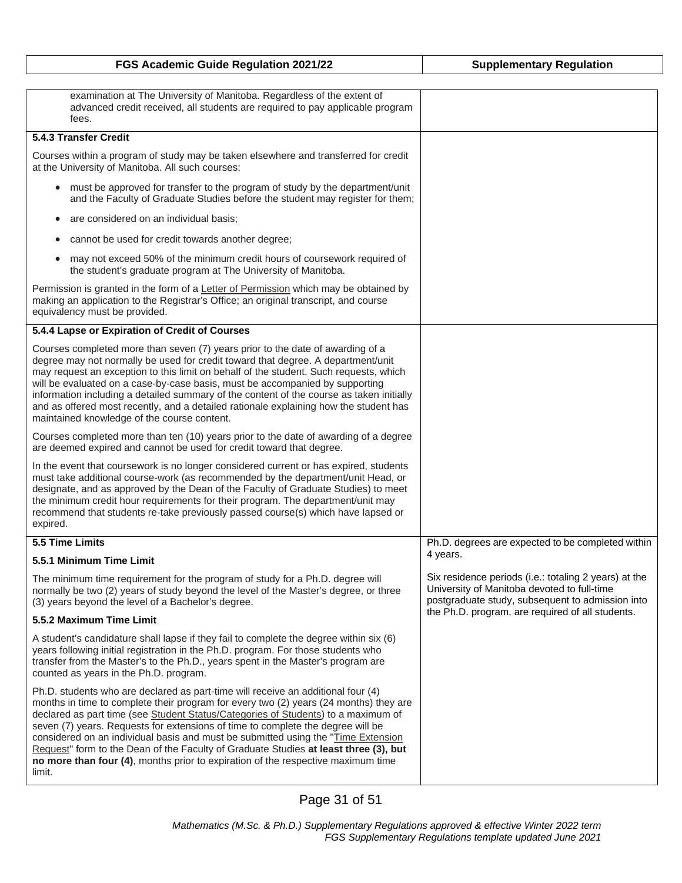| FGS Academic Guide Regulation 2021/22 | Supplementary Regulation |
| --- | --- |
| examination at The University of Manitoba. Regardless of the extent of advanced credit received, all students are required to pay applicable program fees. | |
| **5.4.3 Transfer Credit**<br><br>Courses within a program of study may be taken elsewhere and transferred for credit at the University of Manitoba. All such courses:<br><br>• must be approved for transfer to the program of study by the department/unit and the Faculty of Graduate Studies before the student may register for them;<br><br>• are considered on an individual basis;<br><br>• cannot be used for credit towards another degree;<br><br>• may not exceed 50% of the minimum credit hours of coursework required of the student's graduate program at The University of Manitoba.<br><br>Permission is granted in the form of a Letter of Permission which may be obtained by making an application to the Registrar's Office; an original transcript, and course equivalency must be provided. | |
| **5.4.4 Lapse or Expiration of Credit of Courses**<br><br>Courses completed more than seven (7) years prior to the date of awarding of a degree may not normally be used for credit toward that degree. A department/unit may request an exception to this limit on behalf of the student. Such requests, which will be evaluated on a case-by-case basis, must be accompanied by supporting information including a detailed summary of the content of the course as taken initially and as offered most recently, and a detailed rationale explaining how the student has maintained knowledge of the course content.<br><br>Courses completed more than ten (10) years prior to the date of awarding of a degree are deemed expired and cannot be used for credit toward that degree.<br><br>In the event that coursework is no longer considered current or has expired, students must take additional course-work (as recommended by the department/unit Head, or designate, and as approved by the Dean of the Faculty of Graduate Studies) to meet the minimum credit hour requirements for their program. The department/unit may recommend that students re-take previously passed course(s) which have lapsed or expired. | |
| **5.5 Time Limits**<br><br>**5.5.1 Minimum Time Limit**<br><br>The minimum time requirement for the program of study for a Ph.D. degree will normally be two (2) years of study beyond the level of the Master's degree, or three (3) years beyond the level of a Bachelor's degree.<br><br>**5.5.2 Maximum Time Limit**<br><br>A student's candidature shall lapse if they fail to complete the degree within six (6) years following initial registration in the Ph.D. program. For those students who transfer from the Master's to the Ph.D., years spent in the Master's program are counted as years in the Ph.D. program.<br><br>Ph.D. students who are declared as part-time will receive an additional four (4) months in time to complete their program for every two (2) years (24 months) they are declared as part time (see Student Status/Categories of Students) to a maximum of seven (7) years. Requests for extensions of time to complete the degree will be considered on an individual basis and must be submitted using the "Time Extension Request" form to the Dean of the Faculty of Graduate Studies **at least three (3), but no more than four (4)**, months prior to expiration of the respective maximum time limit. | Ph.D. degrees are expected to be completed within 4 years.<br><br>Six residence periods (i.e.: totaling 2 years) at the University of Manitoba devoted to full-time postgraduate study, subsequent to admission into the Ph.D. program, are required of all students. |

*Mathematics (M.Sc. & Ph.D.) Supplementary Regulations approved & effective Winter 2022 term*
*FGS Supplementary Regulations template updated June 2021*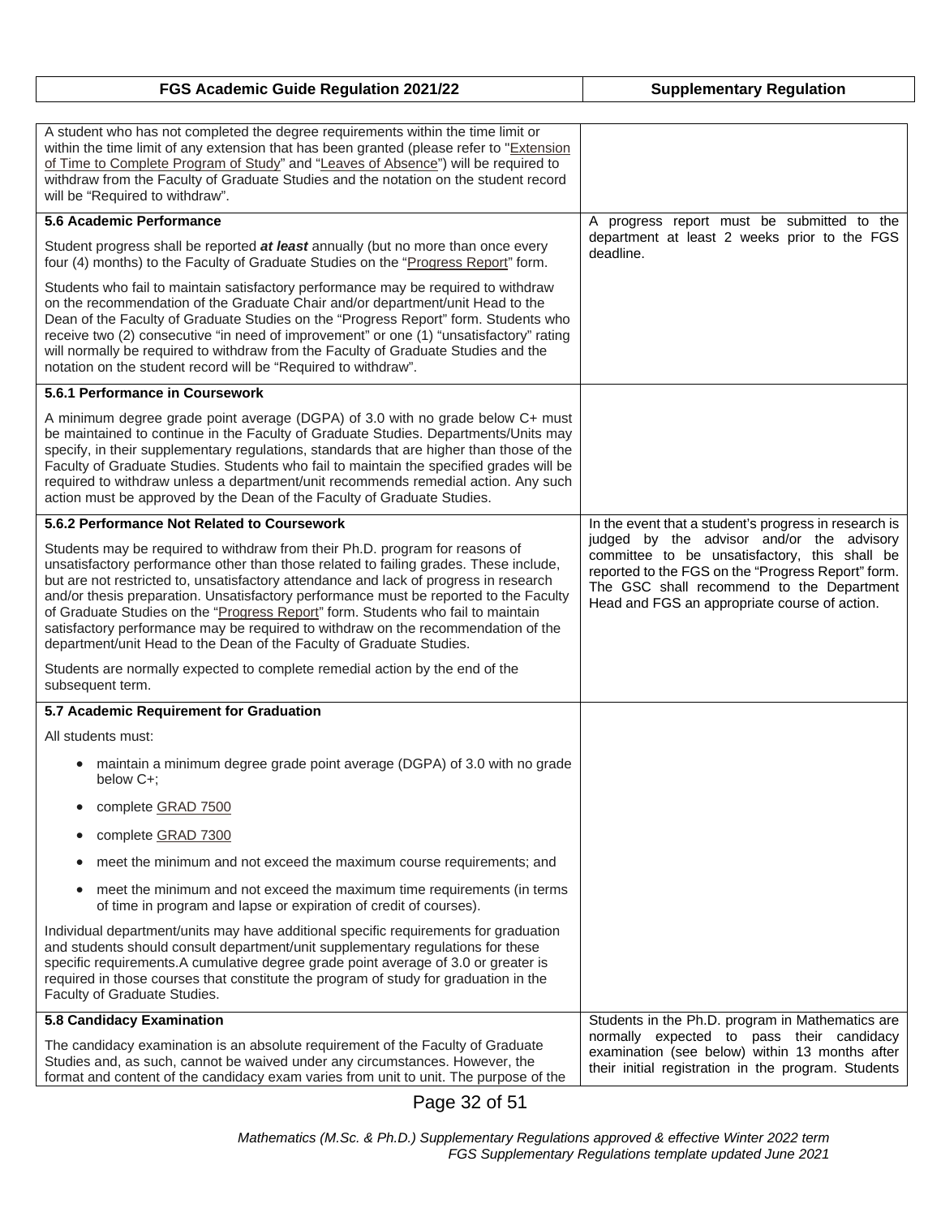| FGS Academic Guide Regulation 2021/22 | Supplementary Regulation |
|---|---|
| A student who has not completed the degree requirements within the time limit or within the time limit of any extension that has been granted (please refer to "Extension of Time to Complete Program of Study" and "Leaves of Absence") will be required to withdraw from the Faculty of Graduate Studies and the notation on the student record will be "Required to withdraw". | |
| **5.6 Academic Performance**<br><br>Student progress shall be reported ***at least*** annually (but no more than once every four (4) months) to the Faculty of Graduate Studies on the "Progress Report" form.<br><br>Students who fail to maintain satisfactory performance may be required to withdraw on the recommendation of the Graduate Chair and/or department/unit Head to the Dean of the Faculty of Graduate Studies on the "Progress Report" form. Students who receive two (2) consecutive "in need of improvement" or one (1) "unsatisfactory" rating will normally be required to withdraw from the Faculty of Graduate Studies and the notation on the student record will be "Required to withdraw". | A progress report must be submitted to the department at least 2 weeks prior to the FGS deadline. |
| **5.6.1 Performance in Coursework**<br><br>A minimum degree grade point average (DGPA) of 3.0 with no grade below C+ must be maintained to continue in the Faculty of Graduate Studies. Departments/Units may specify, in their supplementary regulations, standards that are higher than those of the Faculty of Graduate Studies. Students who fail to maintain the specified grades will be required to withdraw unless a department/unit recommends remedial action. Any such action must be approved by the Dean of the Faculty of Graduate Studies. | |
| **5.6.2 Performance Not Related to Coursework**<br><br>Students may be required to withdraw from their Ph.D. program for reasons of unsatisfactory performance other than those related to failing grades. These include, but are not restricted to, unsatisfactory attendance and lack of progress in research and/or thesis preparation. Unsatisfactory performance must be reported to the Faculty of Graduate Studies on the "Progress Report" form. Students who fail to maintain satisfactory performance may be required to withdraw on the recommendation of the department/unit Head to the Dean of the Faculty of Graduate Studies.<br><br>Students are normally expected to complete remedial action by the end of the subsequent term. | In the event that a student's progress in research is judged by the advisor and/or the advisory committee to be unsatisfactory, this shall be reported to the FGS on the "Progress Report" form. The GSC shall recommend to the Department Head and FGS an appropriate course of action. |
| **5.7 Academic Requirement for Graduation**<br><br>All students must:<br><br>• maintain a minimum degree grade point average (DGPA) of 3.0 with no grade below C+;<br>• complete GRAD 7500<br>• complete GRAD 7300<br>• meet the minimum and not exceed the maximum course requirements; and<br>• meet the minimum and not exceed the maximum time requirements (in terms of time in program and lapse or expiration of credit of courses).<br><br>Individual department/units may have additional specific requirements for graduation and students should consult department/unit supplementary regulations for these specific requirements.A cumulative degree grade point average of 3.0 or greater is required in those courses that constitute the program of study for graduation in the Faculty of Graduate Studies. | |
| **5.8 Candidacy Examination**<br><br>The candidacy examination is an absolute requirement of the Faculty of Graduate Studies and, as such, cannot be waived under any circumstances. However, the format and content of the candidacy exam varies from unit to unit. The purpose of the | Students in the Ph.D. program in Mathematics are normally expected to pass their candidacy examination (see below) within 13 months after their initial registration in the program. Students |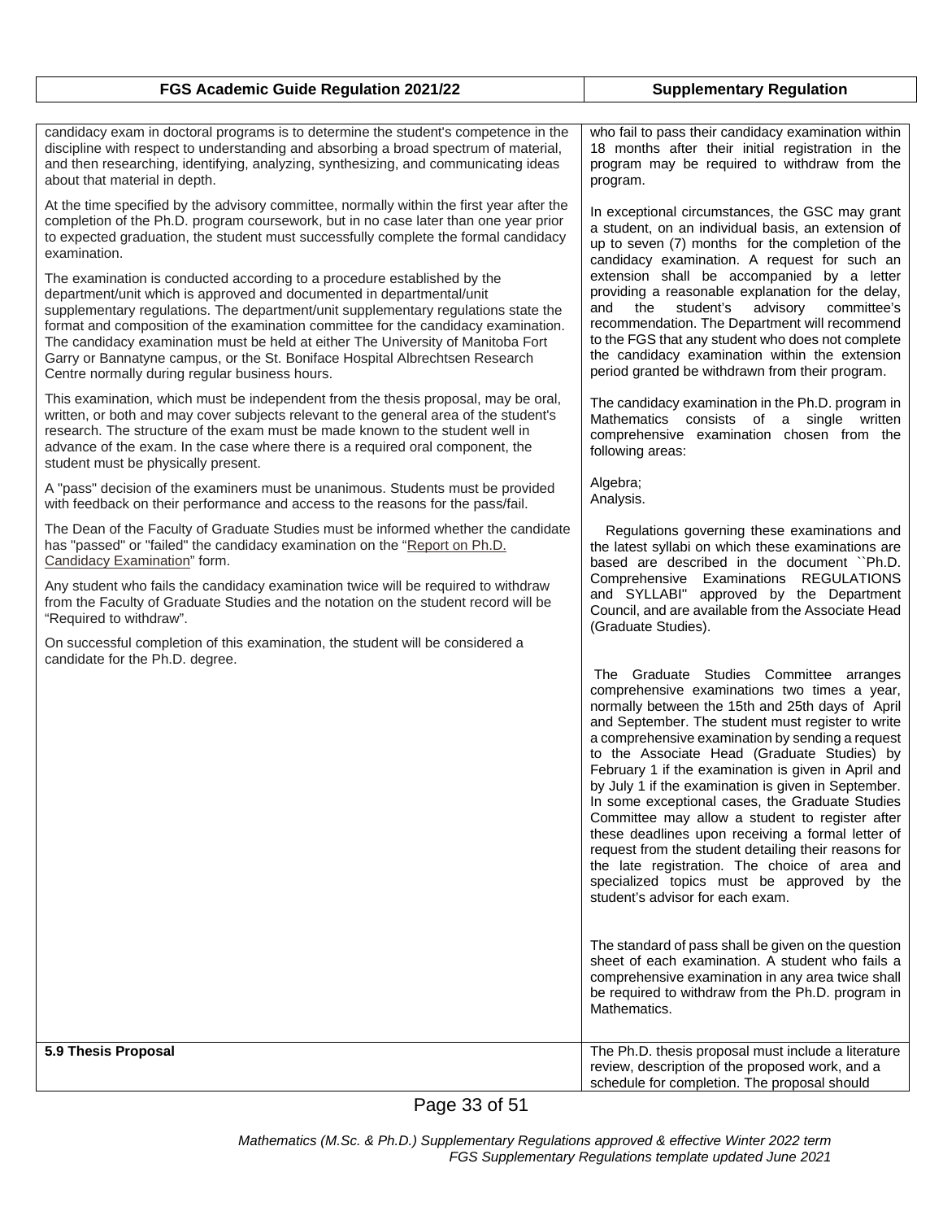| FGS Academic Guide Regulation 2021/22 | Supplementary Regulation |
| --- | --- |
| candidacy exam in doctoral programs is to determine the student's competence in the discipline with respect to understanding and absorbing a broad spectrum of material, and then researching, identifying, analyzing, synthesizing, and communicating ideas about that material in depth.<br><br>At the time specified by the advisory committee, normally within the first year after the completion of the Ph.D. program coursework, but in no case later than one year prior to expected graduation, the student must successfully complete the formal candidacy examination.<br><br>The examination is conducted according to a procedure established by the department/unit which is approved and documented in departmental/unit supplementary regulations. The department/unit supplementary regulations state the format and composition of the examination committee for the candidacy examination. The candidacy examination must be held at either The University of Manitoba Fort Garry or Bannatyne campus, or the St. Boniface Hospital Albrechtsen Research Centre normally during regular business hours.<br><br>This examination, which must be independent from the thesis proposal, may be oral, written, or both and may cover subjects relevant to the general area of the student's research. The structure of the exam must be made known to the student well in advance of the exam. In the case where there is a required oral component, the student must be physically present.<br><br>A "pass" decision of the examiners must be unanimous. Students must be provided with feedback on their performance and access to the reasons for the pass/fail.<br><br>The Dean of the Faculty of Graduate Studies must be informed whether the candidate has "passed" or "failed" the candidacy examination on the "Report on Ph.D. Candidacy Examination" form.<br><br>Any student who fails the candidacy examination twice will be required to withdraw from the Faculty of Graduate Studies and the notation on the student record will be "Required to withdraw".<br><br>On successful completion of this examination, the student will be considered a candidate for the Ph.D. degree. | who fail to pass their candidacy examination within 18 months after their initial registration in the program may be required to withdraw from the program.<br><br>In exceptional circumstances, the GSC may grant a student, on an individual basis, an extension of up to seven (7) months for the completion of the candidacy examination. A request for such an extension shall be accompanied by a letter providing a reasonable explanation for the delay, and the student's advisory committee's recommendation. The Department will recommend to the FGS that any student who does not complete the candidacy examination within the extension period granted be withdrawn from their program.<br><br>The candidacy examination in the Ph.D. program in Mathematics consists of a single written comprehensive examination chosen from the following areas:<br><br>Algebra;<br>Analysis.<br><br>Regulations governing these examinations and the latest syllabi on which these examinations are based are described in the document ``Ph.D. Comprehensive Examinations REGULATIONS and SYLLABI" approved by the Department Council, and are available from the Associate Head (Graduate Studies).<br><br>The Graduate Studies Committee arranges comprehensive examinations two times a year, normally between the 15th and 25th days of April and September. The student must register to write a comprehensive examination by sending a request to the Associate Head (Graduate Studies) by February 1 if the examination is given in April and by July 1 if the examination is given in September. In some exceptional cases, the Graduate Studies Committee may allow a student to register after these deadlines upon receiving a formal letter of request from the student detailing their reasons for the late registration. The choice of area and specialized topics must be approved by the student's advisor for each exam.<br><br>The standard of pass shall be given on the question sheet of each examination. A student who fails a comprehensive examination in any area twice shall be required to withdraw from the Ph.D. program in Mathematics. |
| **5.9 Thesis Proposal** | The Ph.D. thesis proposal must include a literature review, description of the proposed work, and a schedule for completion. The proposal should |

*Mathematics (M.Sc. & Ph.D.) Supplementary Regulations approved & effective Winter 2022 term*
*FGS Supplementary Regulations template updated June 2021*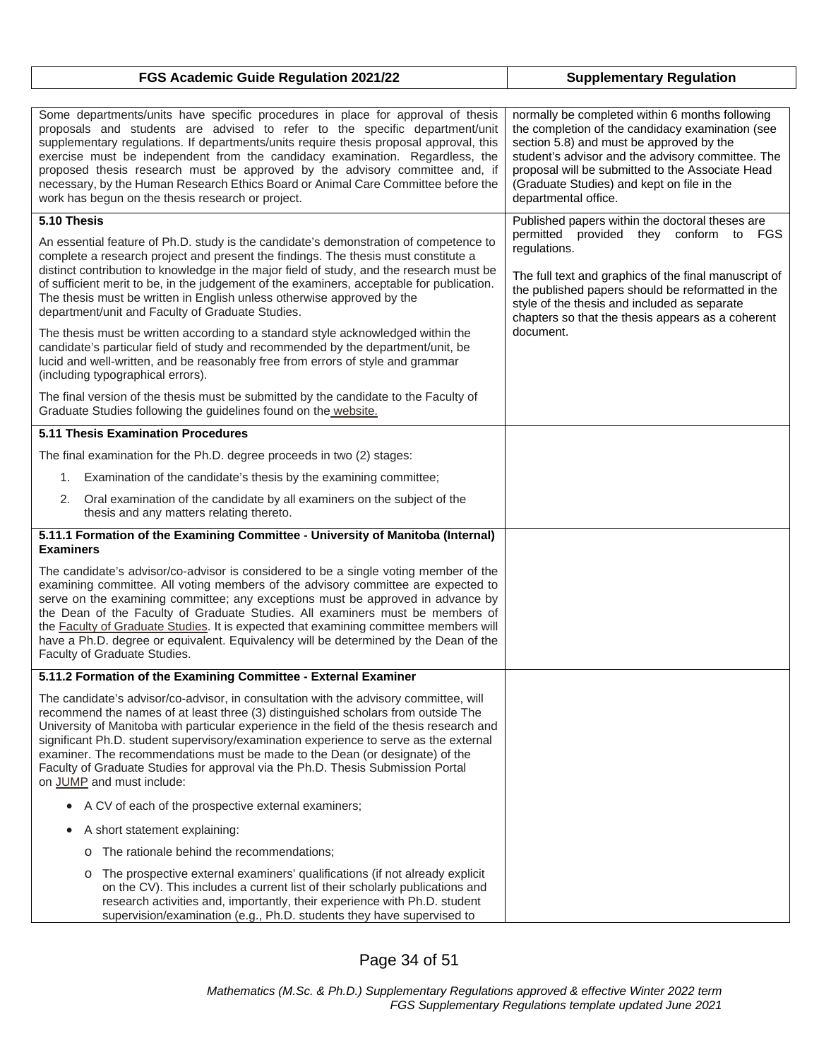| FGS Academic Guide Regulation 2021/22 | Supplementary Regulation |
| --- | --- |
| Some departments/units have specific procedures in place for approval of thesis proposals and students are advised to refer to the specific department/unit supplementary regulations. If departments/units require thesis proposal approval, this exercise must be independent from the candidacy examination. Regardless, the proposed thesis research must be approved by the advisory committee and, if necessary, by the Human Research Ethics Board or Animal Care Committee before the work has begun on the thesis research or project. | normally be completed within 6 months following the completion of the candidacy examination (see section 5.8) and must be approved by the student's advisor and the advisory committee. The proposal will be submitted to the Associate Head (Graduate Studies) and kept on file in the departmental office. |
| **5.10 Thesis**<br><br>An essential feature of Ph.D. study is the candidate's demonstration of competence to complete a research project and present the findings. The thesis must constitute a distinct contribution to knowledge in the major field of study, and the research must be of sufficient merit to be, in the judgement of the examiners, acceptable for publication. The thesis must be written in English unless otherwise approved by the department/unit and Faculty of Graduate Studies.<br><br>The thesis must be written according to a standard style acknowledged within the candidate's particular field of study and recommended by the department/unit, be lucid and well-written, and be reasonably free from errors of style and grammar (including typographical errors).<br><br>The final version of the thesis must be submitted by the candidate to the Faculty of Graduate Studies following the guidelines found on the website. | Published papers within the doctoral theses are permitted provided they conform to FGS regulations.<br><br>The full text and graphics of the final manuscript of the published papers should be reformatted in the style of the thesis and included as separate chapters so that the thesis appears as a coherent document. |
| **5.11 Thesis Examination Procedures**<br><br>The final examination for the Ph.D. degree proceeds in two (2) stages:<br><br>1. Examination of the candidate's thesis by the examining committee;<br>2. Oral examination of the candidate by all examiners on the subject of the thesis and any matters relating thereto. | |
| **5.11.1 Formation of the Examining Committee - University of Manitoba (Internal) Examiners**<br><br>The candidate's advisor/co-advisor is considered to be a single voting member of the examining committee. All voting members of the advisory committee are expected to serve on the examining committee; any exceptions must be approved in advance by the Dean of the Faculty of Graduate Studies. All examiners must be members of the Faculty of Graduate Studies. It is expected that examining committee members will have a Ph.D. degree or equivalent. Equivalency will be determined by the Dean of the Faculty of Graduate Studies. | |
| **5.11.2 Formation of the Examining Committee - External Examiner**<br><br>The candidate's advisor/co-advisor, in consultation with the advisory committee, will recommend the names of at least three (3) distinguished scholars from outside The University of Manitoba with particular experience in the field of the thesis research and significant Ph.D. student supervisory/examination experience to serve as the external examiner. The recommendations must be made to the Dean (or designate) of the Faculty of Graduate Studies for approval via the Ph.D. Thesis Submission Portal on JUMP and must include:<br><br>• A CV of each of the prospective external examiners;<br>• A short statement explaining:<br>&nbsp;&nbsp;&nbsp;&nbsp;○ The rationale behind the recommendations;<br>&nbsp;&nbsp;&nbsp;&nbsp;○ The prospective external examiners' qualifications (if not already explicit on the CV). This includes a current list of their scholarly publications and research activities and, importantly, their experience with Ph.D. student supervision/examination (e.g., Ph.D. students they have supervised to | |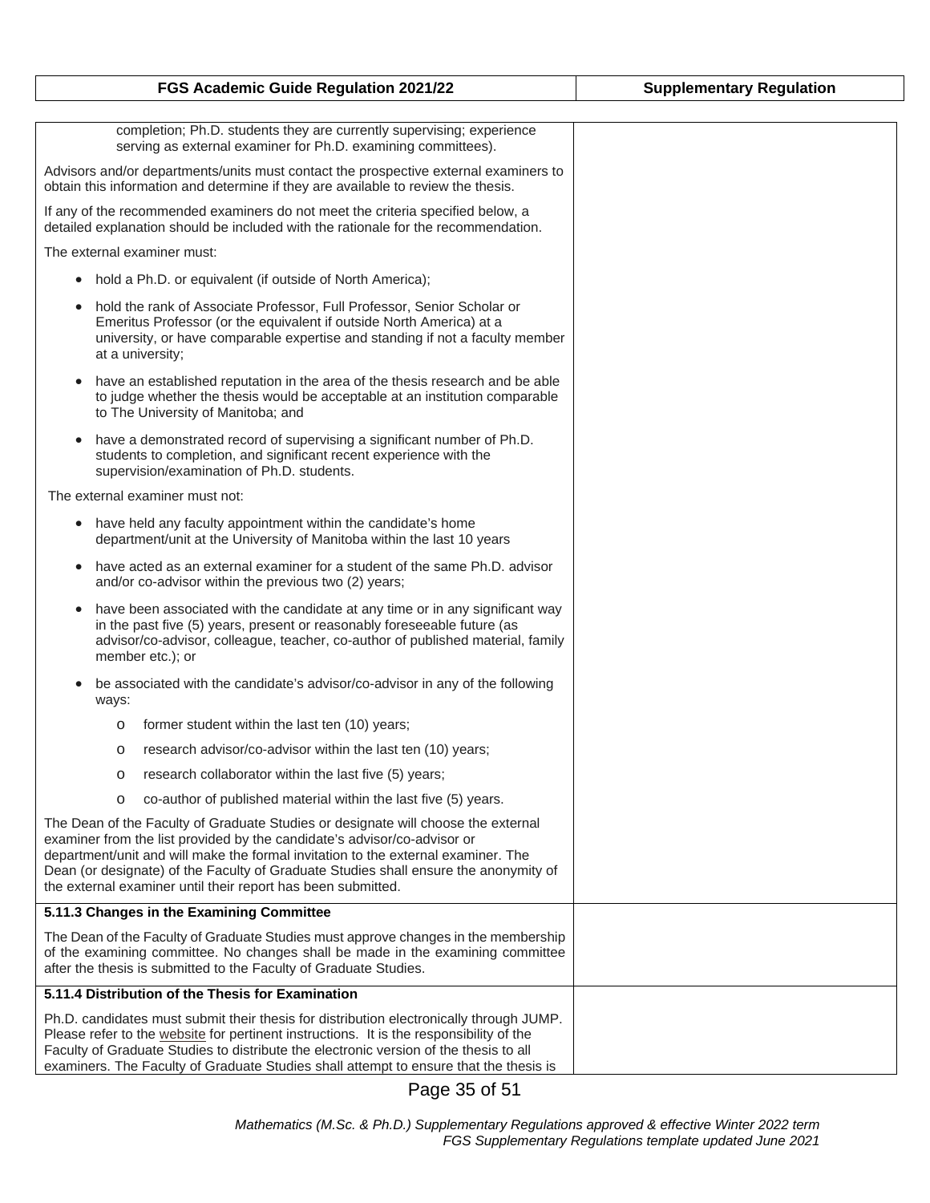| FGS Academic Guide Regulation 2021/22 | Supplementary Regulation |
|---|---|
| completion; Ph.D. students they are currently supervising; experience serving as external examiner for Ph.D. examining committees). | |

Advisors and/or departments/units must contact the prospective external examiners to obtain this information and determine if they are available to review the thesis.

If any of the recommended examiners do not meet the criteria specified below, a detailed explanation should be included with the rationale for the recommendation.

The external examiner must:

- hold a Ph.D. or equivalent (if outside of North America);
- hold the rank of Associate Professor, Full Professor, Senior Scholar or Emeritus Professor (or the equivalent if outside North America) at a university, or have comparable expertise and standing if not a faculty member at a university;
- have an established reputation in the area of the thesis research and be able to judge whether the thesis would be acceptable at an institution comparable to The University of Manitoba; and
- have a demonstrated record of supervising a significant number of Ph.D. students to completion, and significant recent experience with the supervision/examination of Ph.D. students.

The external examiner must not:

- have held any faculty appointment within the candidate's home department/unit at the University of Manitoba within the last 10 years
- have acted as an external examiner for a student of the same Ph.D. advisor and/or co-advisor within the previous two (2) years;
- have been associated with the candidate at any time or in any significant way in the past five (5) years, present or reasonably foreseeable future (as advisor/co-advisor, colleague, teacher, co-author of published material, family member etc.); or
- be associated with the candidate's advisor/co-advisor in any of the following ways:
  - former student within the last ten (10) years;
  - research advisor/co-advisor within the last ten (10) years;
  - research collaborator within the last five (5) years;
  - co-author of published material within the last five (5) years.

The Dean of the Faculty of Graduate Studies or designate will choose the external examiner from the list provided by the candidate's advisor/co-advisor or department/unit and will make the formal invitation to the external examiner. The Dean (or designate) of the Faculty of Graduate Studies shall ensure the anonymity of the external examiner until their report has been submitted.

**5.11.3 Changes in the Examining Committee**

The Dean of the Faculty of Graduate Studies must approve changes in the membership of the examining committee. No changes shall be made in the examining committee after the thesis is submitted to the Faculty of Graduate Studies.

**5.11.4 Distribution of the Thesis for Examination**

Ph.D. candidates must submit their thesis for distribution electronically through JUMP. Please refer to the website for pertinent instructions. It is the responsibility of the Faculty of Graduate Studies to distribute the electronic version of the thesis to all examiners. The Faculty of Graduate Studies shall attempt to ensure that the thesis is

*Mathematics (M.Sc. & Ph.D.) Supplementary Regulations approved & effective Winter 2022 term*
*FGS Supplementary Regulations template updated June 2021*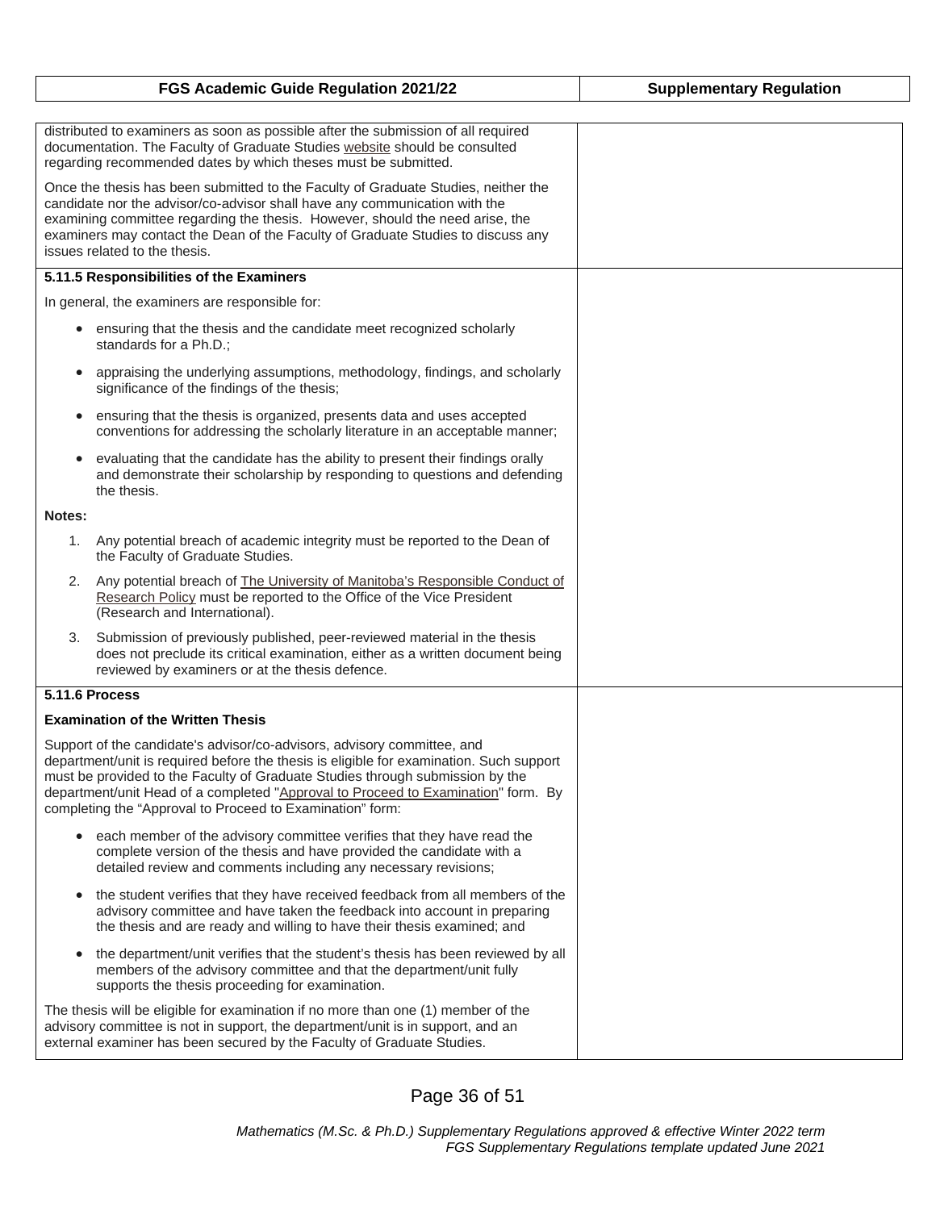| FGS Academic Guide Regulation 2021/22 | Supplementary Regulation |
|---|---|

distributed to examiners as soon as possible after the submission of all required documentation. The Faculty of Graduate Studies website should be consulted regarding recommended dates by which theses must be submitted.

Once the thesis has been submitted to the Faculty of Graduate Studies, neither the candidate nor the advisor/co-advisor shall have any communication with the examining committee regarding the thesis. However, should the need arise, the examiners may contact the Dean of the Faculty of Graduate Studies to discuss any issues related to the thesis.

**5.11.5 Responsibilities of the Examiners**

In general, the examiners are responsible for:

- ensuring that the thesis and the candidate meet recognized scholarly standards for a Ph.D.;
- appraising the underlying assumptions, methodology, findings, and scholarly significance of the findings of the thesis;
- ensuring that the thesis is organized, presents data and uses accepted conventions for addressing the scholarly literature in an acceptable manner;
- evaluating that the candidate has the ability to present their findings orally and demonstrate their scholarship by responding to questions and defending the thesis.

**Notes:**

1. Any potential breach of academic integrity must be reported to the Dean of the Faculty of Graduate Studies.
2. Any potential breach of The University of Manitoba's Responsible Conduct of Research Policy must be reported to the Office of the Vice President (Research and International).
3. Submission of previously published, peer-reviewed material in the thesis does not preclude its critical examination, either as a written document being reviewed by examiners or at the thesis defence.

**5.11.6 Process**

**Examination of the Written Thesis**

Support of the candidate's advisor/co-advisors, advisory committee, and department/unit is required before the thesis is eligible for examination. Such support must be provided to the Faculty of Graduate Studies through submission by the department/unit Head of a completed "Approval to Proceed to Examination" form. By completing the "Approval to Proceed to Examination" form:

- each member of the advisory committee verifies that they have read the complete version of the thesis and have provided the candidate with a detailed review and comments including any necessary revisions;
- the student verifies that they have received feedback from all members of the advisory committee and have taken the feedback into account in preparing the thesis and are ready and willing to have their thesis examined; and
- the department/unit verifies that the student's thesis has been reviewed by all members of the advisory committee and that the department/unit fully supports the thesis proceeding for examination.

The thesis will be eligible for examination if no more than one (1) member of the advisory committee is not in support, the department/unit is in support, and an external examiner has been secured by the Faculty of Graduate Studies.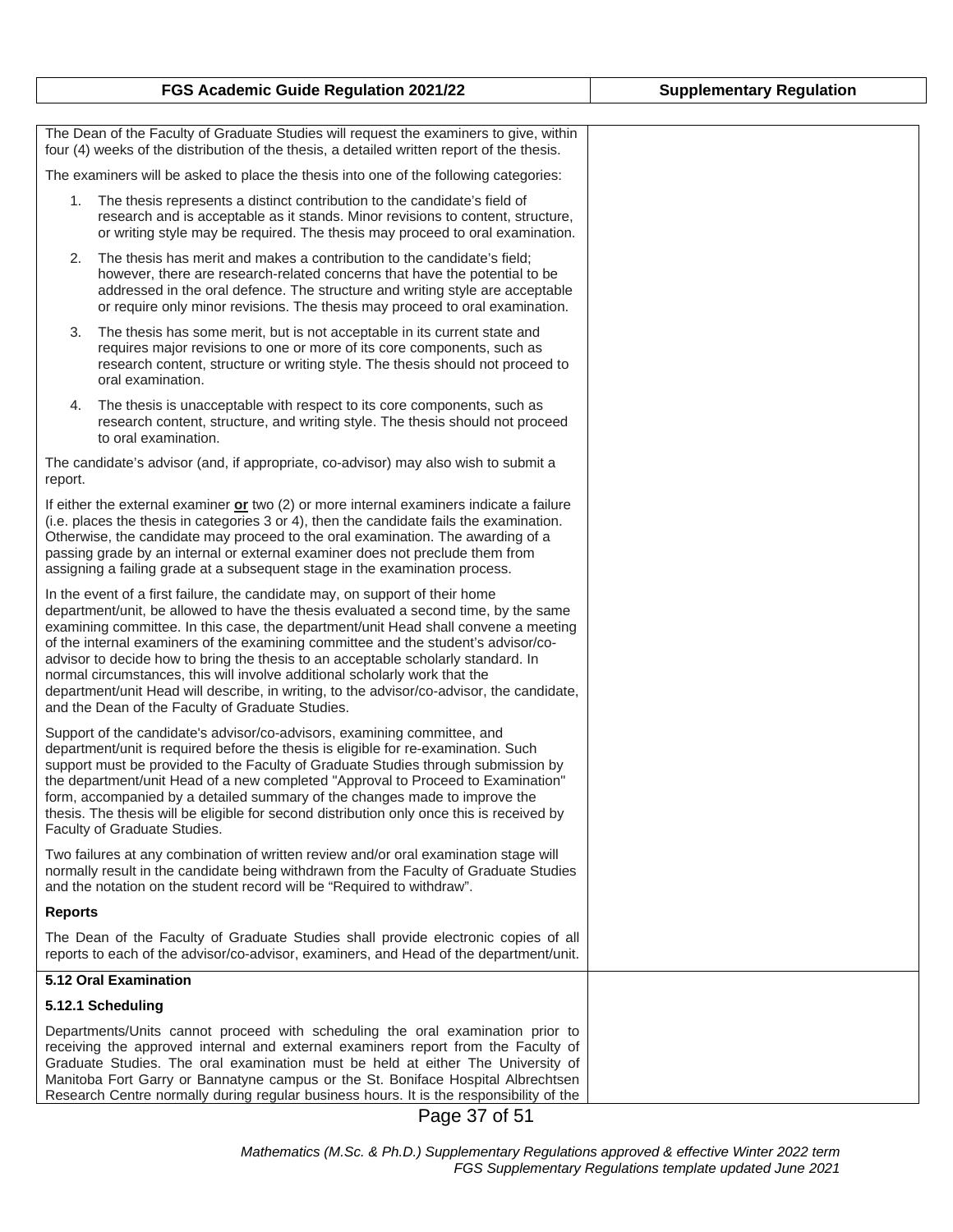| FGS Academic Guide Regulation 2021/22 | Supplementary Regulation |
| --- | --- |

The Dean of the Faculty of Graduate Studies will request the examiners to give, within four (4) weeks of the distribution of the thesis, a detailed written report of the thesis.

The examiners will be asked to place the thesis into one of the following categories:

1. The thesis represents a distinct contribution to the candidate's field of research and is acceptable as it stands. Minor revisions to content, structure, or writing style may be required. The thesis may proceed to oral examination.
2. The thesis has merit and makes a contribution to the candidate's field; however, there are research-related concerns that have the potential to be addressed in the oral defence. The structure and writing style are acceptable or require only minor revisions. The thesis may proceed to oral examination.
3. The thesis has some merit, but is not acceptable in its current state and requires major revisions to one or more of its core components, such as research content, structure or writing style. The thesis should not proceed to oral examination.
4. The thesis is unacceptable with respect to its core components, such as research content, structure, and writing style. The thesis should not proceed to oral examination.

The candidate's advisor (and, if appropriate, co-advisor) may also wish to submit a report.

If either the external examiner **or** two (2) or more internal examiners indicate a failure (i.e. places the thesis in categories 3 or 4), then the candidate fails the examination. Otherwise, the candidate may proceed to the oral examination. The awarding of a passing grade by an internal or external examiner does not preclude them from assigning a failing grade at a subsequent stage in the examination process.

In the event of a first failure, the candidate may, on support of their home department/unit, be allowed to have the thesis evaluated a second time, by the same examining committee. In this case, the department/unit Head shall convene a meeting of the internal examiners of the examining committee and the student's advisor/co-advisor to decide how to bring the thesis to an acceptable scholarly standard. In normal circumstances, this will involve additional scholarly work that the department/unit Head will describe, in writing, to the advisor/co-advisor, the candidate, and the Dean of the Faculty of Graduate Studies.

Support of the candidate's advisor/co-advisors, examining committee, and department/unit is required before the thesis is eligible for re-examination. Such support must be provided to the Faculty of Graduate Studies through submission by the department/unit Head of a new completed "Approval to Proceed to Examination" form, accompanied by a detailed summary of the changes made to improve the thesis. The thesis will be eligible for second distribution only once this is received by Faculty of Graduate Studies.

Two failures at any combination of written review and/or oral examination stage will normally result in the candidate being withdrawn from the Faculty of Graduate Studies and the notation on the student record will be "Required to withdraw".

**Reports**

The Dean of the Faculty of Graduate Studies shall provide electronic copies of all reports to each of the advisor/co-advisor, examiners, and Head of the department/unit.

**5.12 Oral Examination**

**5.12.1 Scheduling**

Departments/Units cannot proceed with scheduling the oral examination prior to receiving the approved internal and external examiners report from the Faculty of Graduate Studies. The oral examination must be held at either The University of Manitoba Fort Garry or Bannatyne campus or the St. Boniface Hospital Albrechtsen Research Centre normally during regular business hours. It is the responsibility of the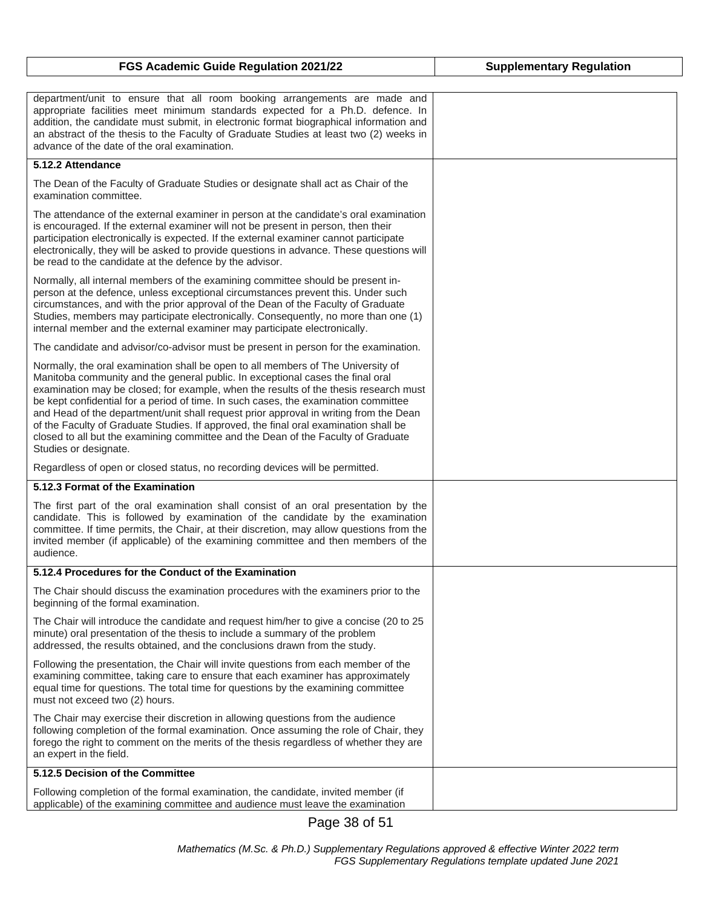| FGS Academic Guide Regulation 2021/22 | Supplementary Regulation |
|---|---|
| department/unit to ensure that all room booking arrangements are made and appropriate facilities meet minimum standards expected for a Ph.D. defence. In addition, the candidate must submit, in electronic format biographical information and an abstract of the thesis to the Faculty of Graduate Studies at least two (2) weeks in advance of the date of the oral examination. | |
| **5.12.2 Attendance**<br><br>The Dean of the Faculty of Graduate Studies or designate shall act as Chair of the examination committee.<br><br>The attendance of the external examiner in person at the candidate's oral examination is encouraged. If the external examiner will not be present in person, then their participation electronically is expected. If the external examiner cannot participate electronically, they will be asked to provide questions in advance. These questions will be read to the candidate at the defence by the advisor.<br><br>Normally, all internal members of the examining committee should be present in-person at the defence, unless exceptional circumstances prevent this. Under such circumstances, and with the prior approval of the Dean of the Faculty of Graduate Studies, members may participate electronically. Consequently, no more than one (1) internal member and the external examiner may participate electronically.<br><br>The candidate and advisor/co-advisor must be present in person for the examination.<br><br>Normally, the oral examination shall be open to all members of The University of Manitoba community and the general public. In exceptional cases the final oral examination may be closed; for example, when the results of the thesis research must be kept confidential for a period of time. In such cases, the examination committee and Head of the department/unit shall request prior approval in writing from the Dean of the Faculty of Graduate Studies. If approved, the final oral examination shall be closed to all but the examining committee and the Dean of the Faculty of Graduate Studies or designate.<br><br>Regardless of open or closed status, no recording devices will be permitted. | |
| **5.12.3 Format of the Examination**<br><br>The first part of the oral examination shall consist of an oral presentation by the candidate. This is followed by examination of the candidate by the examination committee. If time permits, the Chair, at their discretion, may allow questions from the invited member (if applicable) of the examining committee and then members of the audience. | |
| **5.12.4 Procedures for the Conduct of the Examination**<br><br>The Chair should discuss the examination procedures with the examiners prior to the beginning of the formal examination.<br><br>The Chair will introduce the candidate and request him/her to give a concise (20 to 25 minute) oral presentation of the thesis to include a summary of the problem addressed, the results obtained, and the conclusions drawn from the study.<br><br>Following the presentation, the Chair will invite questions from each member of the examining committee, taking care to ensure that each examiner has approximately equal time for questions. The total time for questions by the examining committee must not exceed two (2) hours.<br><br>The Chair may exercise their discretion in allowing questions from the audience following completion of the formal examination. Once assuming the role of Chair, they forego the right to comment on the merits of the thesis regardless of whether they are an expert in the field. | |
| **5.12.5 Decision of the Committee**<br><br>Following completion of the formal examination, the candidate, invited member (if applicable) of the examining committee and audience must leave the examination | |

*Mathematics (M.Sc. & Ph.D.) Supplementary Regulations approved & effective Winter 2022 term*
*FGS Supplementary Regulations template updated June 2021*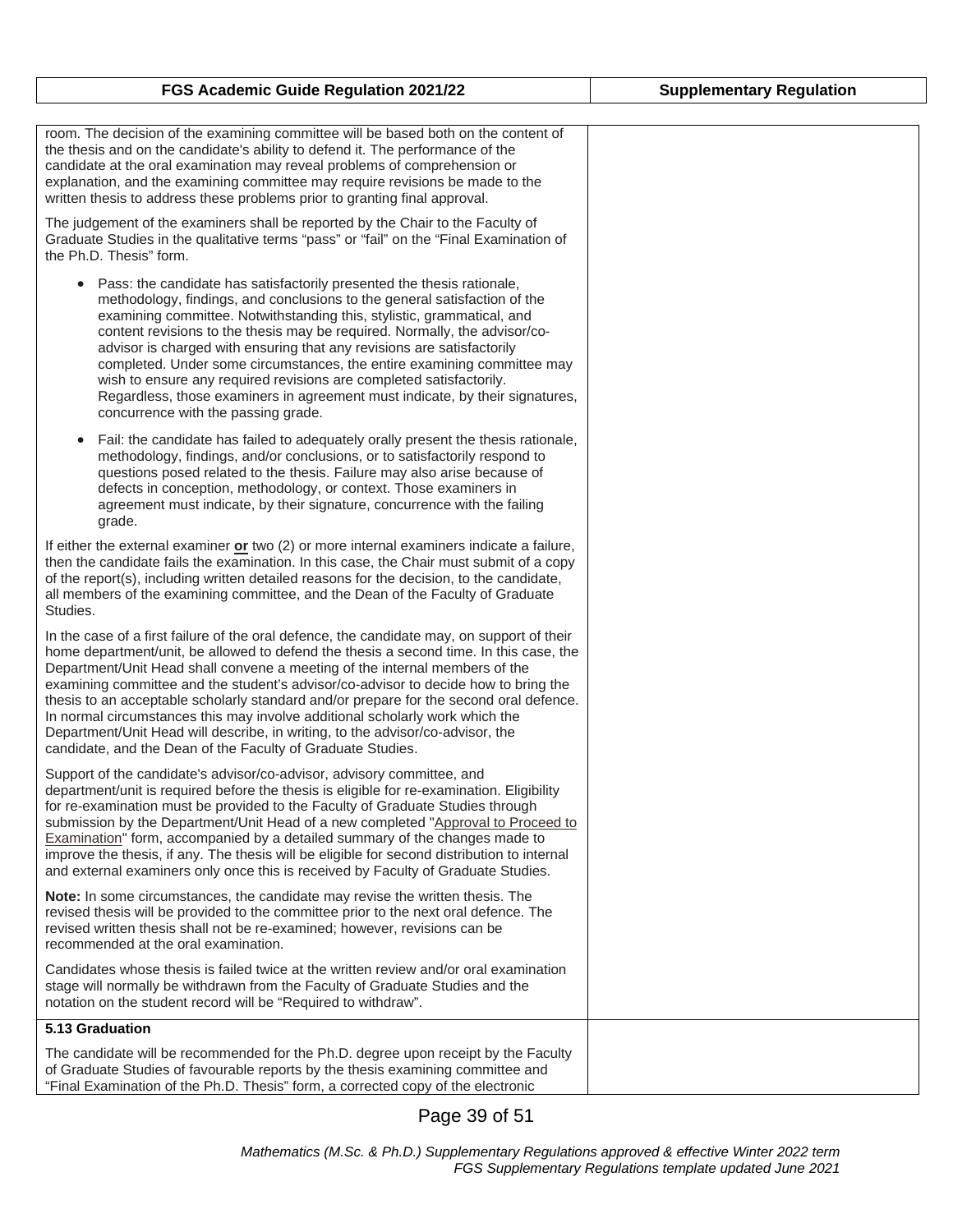| FGS Academic Guide Regulation 2021/22 | Supplementary Regulation |
|---|---|

room. The decision of the examining committee will be based both on the content of the thesis and on the candidate's ability to defend it. The performance of the candidate at the oral examination may reveal problems of comprehension or explanation, and the examining committee may require revisions be made to the written thesis to address these problems prior to granting final approval.

The judgement of the examiners shall be reported by the Chair to the Faculty of Graduate Studies in the qualitative terms "pass" or "fail" on the "Final Examination of the Ph.D. Thesis" form.

- Pass: the candidate has satisfactorily presented the thesis rationale, methodology, findings, and conclusions to the general satisfaction of the examining committee. Notwithstanding this, stylistic, grammatical, and content revisions to the thesis may be required. Normally, the advisor/co-advisor is charged with ensuring that any revisions are satisfactorily completed. Under some circumstances, the entire examining committee may wish to ensure any required revisions are completed satisfactorily. Regardless, those examiners in agreement must indicate, by their signatures, concurrence with the passing grade.

- Fail: the candidate has failed to adequately orally present the thesis rationale, methodology, findings, and/or conclusions, or to satisfactorily respond to questions posed related to the thesis. Failure may also arise because of defects in conception, methodology, or context. Those examiners in agreement must indicate, by their signature, concurrence with the failing grade.

If either the external examiner **or** two (2) or more internal examiners indicate a failure, then the candidate fails the examination. In this case, the Chair must submit of a copy of the report(s), including written detailed reasons for the decision, to the candidate, all members of the examining committee, and the Dean of the Faculty of Graduate Studies.

In the case of a first failure of the oral defence, the candidate may, on support of their home department/unit, be allowed to defend the thesis a second time. In this case, the Department/Unit Head shall convene a meeting of the internal members of the examining committee and the student's advisor/co-advisor to decide how to bring the thesis to an acceptable scholarly standard and/or prepare for the second oral defence. In normal circumstances this may involve additional scholarly work which the Department/Unit Head will describe, in writing, to the advisor/co-advisor, the candidate, and the Dean of the Faculty of Graduate Studies.

Support of the candidate's advisor/co-advisor, advisory committee, and department/unit is required before the thesis is eligible for re-examination. Eligibility for re-examination must be provided to the Faculty of Graduate Studies through submission by the Department/Unit Head of a new completed "Approval to Proceed to Examination" form, accompanied by a detailed summary of the changes made to improve the thesis, if any. The thesis will be eligible for second distribution to internal and external examiners only once this is received by Faculty of Graduate Studies.

**Note:** In some circumstances, the candidate may revise the written thesis. The revised thesis will be provided to the committee prior to the next oral defence. The revised written thesis shall not be re-examined; however, revisions can be recommended at the oral examination.

Candidates whose thesis is failed twice at the written review and/or oral examination stage will normally be withdrawn from the Faculty of Graduate Studies and the notation on the student record will be "Required to withdraw".

**5.13 Graduation**

The candidate will be recommended for the Ph.D. degree upon receipt by the Faculty of Graduate Studies of favourable reports by the thesis examining committee and "Final Examination of the Ph.D. Thesis" form, a corrected copy of the electronic

*Mathematics (M.Sc. & Ph.D.) Supplementary Regulations approved & effective Winter 2022 term*
*FGS Supplementary Regulations template updated June 2021*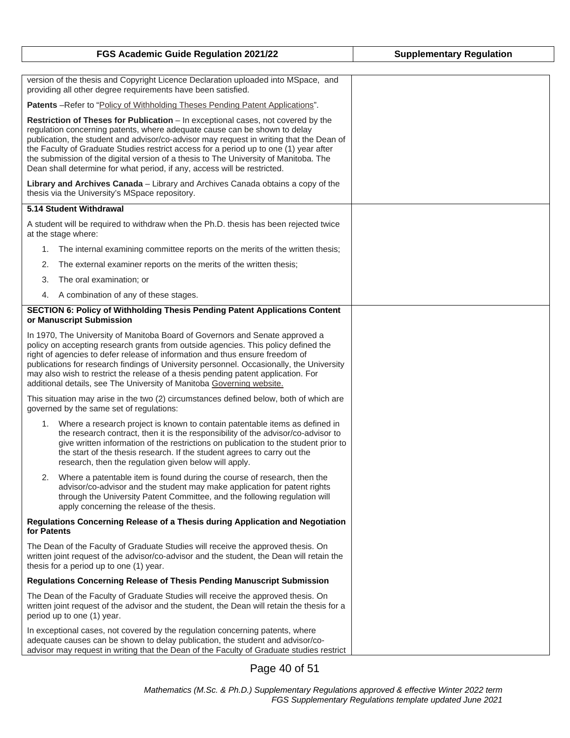| FGS Academic Guide Regulation 2021/22 | Supplementary Regulation |
|---|---|
| version of the thesis and Copyright Licence Declaration uploaded into MSpace, and providing all other degree requirements have been satisfied.<br><br>**Patents** –Refer to "Policy of Withholding Theses Pending Patent Applications".<br><br>**Restriction of Theses for Publication** – In exceptional cases, not covered by the regulation concerning patents, where adequate cause can be shown to delay publication, the student and advisor/co-advisor may request in writing that the Dean of the Faculty of Graduate Studies restrict access for a period up to one (1) year after the submission of the digital version of a thesis to The University of Manitoba. The Dean shall determine for what period, if any, access will be restricted.<br><br>**Library and Archives Canada** – Library and Archives Canada obtains a copy of the thesis via the University's MSpace repository. | |
| **5.14 Student Withdrawal**<br><br>A student will be required to withdraw when the Ph.D. thesis has been rejected twice at the stage where:<br><br>1. The internal examining committee reports on the merits of the written thesis;<br>2. The external examiner reports on the merits of the written thesis;<br>3. The oral examination; or<br>4. A combination of any of these stages. | |
| **SECTION 6: Policy of Withholding Thesis Pending Patent Applications Content or Manuscript Submission**<br><br>In 1970, The University of Manitoba Board of Governors and Senate approved a policy on accepting research grants from outside agencies. This policy defined the right of agencies to defer release of information and thus ensure freedom of publications for research findings of University personnel. Occasionally, the University may also wish to restrict the release of a thesis pending patent application. For additional details, see The University of Manitoba Governing website.<br><br>This situation may arise in the two (2) circumstances defined below, both of which are governed by the same set of regulations:<br><br>1. Where a research project is known to contain patentable items as defined in the research contract, then it is the responsibility of the advisor/co-advisor to give written information of the restrictions on publication to the student prior to the start of the thesis research. If the student agrees to carry out the research, then the regulation given below will apply.<br>2. Where a patentable item is found during the course of research, then the advisor/co-advisor and the student may make application for patent rights through the University Patent Committee, and the following regulation will apply concerning the release of the thesis.<br><br>**Regulations Concerning Release of a Thesis during Application and Negotiation for Patents**<br><br>The Dean of the Faculty of Graduate Studies will receive the approved thesis. On written joint request of the advisor/co-advisor and the student, the Dean will retain the thesis for a period up to one (1) year.<br><br>**Regulations Concerning Release of Thesis Pending Manuscript Submission**<br><br>The Dean of the Faculty of Graduate Studies will receive the approved thesis. On written joint request of the advisor and the student, the Dean will retain the thesis for a period up to one (1) year.<br><br>In exceptional cases, not covered by the regulation concerning patents, where adequate causes can be shown to delay publication, the student and advisor/co-advisor may request in writing that the Dean of the Faculty of Graduate studies restrict | |

*Mathematics (M.Sc. & Ph.D.) Supplementary Regulations approved & effective Winter 2022 term*
*FGS Supplementary Regulations template updated June 2021*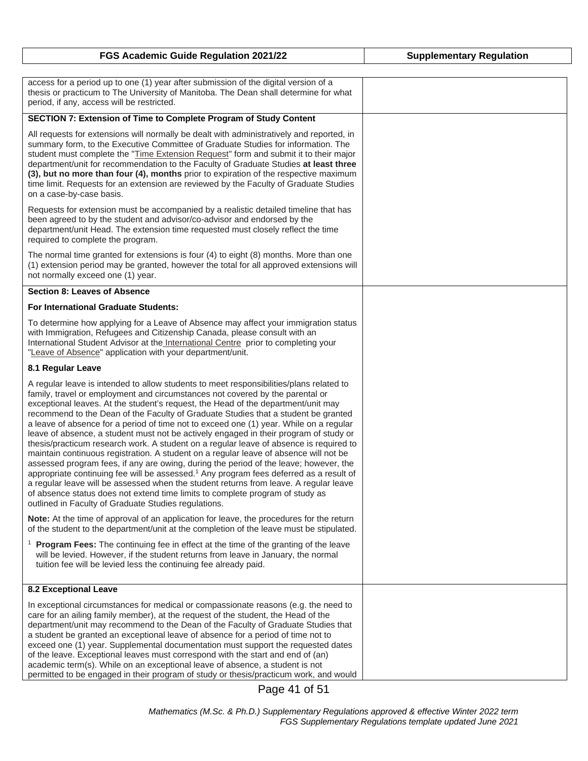| FGS Academic Guide Regulation 2021/22 | Supplementary Regulation |
| --- | --- |
| access for a period up to one (1) year after submission of the digital version of a thesis or practicum to The University of Manitoba. The Dean shall determine for what period, if any, access will be restricted. | |
| **SECTION 7: Extension of Time to Complete Program of Study Content**<br><br>All requests for extensions will normally be dealt with administratively and reported, in summary form, to the Executive Committee of Graduate Studies for information. The student must complete the "Time Extension Request" form and submit it to their major department/unit for recommendation to the Faculty of Graduate Studies **at least three (3), but no more than four (4), months** prior to expiration of the respective maximum time limit. Requests for an extension are reviewed by the Faculty of Graduate Studies on a case-by-case basis.<br><br>Requests for extension must be accompanied by a realistic detailed timeline that has been agreed to by the student and advisor/co-advisor and endorsed by the department/unit Head. The extension time requested must closely reflect the time required to complete the program.<br><br>The normal time granted for extensions is four (4) to eight (8) months. More than one (1) extension period may be granted, however the total for all approved extensions will not normally exceed one (1) year. | |
| **Section 8: Leaves of Absence**<br><br>**For International Graduate Students:**<br><br>To determine how applying for a Leave of Absence may affect your immigration status with Immigration, Refugees and Citizenship Canada, please consult with an International Student Advisor at the International Centre prior to completing your "Leave of Absence" application with your department/unit.<br><br>**8.1 Regular Leave**<br><br>A regular leave is intended to allow students to meet responsibilities/plans related to family, travel or employment and circumstances not covered by the parental or exceptional leaves. At the student's request, the Head of the department/unit may recommend to the Dean of the Faculty of Graduate Studies that a student be granted a leave of absence for a period of time not to exceed one (1) year. While on a regular leave of absence, a student must not be actively engaged in their program of study or thesis/practicum research work. A student on a regular leave of absence is required to maintain continuous registration. A student on a regular leave of absence will not be assessed program fees, if any are owing, during the period of the leave; however, the appropriate continuing fee will be assessed.[1] Any program fees deferred as a result of a regular leave will be assessed when the student returns from leave. A regular leave of absence status does not extend time limits to complete program of study as outlined in Faculty of Graduate Studies regulations.<br><br>**Note:** At the time of approval of an application for leave, the procedures for the return of the student to the department/unit at the completion of the leave must be stipulated.<br><br>[1] **Program Fees:** The continuing fee in effect at the time of the granting of the leave will be levied. However, if the student returns from leave in January, the normal tuition fee will be levied less the continuing fee already paid. | |
| **8.2 Exceptional Leave**<br><br>In exceptional circumstances for medical or compassionate reasons (e.g. the need to care for an ailing family member), at the request of the student, the Head of the department/unit may recommend to the Dean of the Faculty of Graduate Studies that a student be granted an exceptional leave of absence for a period of time not to exceed one (1) year. Supplemental documentation must support the requested dates of the leave. Exceptional leaves must correspond with the start and end of (an) academic term(s). While on an exceptional leave of absence, a student is not permitted to be engaged in their program of study or thesis/practicum work, and would | |

*Mathematics (M.Sc. & Ph.D.) Supplementary Regulations approved & effective Winter 2022 term*
*FGS Supplementary Regulations template updated June 2021*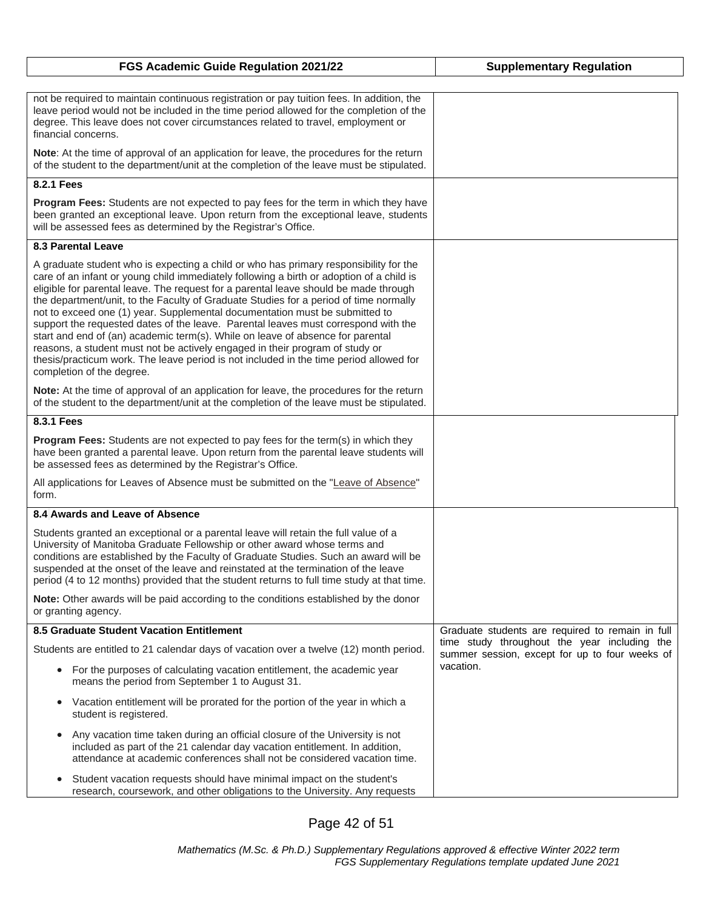| FGS Academic Guide Regulation 2021/22 | Supplementary Regulation |
|---|---|
| not be required to maintain continuous registration or pay tuition fees. In addition, the leave period would not be included in the time period allowed for the completion of the degree. This leave does not cover circumstances related to travel, employment or financial concerns.<br><br>**Note**: At the time of approval of an application for leave, the procedures for the return of the student to the department/unit at the completion of the leave must be stipulated. | |
| **8.2.1 Fees**<br><br>**Program Fees:** Students are not expected to pay fees for the term in which they have been granted an exceptional leave. Upon return from the exceptional leave, students will be assessed fees as determined by the Registrar's Office. | |
| **8.3 Parental Leave**<br><br>A graduate student who is expecting a child or who has primary responsibility for the care of an infant or young child immediately following a birth or adoption of a child is eligible for parental leave. The request for a parental leave should be made through the department/unit, to the Faculty of Graduate Studies for a period of time normally not to exceed one (1) year. Supplemental documentation must be submitted to support the requested dates of the leave. Parental leaves must correspond with the start and end of (an) academic term(s). While on leave of absence for parental reasons, a student must not be actively engaged in their program of study or thesis/practicum work. The leave period is not included in the time period allowed for completion of the degree.<br><br>**Note:** At the time of approval of an application for leave, the procedures for the return of the student to the department/unit at the completion of the leave must be stipulated. | |
| **8.3.1 Fees**<br><br>**Program Fees:** Students are not expected to pay fees for the term(s) in which they have been granted a parental leave. Upon return from the parental leave students will be assessed fees as determined by the Registrar's Office.<br><br>All applications for Leaves of Absence must be submitted on the "Leave of Absence" form. | |
| **8.4 Awards and Leave of Absence**<br><br>Students granted an exceptional or a parental leave will retain the full value of a University of Manitoba Graduate Fellowship or other award whose terms and conditions are established by the Faculty of Graduate Studies. Such an award will be suspended at the onset of the leave and reinstated at the termination of the leave period (4 to 12 months) provided that the student returns to full time study at that time.<br><br>**Note:** Other awards will be paid according to the conditions established by the donor or granting agency. | |
| **8.5 Graduate Student Vacation Entitlement**<br><br>Students are entitled to 21 calendar days of vacation over a twelve (12) month period.<br><br>• For the purposes of calculating vacation entitlement, the academic year means the period from September 1 to August 31.<br><br>• Vacation entitlement will be prorated for the portion of the year in which a student is registered.<br><br>• Any vacation time taken during an official closure of the University is not included as part of the 21 calendar day vacation entitlement. In addition, attendance at academic conferences shall not be considered vacation time.<br><br>• Student vacation requests should have minimal impact on the student's research, coursework, and other obligations to the University. Any requests | Graduate students are required to remain in full time study throughout the year including the summer session, except for up to four weeks of vacation. |

*Mathematics (M.Sc. & Ph.D.) Supplementary Regulations approved & effective Winter 2022 term*
*FGS Supplementary Regulations template updated June 2021*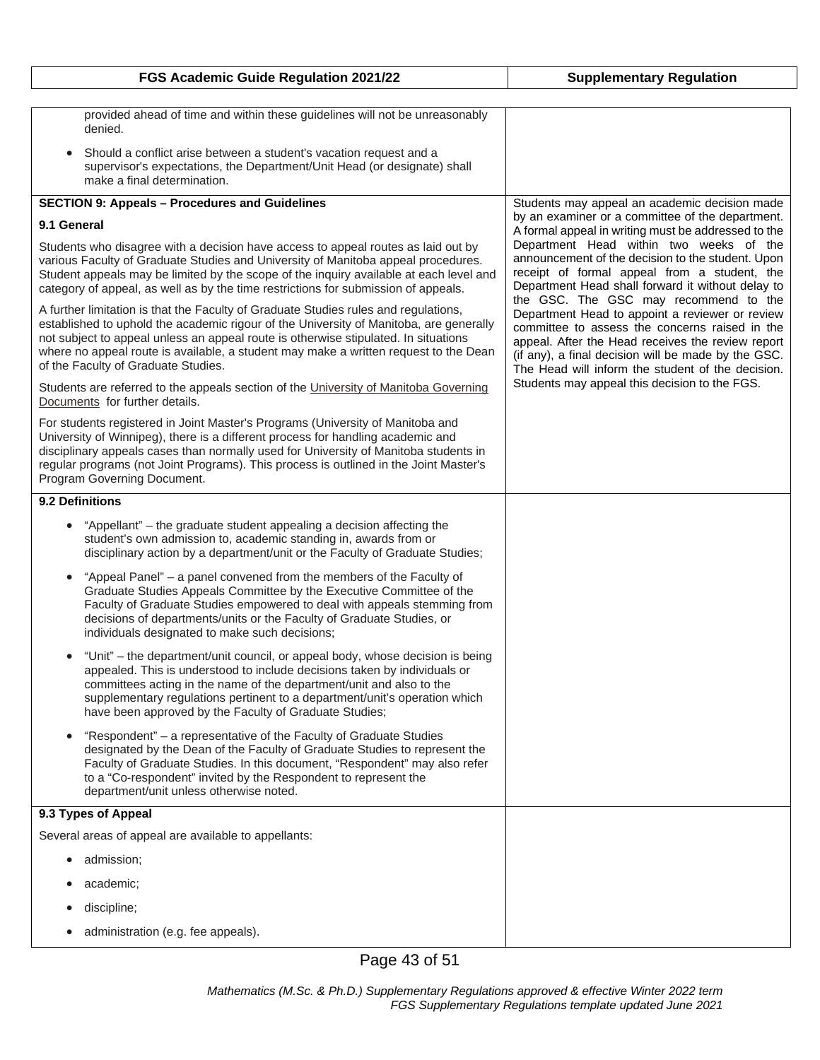| FGS Academic Guide Regulation 2021/22 | Supplementary Regulation |
|---|---|
| provided ahead of time and within these guidelines will not be unreasonably denied.<br><br>• Should a conflict arise between a student's vacation request and a supervisor's expectations, the Department/Unit Head (or designate) shall make a final determination. | |
| **SECTION 9: Appeals – Procedures and Guidelines**<br><br>**9.1 General**<br><br>Students who disagree with a decision have access to appeal routes as laid out by various Faculty of Graduate Studies and University of Manitoba appeal procedures. Student appeals may be limited by the scope of the inquiry available at each level and category of appeal, as well as by the time restrictions for submission of appeals.<br><br>A further limitation is that the Faculty of Graduate Studies rules and regulations, established to uphold the academic rigour of the University of Manitoba, are generally not subject to appeal unless an appeal route is otherwise stipulated. In situations where no appeal route is available, a student may make a written request to the Dean of the Faculty of Graduate Studies.<br><br>Students are referred to the appeals section of the University of Manitoba Governing Documents for further details.<br><br>For students registered in Joint Master's Programs (University of Manitoba and University of Winnipeg), there is a different process for handling academic and disciplinary appeals cases than normally used for University of Manitoba students in regular programs (not Joint Programs). This process is outlined in the Joint Master's Program Governing Document. | Students may appeal an academic decision made by an examiner or a committee of the department. A formal appeal in writing must be addressed to the Department Head within two weeks of the announcement of the decision to the student. Upon receipt of formal appeal from a student, the Department Head shall forward it without delay to the GSC. The GSC may recommend to the Department Head to appoint a reviewer or review committee to assess the concerns raised in the appeal. After the Head receives the review report (if any), a final decision will be made by the GSC. The Head will inform the student of the decision. Students may appeal this decision to the FGS. |
| **9.2 Definitions**<br><br>• "Appellant" – the graduate student appealing a decision affecting the student's own admission to, academic standing in, awards from or disciplinary action by a department/unit or the Faculty of Graduate Studies;<br><br>• "Appeal Panel" – a panel convened from the members of the Faculty of Graduate Studies Appeals Committee by the Executive Committee of the Faculty of Graduate Studies empowered to deal with appeals stemming from decisions of departments/units or the Faculty of Graduate Studies, or individuals designated to make such decisions;<br><br>• "Unit" – the department/unit council, or appeal body, whose decision is being appealed. This is understood to include decisions taken by individuals or committees acting in the name of the department/unit and also to the supplementary regulations pertinent to a department/unit's operation which have been approved by the Faculty of Graduate Studies;<br><br>• "Respondent" – a representative of the Faculty of Graduate Studies designated by the Dean of the Faculty of Graduate Studies to represent the Faculty of Graduate Studies. In this document, "Respondent" may also refer to a "Co-respondent" invited by the Respondent to represent the department/unit unless otherwise noted. | |
| **9.3 Types of Appeal**<br><br>Several areas of appeal are available to appellants:<br><br>• admission;<br><br>• academic;<br><br>• discipline;<br><br>• administration (e.g. fee appeals). | |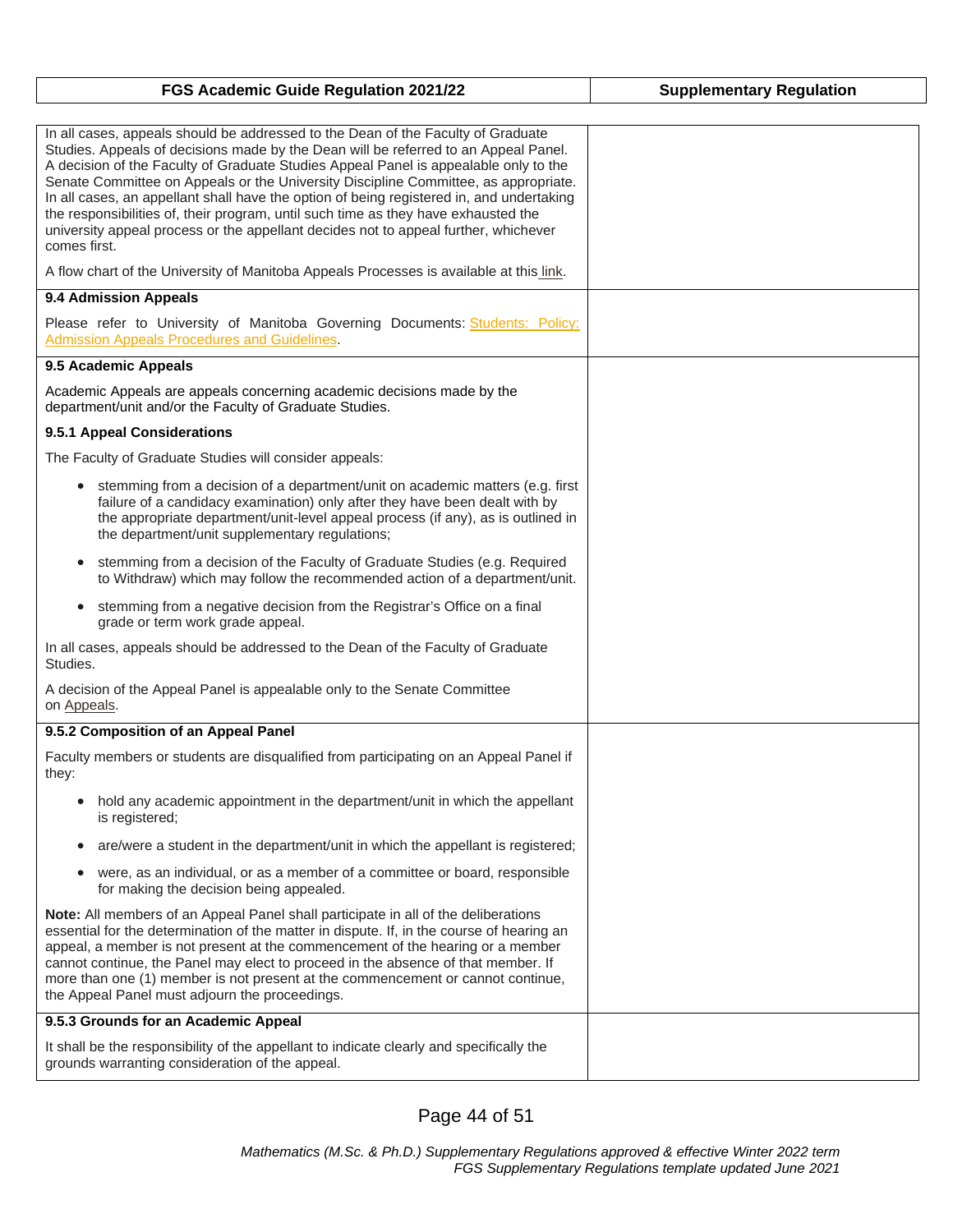| FGS Academic Guide Regulation 2021/22 | Supplementary Regulation |
|---|---|
| In all cases, appeals should be addressed to the Dean of the Faculty of Graduate Studies. Appeals of decisions made by the Dean will be referred to an Appeal Panel. A decision of the Faculty of Graduate Studies Appeal Panel is appealable only to the Senate Committee on Appeals or the University Discipline Committee, as appropriate. In all cases, an appellant shall have the option of being registered in, and undertaking the responsibilities of, their program, until such time as they have exhausted the university appeal process or the appellant decides not to appeal further, whichever comes first.<br><br>A flow chart of the University of Manitoba Appeals Processes is available at this link. | |
| **9.4 Admission Appeals**<br><br>Please refer to University of Manitoba Governing Documents: Students: Policy: Admission Appeals Procedures and Guidelines. | |
| **9.5 Academic Appeals**<br><br>Academic Appeals are appeals concerning academic decisions made by the department/unit and/or the Faculty of Graduate Studies.<br><br>**9.5.1 Appeal Considerations**<br><br>The Faculty of Graduate Studies will consider appeals:<br><br>• stemming from a decision of a department/unit on academic matters (e.g. first failure of a candidacy examination) only after they have been dealt with by the appropriate department/unit-level appeal process (if any), as is outlined in the department/unit supplementary regulations;<br><br>• stemming from a decision of the Faculty of Graduate Studies (e.g. Required to Withdraw) which may follow the recommended action of a department/unit.<br><br>• stemming from a negative decision from the Registrar's Office on a final grade or term work grade appeal.<br><br>In all cases, appeals should be addressed to the Dean of the Faculty of Graduate Studies.<br><br>A decision of the Appeal Panel is appealable only to the Senate Committee on Appeals. | |
| **9.5.2 Composition of an Appeal Panel**<br><br>Faculty members or students are disqualified from participating on an Appeal Panel if they:<br><br>• hold any academic appointment in the department/unit in which the appellant is registered;<br><br>• are/were a student in the department/unit in which the appellant is registered;<br><br>• were, as an individual, or as a member of a committee or board, responsible for making the decision being appealed.<br><br>**Note:** All members of an Appeal Panel shall participate in all of the deliberations essential for the determination of the matter in dispute. If, in the course of hearing an appeal, a member is not present at the commencement of the hearing or a member cannot continue, the Panel may elect to proceed in the absence of that member. If more than one (1) member is not present at the commencement or cannot continue, the Appeal Panel must adjourn the proceedings. | |
| **9.5.3 Grounds for an Academic Appeal**<br><br>It shall be the responsibility of the appellant to indicate clearly and specifically the grounds warranting consideration of the appeal. | |

*Mathematics (M.Sc. & Ph.D.) Supplementary Regulations approved & effective Winter 2022 term*
*FGS Supplementary Regulations template updated June 2021*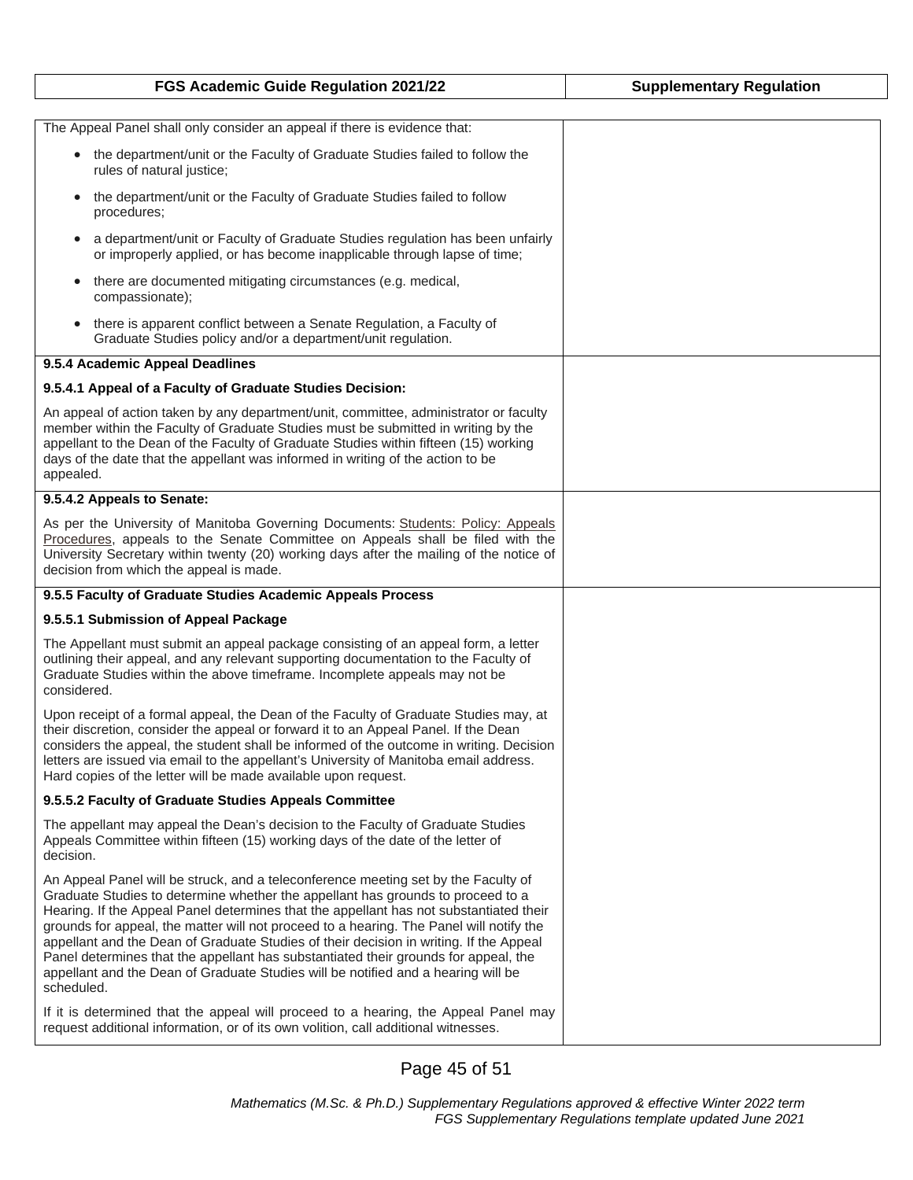| FGS Academic Guide Regulation 2021/22 | Supplementary Regulation |
|---|---|
| The Appeal Panel shall only consider an appeal if there is evidence that:<br>• the department/unit or the Faculty of Graduate Studies failed to follow the rules of natural justice;<br>• the department/unit or the Faculty of Graduate Studies failed to follow procedures;<br>• a department/unit or Faculty of Graduate Studies regulation has been unfairly or improperly applied, or has become inapplicable through lapse of time;<br>• there are documented mitigating circumstances (e.g. medical, compassionate);<br>• there is apparent conflict between a Senate Regulation, a Faculty of Graduate Studies policy and/or a department/unit regulation. | |
| **9.5.4 Academic Appeal Deadlines**<br>**9.5.4.1 Appeal of a Faculty of Graduate Studies Decision:**<br>An appeal of action taken by any department/unit, committee, administrator or faculty member within the Faculty of Graduate Studies must be submitted in writing by the appellant to the Dean of the Faculty of Graduate Studies within fifteen (15) working days of the date that the appellant was informed in writing of the action to be appealed. | |
| **9.5.4.2 Appeals to Senate:**<br>As per the University of Manitoba Governing Documents: Students: Policy: Appeals Procedures, appeals to the Senate Committee on Appeals shall be filed with the University Secretary within twenty (20) working days after the mailing of the notice of decision from which the appeal is made. | |
| **9.5.5 Faculty of Graduate Studies Academic Appeals Process**<br>**9.5.5.1 Submission of Appeal Package**<br>The Appellant must submit an appeal package consisting of an appeal form, a letter outlining their appeal, and any relevant supporting documentation to the Faculty of Graduate Studies within the above timeframe. Incomplete appeals may not be considered.<br>Upon receipt of a formal appeal, the Dean of the Faculty of Graduate Studies may, at their discretion, consider the appeal or forward it to an Appeal Panel. If the Dean considers the appeal, the student shall be informed of the outcome in writing. Decision letters are issued via email to the appellant's University of Manitoba email address. Hard copies of the letter will be made available upon request.<br>**9.5.5.2 Faculty of Graduate Studies Appeals Committee**<br>The appellant may appeal the Dean's decision to the Faculty of Graduate Studies Appeals Committee within fifteen (15) working days of the date of the letter of decision.<br>An Appeal Panel will be struck, and a teleconference meeting set by the Faculty of Graduate Studies to determine whether the appellant has grounds to proceed to a Hearing. If the Appeal Panel determines that the appellant has not substantiated their grounds for appeal, the matter will not proceed to a hearing. The Panel will notify the appellant and the Dean of Graduate Studies of their decision in writing. If the Appeal Panel determines that the appellant has substantiated their grounds for appeal, the appellant and the Dean of Graduate Studies will be notified and a hearing will be scheduled.<br>If it is determined that the appeal will proceed to a hearing, the Appeal Panel may request additional information, or of its own volition, call additional witnesses. | |

*Mathematics (M.Sc. & Ph.D.) Supplementary Regulations approved & effective Winter 2022 term*
*FGS Supplementary Regulations template updated June 2021*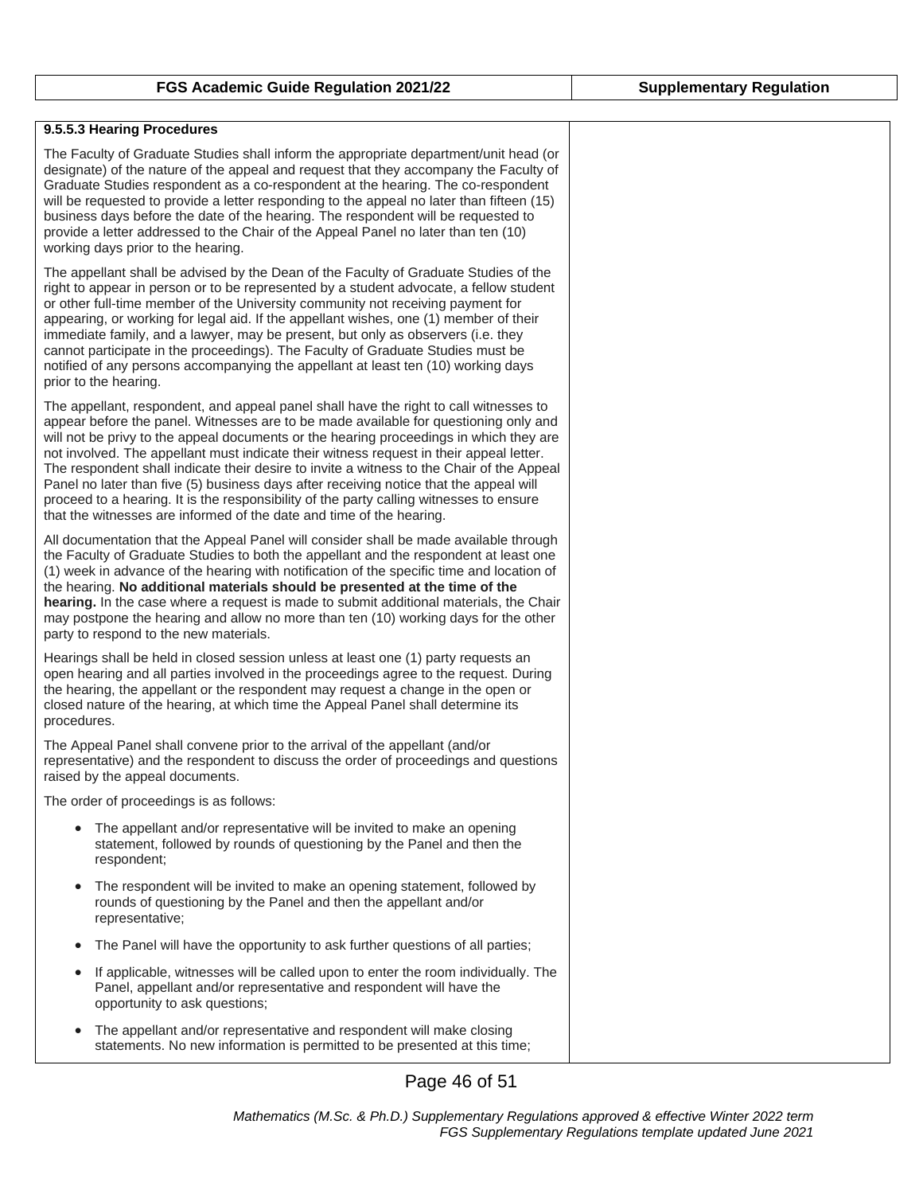| FGS Academic Guide Regulation 2021/22 | Supplementary Regulation |
| --- | --- |

### 9.5.5.3 Hearing Procedures

The Faculty of Graduate Studies shall inform the appropriate department/unit head (or designate) of the nature of the appeal and request that they accompany the Faculty of Graduate Studies respondent as a co-respondent at the hearing. The co-respondent will be requested to provide a letter responding to the appeal no later than fifteen (15) business days before the date of the hearing. The respondent will be requested to provide a letter addressed to the Chair of the Appeal Panel no later than ten (10) working days prior to the hearing.

The appellant shall be advised by the Dean of the Faculty of Graduate Studies of the right to appear in person or to be represented by a student advocate, a fellow student or other full-time member of the University community not receiving payment for appearing, or working for legal aid. If the appellant wishes, one (1) member of their immediate family, and a lawyer, may be present, but only as observers (i.e. they cannot participate in the proceedings). The Faculty of Graduate Studies must be notified of any persons accompanying the appellant at least ten (10) working days prior to the hearing.

The appellant, respondent, and appeal panel shall have the right to call witnesses to appear before the panel. Witnesses are to be made available for questioning only and will not be privy to the appeal documents or the hearing proceedings in which they are not involved. The appellant must indicate their witness request in their appeal letter. The respondent shall indicate their desire to invite a witness to the Chair of the Appeal Panel no later than five (5) business days after receiving notice that the appeal will proceed to a hearing. It is the responsibility of the party calling witnesses to ensure that the witnesses are informed of the date and time of the hearing.

All documentation that the Appeal Panel will consider shall be made available through the Faculty of Graduate Studies to both the appellant and the respondent at least one (1) week in advance of the hearing with notification of the specific time and location of the hearing. **No additional materials should be presented at the time of the hearing.** In the case where a request is made to submit additional materials, the Chair may postpone the hearing and allow no more than ten (10) working days for the other party to respond to the new materials.

Hearings shall be held in closed session unless at least one (1) party requests an open hearing and all parties involved in the proceedings agree to the request. During the hearing, the appellant or the respondent may request a change in the open or closed nature of the hearing, at which time the Appeal Panel shall determine its procedures.

The Appeal Panel shall convene prior to the arrival of the appellant (and/or representative) and the respondent to discuss the order of proceedings and questions raised by the appeal documents.

The order of proceedings is as follows:

- The appellant and/or representative will be invited to make an opening statement, followed by rounds of questioning by the Panel and then the respondent;
- The respondent will be invited to make an opening statement, followed by rounds of questioning by the Panel and then the appellant and/or representative;
- The Panel will have the opportunity to ask further questions of all parties;
- If applicable, witnesses will be called upon to enter the room individually. The Panel, appellant and/or representative and respondent will have the opportunity to ask questions;
- The appellant and/or representative and respondent will make closing statements. No new information is permitted to be presented at this time;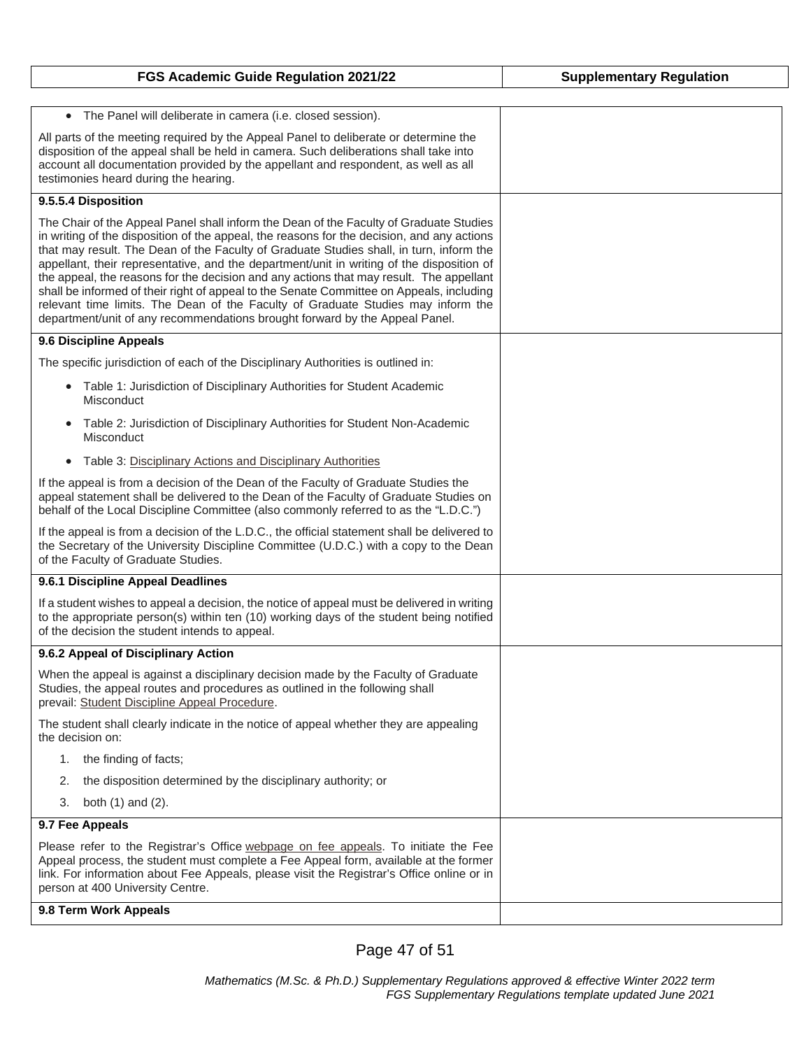| FGS Academic Guide Regulation 2021/22 | Supplementary Regulation |
| --- | --- |
| • The Panel will deliberate in camera (i.e. closed session).<br><br>All parts of the meeting required by the Appeal Panel to deliberate or determine the disposition of the appeal shall be held in camera. Such deliberations shall take into account all documentation provided by the appellant and respondent, as well as all testimonies heard during the hearing. | |
| **9.5.5.4 Disposition**<br><br>The Chair of the Appeal Panel shall inform the Dean of the Faculty of Graduate Studies in writing of the disposition of the appeal, the reasons for the decision, and any actions that may result. The Dean of the Faculty of Graduate Studies shall, in turn, inform the appellant, their representative, and the department/unit in writing of the disposition of the appeal, the reasons for the decision and any actions that may result. The appellant shall be informed of their right of appeal to the Senate Committee on Appeals, including relevant time limits. The Dean of the Faculty of Graduate Studies may inform the department/unit of any recommendations brought forward by the Appeal Panel. | |
| **9.6 Discipline Appeals**<br><br>The specific jurisdiction of each of the Disciplinary Authorities is outlined in:<br><br>• Table 1: Jurisdiction of Disciplinary Authorities for Student Academic Misconduct<br>• Table 2: Jurisdiction of Disciplinary Authorities for Student Non-Academic Misconduct<br>• Table 3: Disciplinary Actions and Disciplinary Authorities<br><br>If the appeal is from a decision of the Dean of the Faculty of Graduate Studies the appeal statement shall be delivered to the Dean of the Faculty of Graduate Studies on behalf of the Local Discipline Committee (also commonly referred to as the "L.D.C.")<br><br>If the appeal is from a decision of the L.D.C., the official statement shall be delivered to the Secretary of the University Discipline Committee (U.D.C.) with a copy to the Dean of the Faculty of Graduate Studies. | |
| **9.6.1 Discipline Appeal Deadlines**<br><br>If a student wishes to appeal a decision, the notice of appeal must be delivered in writing to the appropriate person(s) within ten (10) working days of the student being notified of the decision the student intends to appeal. | |
| **9.6.2 Appeal of Disciplinary Action**<br><br>When the appeal is against a disciplinary decision made by the Faculty of Graduate Studies, the appeal routes and procedures as outlined in the following shall prevail: Student Discipline Appeal Procedure.<br><br>The student shall clearly indicate in the notice of appeal whether they are appealing the decision on:<br><br>1. the finding of facts;<br>2. the disposition determined by the disciplinary authority; or<br>3. both (1) and (2). | |
| **9.7 Fee Appeals**<br><br>Please refer to the Registrar's Office webpage on fee appeals. To initiate the Fee Appeal process, the student must complete a Fee Appeal form, available at the former link. For information about Fee Appeals, please visit the Registrar's Office online or in person at 400 University Centre. | |
| **9.8 Term Work Appeals** | |

*Mathematics (M.Sc. & Ph.D.) Supplementary Regulations approved & effective Winter 2022 term*
*FGS Supplementary Regulations template updated June 2021*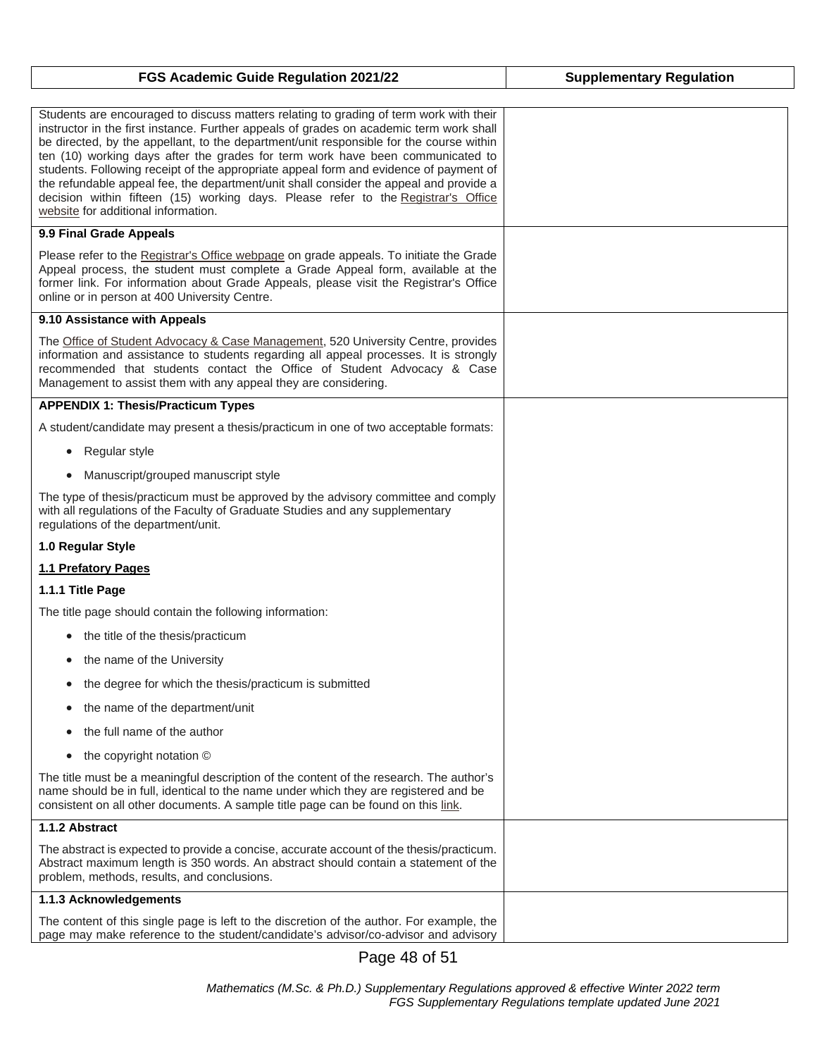| FGS Academic Guide Regulation 2021/22 | Supplementary Regulation |
| --- | --- |
| Students are encouraged to discuss matters relating to grading of term work with their instructor in the first instance. Further appeals of grades on academic term work shall be directed, by the appellant, to the department/unit responsible for the course within ten (10) working days after the grades for term work have been communicated to students. Following receipt of the appropriate appeal form and evidence of payment of the refundable appeal fee, the department/unit shall consider the appeal and provide a decision within fifteen (15) working days. Please refer to the Registrar's Office website for additional information. | |
| **9.9 Final Grade Appeals**<br><br>Please refer to the Registrar's Office webpage on grade appeals. To initiate the Grade Appeal process, the student must complete a Grade Appeal form, available at the former link. For information about Grade Appeals, please visit the Registrar's Office online or in person at 400 University Centre. | |
| **9.10 Assistance with Appeals**<br><br>The Office of Student Advocacy & Case Management, 520 University Centre, provides information and assistance to students regarding all appeal processes. It is strongly recommended that students contact the Office of Student Advocacy & Case Management to assist them with any appeal they are considering. | |
| **APPENDIX 1: Thesis/Practicum Types**<br><br>A student/candidate may present a thesis/practicum in one of two acceptable formats:<br><br>• Regular style<br>• Manuscript/grouped manuscript style<br><br>The type of thesis/practicum must be approved by the advisory committee and comply with all regulations of the Faculty of Graduate Studies and any supplementary regulations of the department/unit.<br><br>**1.0 Regular Style**<br><br>**1.1 Prefatory Pages**<br><br>**1.1.1 Title Page**<br><br>The title page should contain the following information:<br><br>• the title of the thesis/practicum<br>• the name of the University<br>• the degree for which the thesis/practicum is submitted<br>• the name of the department/unit<br>• the full name of the author<br>• the copyright notation ©<br><br>The title must be a meaningful description of the content of the research. The author's name should be in full, identical to the name under which they are registered and be consistent on all other documents. A sample title page can be found on this link. | |
| **1.1.2 Abstract**<br><br>The abstract is expected to provide a concise, accurate account of the thesis/practicum. Abstract maximum length is 350 words. An abstract should contain a statement of the problem, methods, results, and conclusions. | |
| **1.1.3 Acknowledgements**<br><br>The content of this single page is left to the discretion of the author. For example, the page may make reference to the student/candidate's advisor/co-advisor and advisory | |

*Mathematics (M.Sc. & Ph.D.) Supplementary Regulations approved & effective Winter 2022 term*
*FGS Supplementary Regulations template updated June 2021*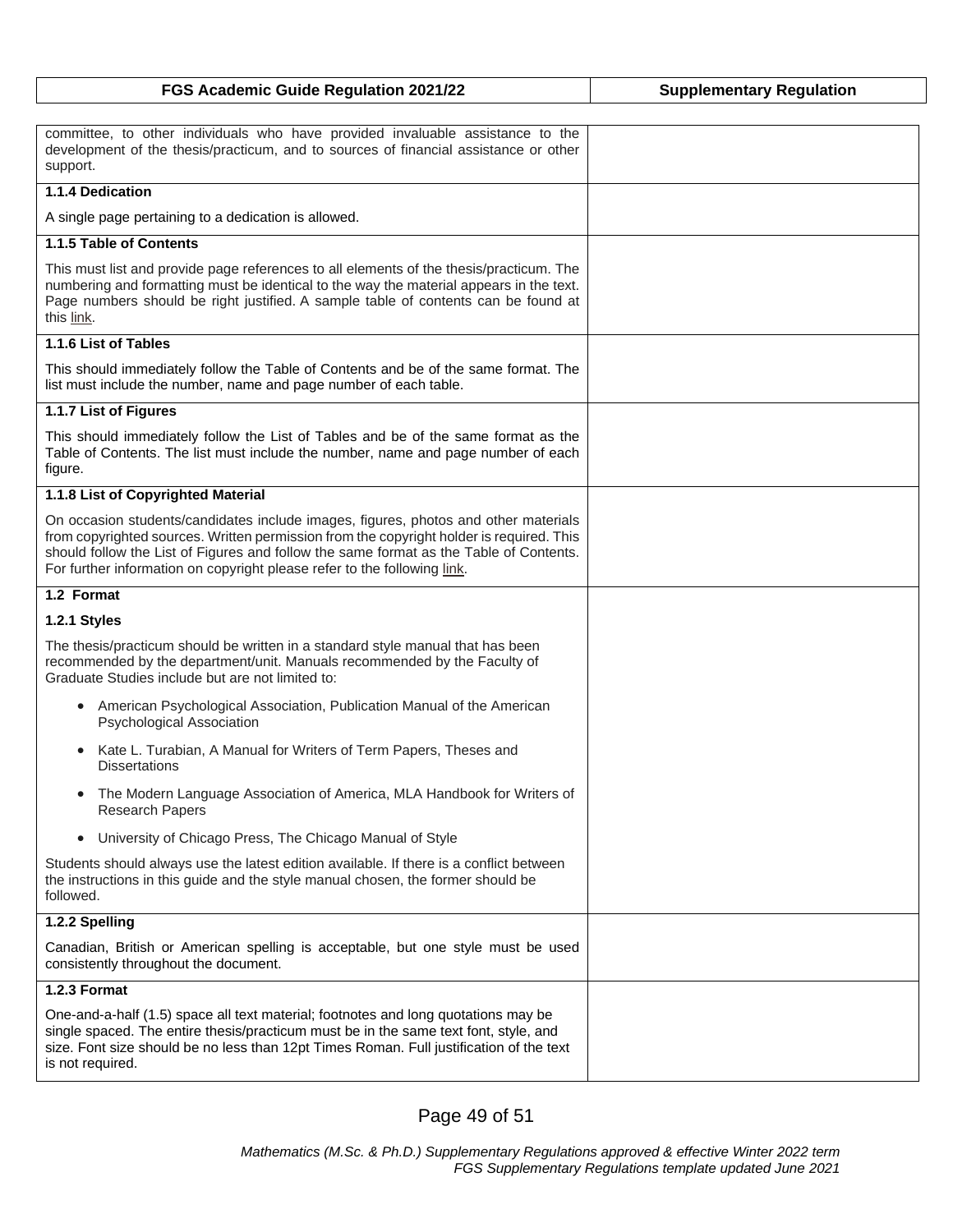| FGS Academic Guide Regulation 2021/22 | Supplementary Regulation |
|---|---|
| committee, to other individuals who have provided invaluable assistance to the development of the thesis/practicum, and to sources of financial assistance or other support. | |
| **1.1.4 Dedication** | |
| A single page pertaining to a dedication is allowed. | |
| **1.1.5 Table of Contents** | |
| This must list and provide page references to all elements of the thesis/practicum. The numbering and formatting must be identical to the way the material appears in the text. Page numbers should be right justified. A sample table of contents can be found at this link. | |
| **1.1.6 List of Tables** | |
| This should immediately follow the Table of Contents and be of the same format. The list must include the number, name and page number of each table. | |
| **1.1.7 List of Figures** | |
| This should immediately follow the List of Tables and be of the same format as the Table of Contents. The list must include the number, name and page number of each figure. | |
| **1.1.8 List of Copyrighted Material** | |
| On occasion students/candidates include images, figures, photos and other materials from copyrighted sources. Written permission from the copyright holder is required. This should follow the List of Figures and follow the same format as the Table of Contents. For further information on copyright please refer to the following link. | |
| **1.2 Format** | |
| **1.2.1 Styles** | |
| The thesis/practicum should be written in a standard style manual that has been recommended by the department/unit. Manuals recommended by the Faculty of Graduate Studies include but are not limited to: | |
| • American Psychological Association, Publication Manual of the American Psychological Association | |
| • Kate L. Turabian, A Manual for Writers of Term Papers, Theses and Dissertations | |
| • The Modern Language Association of America, MLA Handbook for Writers of Research Papers | |
| • University of Chicago Press, The Chicago Manual of Style | |
| Students should always use the latest edition available. If there is a conflict between the instructions in this guide and the style manual chosen, the former should be followed. | |
| **1.2.2 Spelling** | |
| Canadian, British or American spelling is acceptable, but one style must be used consistently throughout the document. | |
| **1.2.3 Format** | |
| One-and-a-half (1.5) space all text material; footnotes and long quotations may be single spaced. The entire thesis/practicum must be in the same text font, style, and size. Font size should be no less than 12pt Times Roman. Full justification of the text is not required. | |

*Mathematics (M.Sc. & Ph.D.) Supplementary Regulations approved & effective Winter 2022 term*
*FGS Supplementary Regulations template updated June 2021*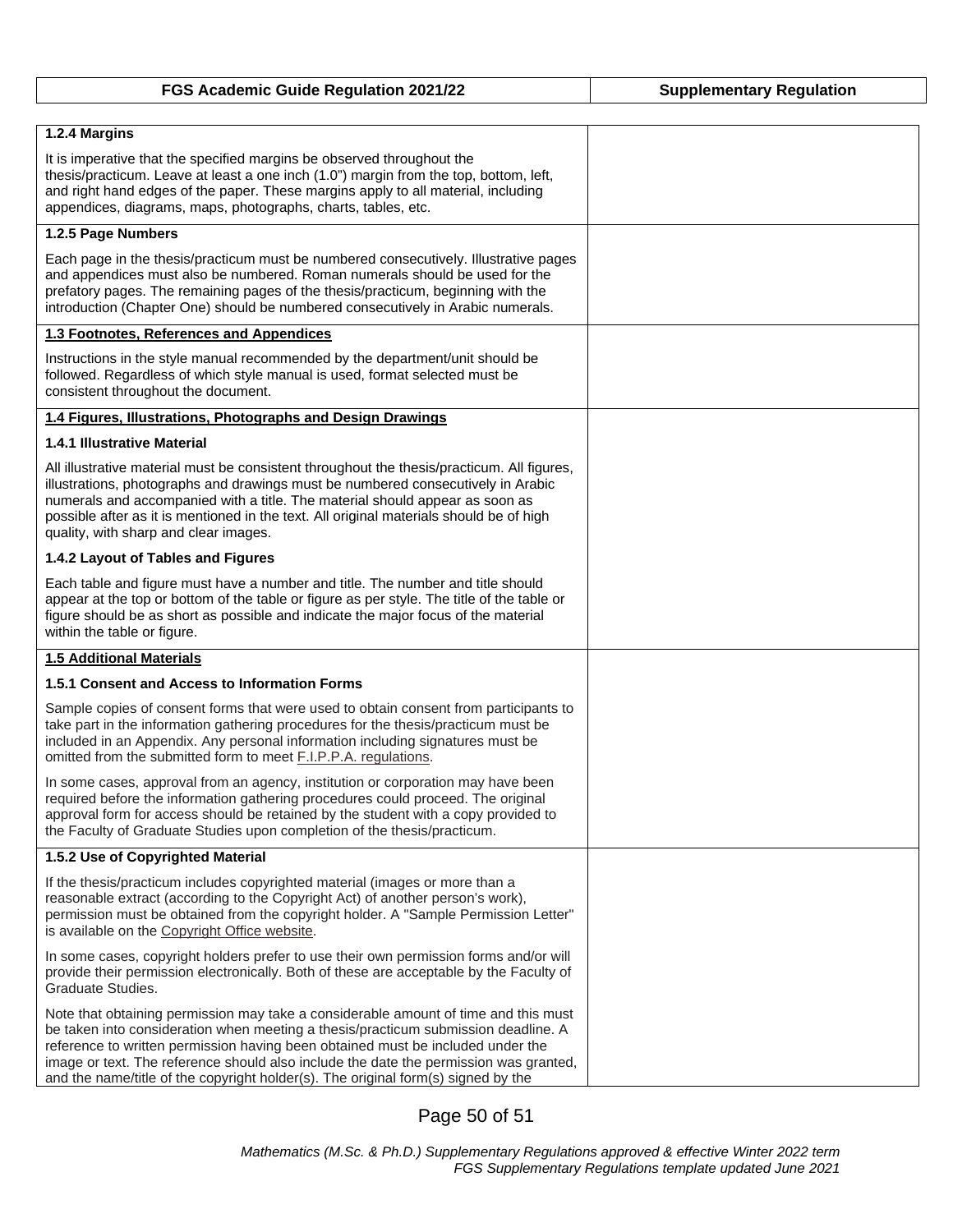| FGS Academic Guide Regulation 2021/22 | Supplementary Regulation |
|---|---|
| **1.2.4 Margins**<br><br>It is imperative that the specified margins be observed throughout the thesis/practicum. Leave at least a one inch (1.0") margin from the top, bottom, left, and right hand edges of the paper. These margins apply to all material, including appendices, diagrams, maps, photographs, charts, tables, etc. | |
| **1.2.5 Page Numbers**<br><br>Each page in the thesis/practicum must be numbered consecutively. Illustrative pages and appendices must also be numbered. Roman numerals should be used for the prefatory pages. The remaining pages of the thesis/practicum, beginning with the introduction (Chapter One) should be numbered consecutively in Arabic numerals. | |
| **1.3 Footnotes, References and Appendices**<br><br>Instructions in the style manual recommended by the department/unit should be followed. Regardless of which style manual is used, format selected must be consistent throughout the document. | |
| **1.4 Figures, Illustrations, Photographs and Design Drawings**<br><br>**1.4.1 Illustrative Material**<br><br>All illustrative material must be consistent throughout the thesis/practicum. All figures, illustrations, photographs and drawings must be numbered consecutively in Arabic numerals and accompanied with a title. The material should appear as soon as possible after as it is mentioned in the text. All original materials should be of high quality, with sharp and clear images.<br><br>**1.4.2 Layout of Tables and Figures**<br><br>Each table and figure must have a number and title. The number and title should appear at the top or bottom of the table or figure as per style. The title of the table or figure should be as short as possible and indicate the major focus of the material within the table or figure. | |
| **1.5 Additional Materials**<br><br>**1.5.1 Consent and Access to Information Forms**<br><br>Sample copies of consent forms that were used to obtain consent from participants to take part in the information gathering procedures for the thesis/practicum must be included in an Appendix. Any personal information including signatures must be omitted from the submitted form to meet F.I.P.P.A. regulations.<br><br>In some cases, approval from an agency, institution or corporation may have been required before the information gathering procedures could proceed. The original approval form for access should be retained by the student with a copy provided to the Faculty of Graduate Studies upon completion of the thesis/practicum. | |
| **1.5.2 Use of Copyrighted Material**<br><br>If the thesis/practicum includes copyrighted material (images or more than a reasonable extract (according to the Copyright Act) of another person's work), permission must be obtained from the copyright holder. A "Sample Permission Letter" is available on the Copyright Office website.<br><br>In some cases, copyright holders prefer to use their own permission forms and/or will provide their permission electronically. Both of these are acceptable by the Faculty of Graduate Studies.<br><br>Note that obtaining permission may take a considerable amount of time and this must be taken into consideration when meeting a thesis/practicum submission deadline. A reference to written permission having been obtained must be included under the image or text. The reference should also include the date the permission was granted, and the name/title of the copyright holder(s). The original form(s) signed by the | |

*Mathematics (M.Sc. & Ph.D.) Supplementary Regulations approved & effective Winter 2022 term*
*FGS Supplementary Regulations template updated June 2021*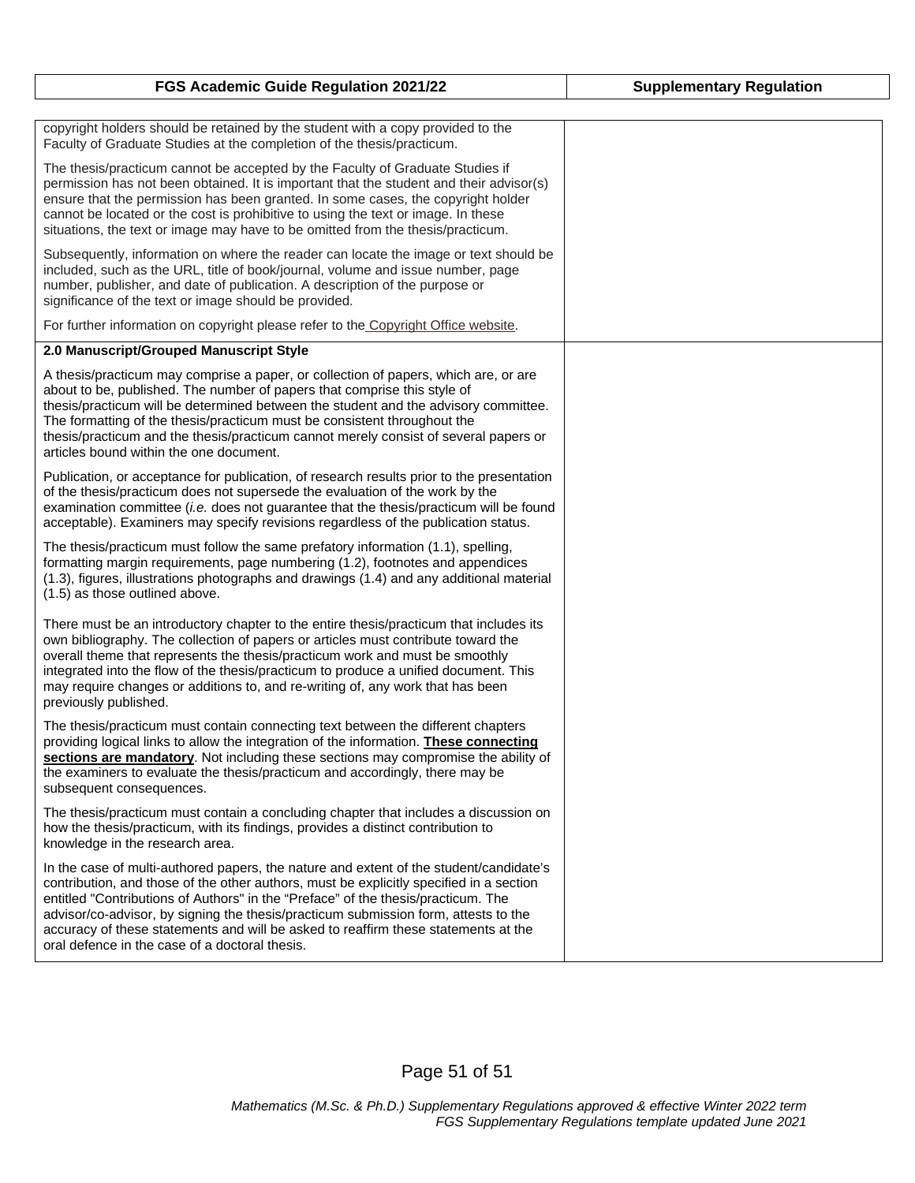| FGS Academic Guide Regulation 2021/22 | Supplementary Regulation |
|---|---|
| copyright holders should be retained by the student with a copy provided to the Faculty of Graduate Studies at the completion of the thesis/practicum.<br><br>The thesis/practicum cannot be accepted by the Faculty of Graduate Studies if permission has not been obtained. It is important that the student and their advisor(s) ensure that the permission has been granted. In some cases, the copyright holder cannot be located or the cost is prohibitive to using the text or image. In these situations, the text or image may have to be omitted from the thesis/practicum.<br><br>Subsequently, information on where the reader can locate the image or text should be included, such as the URL, title of book/journal, volume and issue number, page number, publisher, and date of publication. A description of the purpose or significance of the text or image should be provided.<br><br>For further information on copyright please refer to the Copyright Office website. | |
| **2.0 Manuscript/Grouped Manuscript Style**<br><br>A thesis/practicum may comprise a paper, or collection of papers, which are, or are about to be, published. The number of papers that comprise this style of thesis/practicum will be determined between the student and the advisory committee. The formatting of the thesis/practicum must be consistent throughout the thesis/practicum and the thesis/practicum cannot merely consist of several papers or articles bound within the one document.<br><br>Publication, or acceptance for publication, of research results prior to the presentation of the thesis/practicum does not supersede the evaluation of the work by the examination committee (*i.e.* does not guarantee that the thesis/practicum will be found acceptable). Examiners may specify revisions regardless of the publication status.<br><br>The thesis/practicum must follow the same prefatory information (1.1), spelling, formatting margin requirements, page numbering (1.2), footnotes and appendices (1.3), figures, illustrations photographs and drawings (1.4) and any additional material (1.5) as those outlined above.<br><br>There must be an introductory chapter to the entire thesis/practicum that includes its own bibliography. The collection of papers or articles must contribute toward the overall theme that represents the thesis/practicum work and must be smoothly integrated into the flow of the thesis/practicum to produce a unified document. This may require changes or additions to, and re-writing of, any work that has been previously published.<br><br>The thesis/practicum must contain connecting text between the different chapters providing logical links to allow the integration of the information. **These connecting sections are mandatory**. Not including these sections may compromise the ability of the examiners to evaluate the thesis/practicum and accordingly, there may be subsequent consequences.<br><br>The thesis/practicum must contain a concluding chapter that includes a discussion on how the thesis/practicum, with its findings, provides a distinct contribution to knowledge in the research area.<br><br>In the case of multi-authored papers, the nature and extent of the student/candidate's contribution, and those of the other authors, must be explicitly specified in a section entitled "Contributions of Authors" in the "Preface" of the thesis/practicum. The advisor/co-advisor, by signing the thesis/practicum submission form, attests to the accuracy of these statements and will be asked to reaffirm these statements at the oral defence in the case of a doctoral thesis. | |

*Mathematics (M.Sc. & Ph.D.) Supplementary Regulations approved & effective Winter 2022 term*
*FGS Supplementary Regulations template updated June 2021*